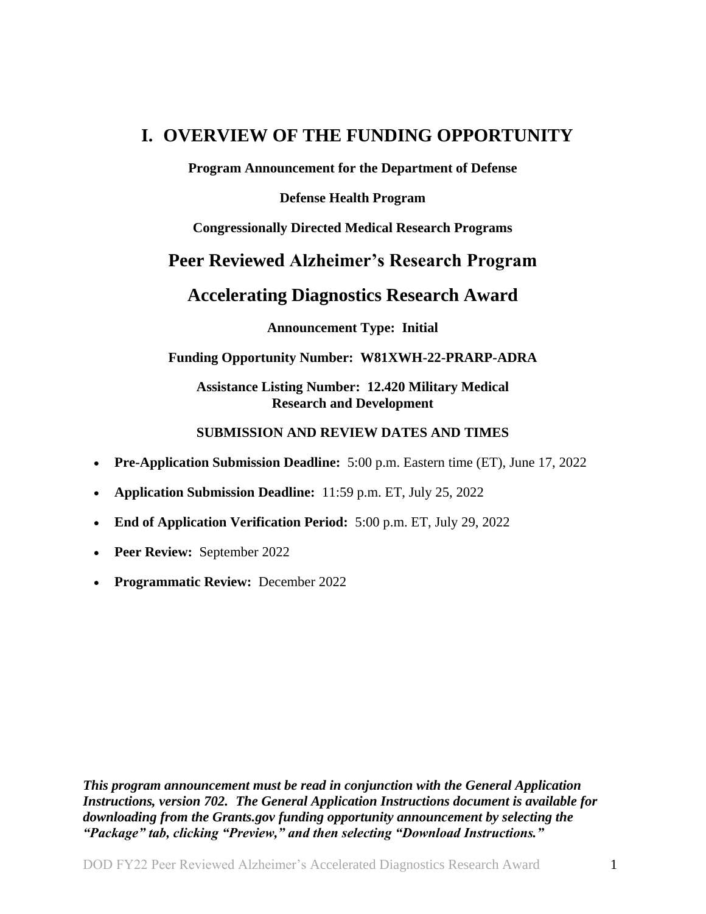# I. OVERVIEW OF THE FUNDING OPPORTUNITY

**Program Announcement for the Department of Defense**

**Defense Health Program**

**Congressionally Directed Medical Research Programs**

## Peer Reviewed Alzheimer's Research Program

## Accelerating Diagnostics Research Award

**Announcement Type: Initial**

**Funding Opportunity Number: W81XWH-22-PRARP-ADRA**

**Assistance Listing Number: 12.420 Military Medical Research and Development**

**SUBMISSION AND REVIEW DATES AND TIMES**

- **Pre-Application Submission Deadline:** 5:00 p.m. Eastern time (ET), June 17, 2022
- **Application Submission Deadline:** 11:59 p.m. ET, July 25, 2022
- **End of Application Verification Period:** 5:00 p.m. ET, July 29, 2022
- **Peer Review:** September 2022
- **Programmatic Review:** December 2022

***This program announcement must be read in conjunction with the General Application Instructions, version 702. The General Application Instructions document is available for downloading from the Grants.gov funding opportunity announcement by selecting the "Package" tab, clicking "Preview," and then selecting "Download Instructions."***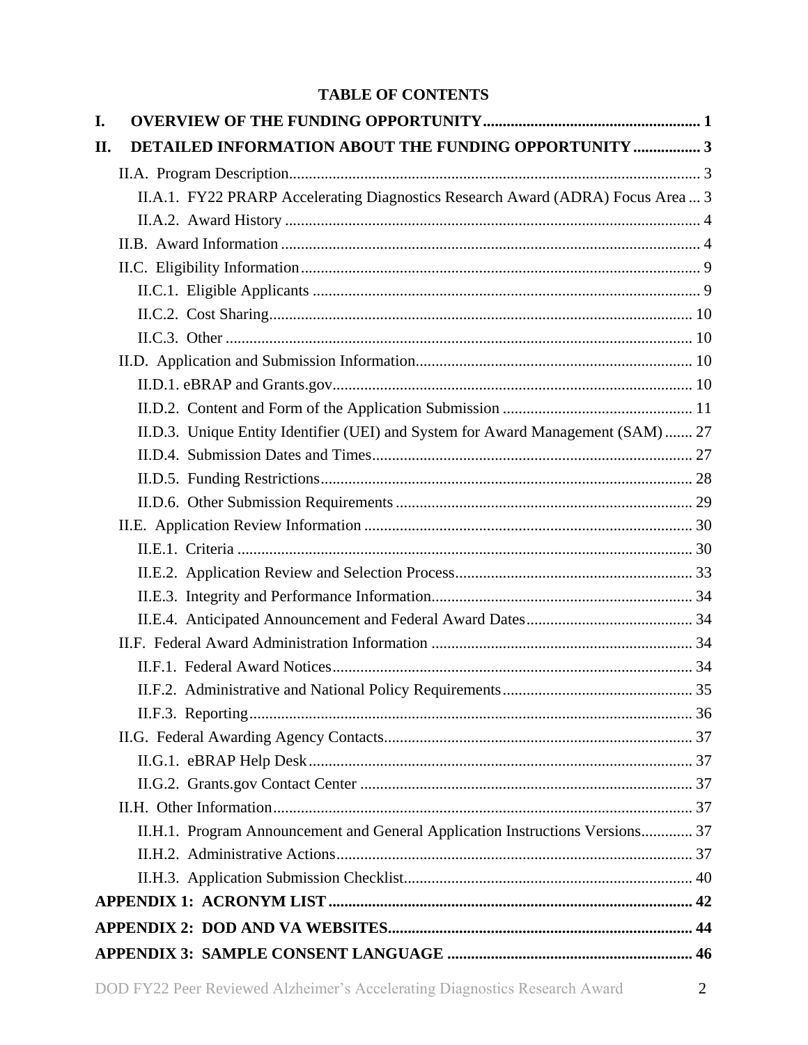**TABLE OF CONTENTS**

**I. OVERVIEW OF THE FUNDING OPPORTUNITY ....................................................... 1**

**II. DETAILED INFORMATION ABOUT THE FUNDING OPPORTUNITY ................. 3**

- II.A. Program Description....................................................................................................... 3
  - II.A.1. FY22 PRARP Accelerating Diagnostics Research Award (ADRA) Focus Area ... 3
  - II.A.2. Award History ........................................................................................................ 4
- II.B. Award Information ......................................................................................................... 4
- II.C. Eligibility Information.................................................................................................... 9
  - II.C.1. Eligible Applicants ................................................................................................. 9
  - II.C.2. Cost Sharing.......................................................................................................... 10
  - II.C.3. Other ..................................................................................................................... 10
- II.D. Application and Submission Information..................................................................... 10
  - II.D.1. eBRAP and Grants.gov........................................................................................... 10
  - II.D.2. Content and Form of the Application Submission ................................................ 11
  - II.D.3. Unique Entity Identifier (UEI) and System for Award Management (SAM) ....... 27
  - II.D.4. Submission Dates and Times................................................................................. 27
  - II.D.5. Funding Restrictions............................................................................................. 28
  - II.D.6. Other Submission Requirements ........................................................................... 29
- II.E. Application Review Information .................................................................................. 30
  - II.E.1. Criteria .................................................................................................................. 30
  - II.E.2. Application Review and Selection Process............................................................ 33
  - II.E.3. Integrity and Performance Information................................................................. 34
  - II.E.4. Anticipated Announcement and Federal Award Dates.......................................... 34
- II.F. Federal Award Administration Information ................................................................. 34
  - II.F.1. Federal Award Notices........................................................................................... 34
  - II.F.2. Administrative and National Policy Requirements................................................ 35
  - II.F.3. Reporting................................................................................................................ 36
- II.G. Federal Awarding Agency Contacts.............................................................................. 37
  - II.G.1. eBRAP Help Desk................................................................................................. 37
  - II.G.2. Grants.gov Contact Center .................................................................................... 37
- II.H. Other Information......................................................................................................... 37
  - II.H.1. Program Announcement and General Application Instructions Versions............. 37
  - II.H.2. Administrative Actions.......................................................................................... 37
  - II.H.3. Application Submission Checklist........................................................................ 40

**APPENDIX 1: ACRONYM LIST ............................................................................................ 42**

**APPENDIX 2: DOD AND VA WEBSITES............................................................................ 44**

**APPENDIX 3: SAMPLE CONSENT LANGUAGE .............................................................. 46**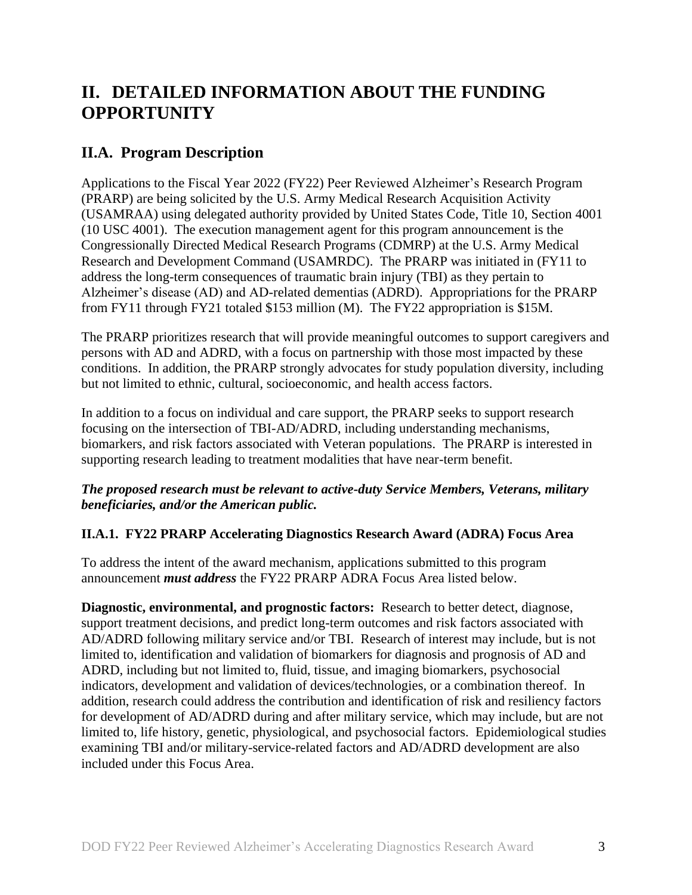# II. DETAILED INFORMATION ABOUT THE FUNDING OPPORTUNITY

## II.A. Program Description

Applications to the Fiscal Year 2022 (FY22) Peer Reviewed Alzheimer's Research Program (PRARP) are being solicited by the U.S. Army Medical Research Acquisition Activity (USAMRAA) using delegated authority provided by United States Code, Title 10, Section 4001 (10 USC 4001). The execution management agent for this program announcement is the Congressionally Directed Medical Research Programs (CDMRP) at the U.S. Army Medical Research and Development Command (USAMRDC). The PRARP was initiated in (FY11 to address the long-term consequences of traumatic brain injury (TBI) as they pertain to Alzheimer's disease (AD) and AD-related dementias (ADRD). Appropriations for the PRARP from FY11 through FY21 totaled \$153 million (M). The FY22 appropriation is \$15M.

The PRARP prioritizes research that will provide meaningful outcomes to support caregivers and persons with AD and ADRD, with a focus on partnership with those most impacted by these conditions. In addition, the PRARP strongly advocates for study population diversity, including but not limited to ethnic, cultural, socioeconomic, and health access factors.

In addition to a focus on individual and care support, the PRARP seeks to support research focusing on the intersection of TBI-AD/ADRD, including understanding mechanisms, biomarkers, and risk factors associated with Veteran populations. The PRARP is interested in supporting research leading to treatment modalities that have near-term benefit.

***The proposed research must be relevant to active-duty Service Members, Veterans, military beneficiaries, and/or the American public.***

### II.A.1. FY22 PRARP Accelerating Diagnostics Research Award (ADRA) Focus Area

To address the intent of the award mechanism, applications submitted to this program announcement ***must address*** the FY22 PRARP ADRA Focus Area listed below.

**Diagnostic, environmental, and prognostic factors:** Research to better detect, diagnose, support treatment decisions, and predict long-term outcomes and risk factors associated with AD/ADRD following military service and/or TBI. Research of interest may include, but is not limited to, identification and validation of biomarkers for diagnosis and prognosis of AD and ADRD, including but not limited to, fluid, tissue, and imaging biomarkers, psychosocial indicators, development and validation of devices/technologies, or a combination thereof. In addition, research could address the contribution and identification of risk and resiliency factors for development of AD/ADRD during and after military service, which may include, but are not limited to, life history, genetic, physiological, and psychosocial factors. Epidemiological studies examining TBI and/or military-service-related factors and AD/ADRD development are also included under this Focus Area.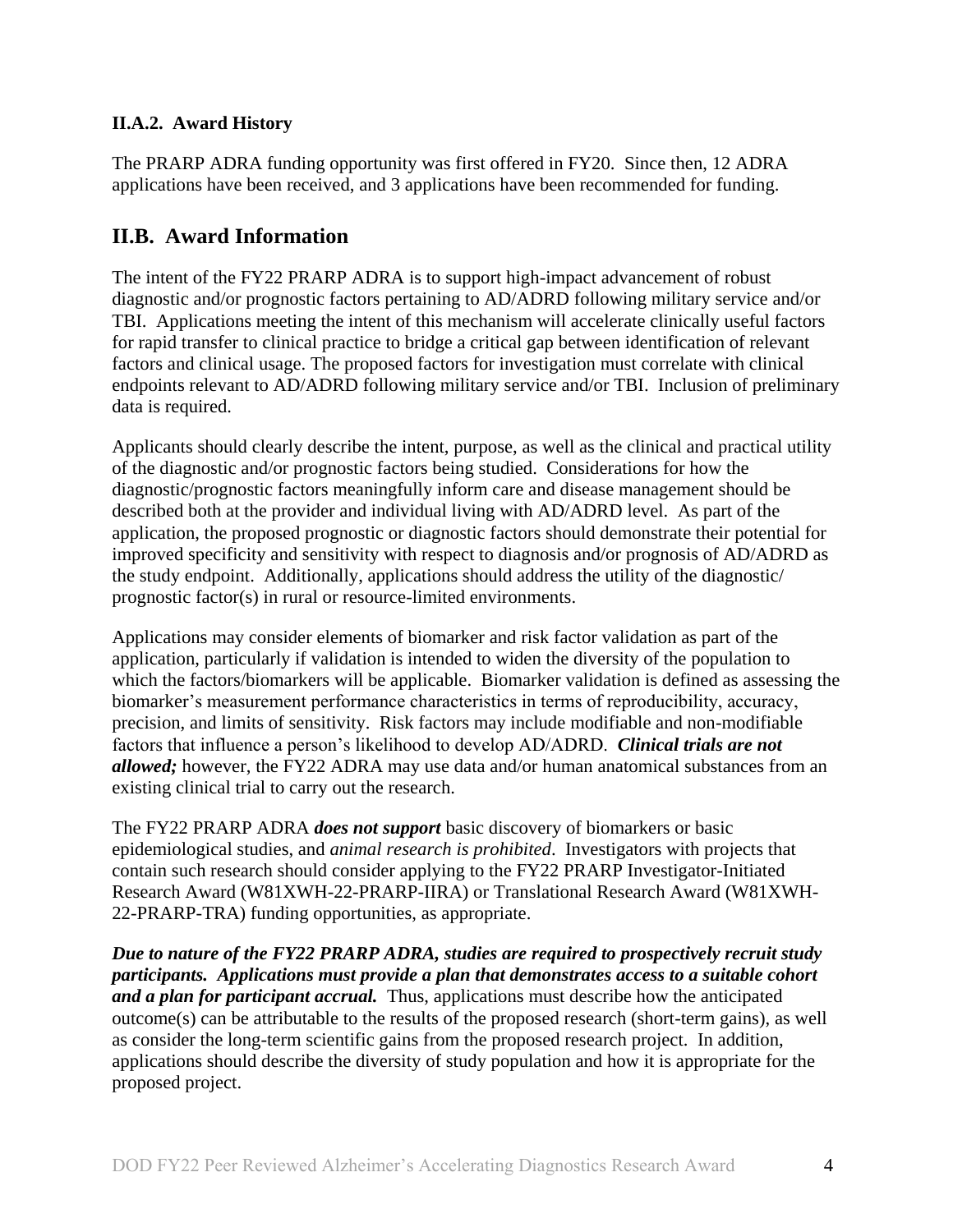### II.A.2. Award History

The PRARP ADRA funding opportunity was first offered in FY20. Since then, 12 ADRA applications have been received, and 3 applications have been recommended for funding.

## II.B. Award Information

The intent of the FY22 PRARP ADRA is to support high-impact advancement of robust diagnostic and/or prognostic factors pertaining to AD/ADRD following military service and/or TBI. Applications meeting the intent of this mechanism will accelerate clinically useful factors for rapid transfer to clinical practice to bridge a critical gap between identification of relevant factors and clinical usage. The proposed factors for investigation must correlate with clinical endpoints relevant to AD/ADRD following military service and/or TBI. Inclusion of preliminary data is required.

Applicants should clearly describe the intent, purpose, as well as the clinical and practical utility of the diagnostic and/or prognostic factors being studied. Considerations for how the diagnostic/prognostic factors meaningfully inform care and disease management should be described both at the provider and individual living with AD/ADRD level. As part of the application, the proposed prognostic or diagnostic factors should demonstrate their potential for improved specificity and sensitivity with respect to diagnosis and/or prognosis of AD/ADRD as the study endpoint. Additionally, applications should address the utility of the diagnostic/ prognostic factor(s) in rural or resource-limited environments.

Applications may consider elements of biomarker and risk factor validation as part of the application, particularly if validation is intended to widen the diversity of the population to which the factors/biomarkers will be applicable. Biomarker validation is defined as assessing the biomarker's measurement performance characteristics in terms of reproducibility, accuracy, precision, and limits of sensitivity. Risk factors may include modifiable and non-modifiable factors that influence a person's likelihood to develop AD/ADRD. ***Clinical trials are not allowed;*** however, the FY22 ADRA may use data and/or human anatomical substances from an existing clinical trial to carry out the research.

The FY22 PRARP ADRA ***does not support*** basic discovery of biomarkers or basic epidemiological studies, and *animal research is prohibited*. Investigators with projects that contain such research should consider applying to the FY22 PRARP Investigator-Initiated Research Award (W81XWH-22-PRARP-IIRA) or Translational Research Award (W81XWH-22-PRARP-TRA) funding opportunities, as appropriate.

***Due to nature of the FY22 PRARP ADRA, studies are required to prospectively recruit study participants. Applications must provide a plan that demonstrates access to a suitable cohort and a plan for participant accrual.*** Thus, applications must describe how the anticipated outcome(s) can be attributable to the results of the proposed research (short-term gains), as well as consider the long-term scientific gains from the proposed research project. In addition, applications should describe the diversity of study population and how it is appropriate for the proposed project.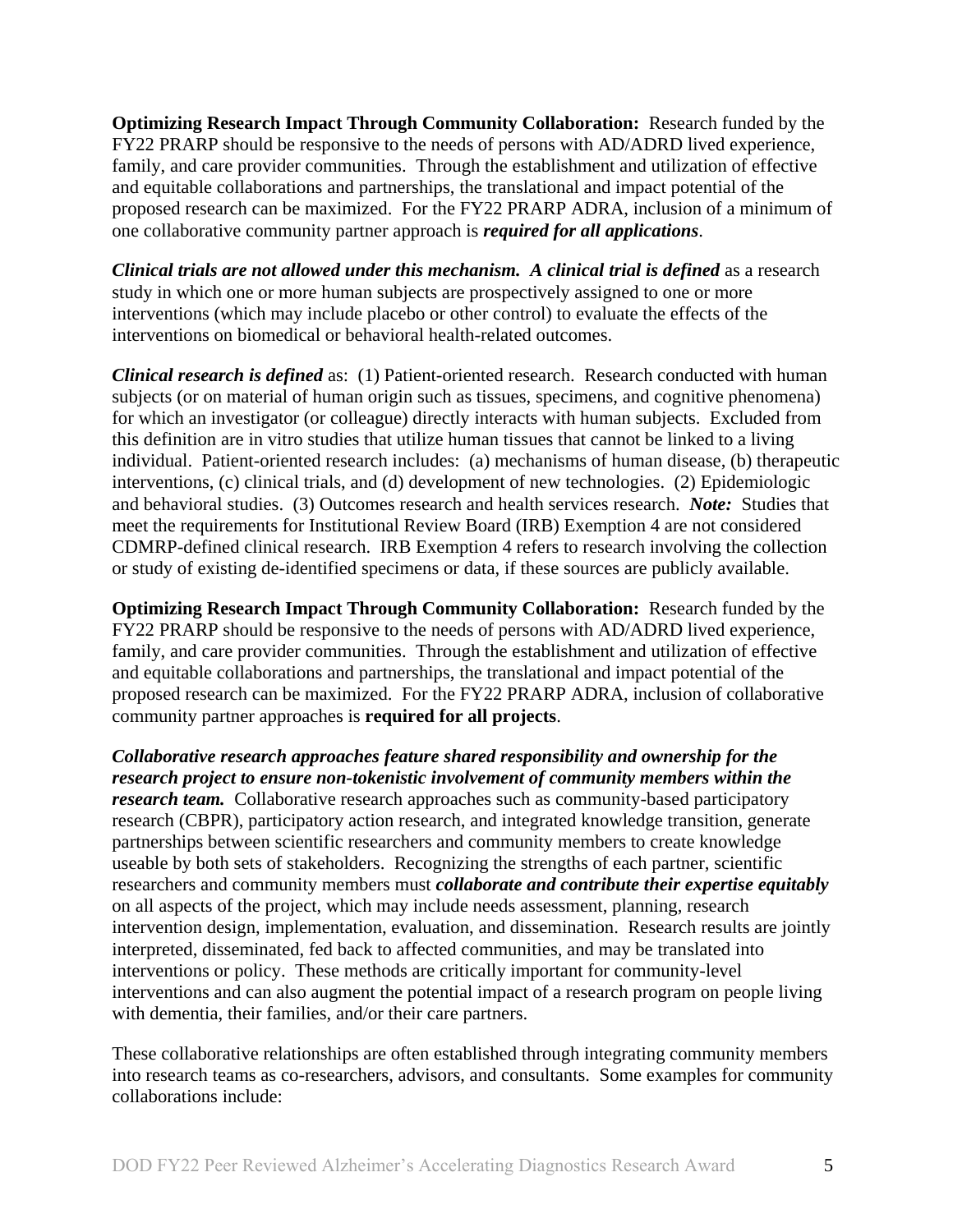**Optimizing Research Impact Through Community Collaboration:** Research funded by the FY22 PRARP should be responsive to the needs of persons with AD/ADRD lived experience, family, and care provider communities. Through the establishment and utilization of effective and equitable collaborations and partnerships, the translational and impact potential of the proposed research can be maximized. For the FY22 PRARP ADRA, inclusion of a minimum of one collaborative community partner approach is ***required for all applications***.

***Clinical trials are not allowed under this mechanism. A clinical trial is defined*** as a research study in which one or more human subjects are prospectively assigned to one or more interventions (which may include placebo or other control) to evaluate the effects of the interventions on biomedical or behavioral health-related outcomes.

***Clinical research is defined*** as: (1) Patient-oriented research. Research conducted with human subjects (or on material of human origin such as tissues, specimens, and cognitive phenomena) for which an investigator (or colleague) directly interacts with human subjects. Excluded from this definition are in vitro studies that utilize human tissues that cannot be linked to a living individual. Patient-oriented research includes: (a) mechanisms of human disease, (b) therapeutic interventions, (c) clinical trials, and (d) development of new technologies. (2) Epidemiologic and behavioral studies. (3) Outcomes research and health services research. ***Note:*** Studies that meet the requirements for Institutional Review Board (IRB) Exemption 4 are not considered CDMRP-defined clinical research. IRB Exemption 4 refers to research involving the collection or study of existing de-identified specimens or data, if these sources are publicly available.

**Optimizing Research Impact Through Community Collaboration:** Research funded by the FY22 PRARP should be responsive to the needs of persons with AD/ADRD lived experience, family, and care provider communities. Through the establishment and utilization of effective and equitable collaborations and partnerships, the translational and impact potential of the proposed research can be maximized. For the FY22 PRARP ADRA, inclusion of collaborative community partner approaches is **required for all projects**.

***Collaborative research approaches feature shared responsibility and ownership for the research project to ensure non-tokenistic involvement of community members within the research team.*** Collaborative research approaches such as community-based participatory research (CBPR), participatory action research, and integrated knowledge transition, generate partnerships between scientific researchers and community members to create knowledge useable by both sets of stakeholders. Recognizing the strengths of each partner, scientific researchers and community members must ***collaborate and contribute their expertise equitably*** on all aspects of the project, which may include needs assessment, planning, research intervention design, implementation, evaluation, and dissemination. Research results are jointly interpreted, disseminated, fed back to affected communities, and may be translated into interventions or policy. These methods are critically important for community-level interventions and can also augment the potential impact of a research program on people living with dementia, their families, and/or their care partners.

These collaborative relationships are often established through integrating community members into research teams as co-researchers, advisors, and consultants. Some examples for community collaborations include: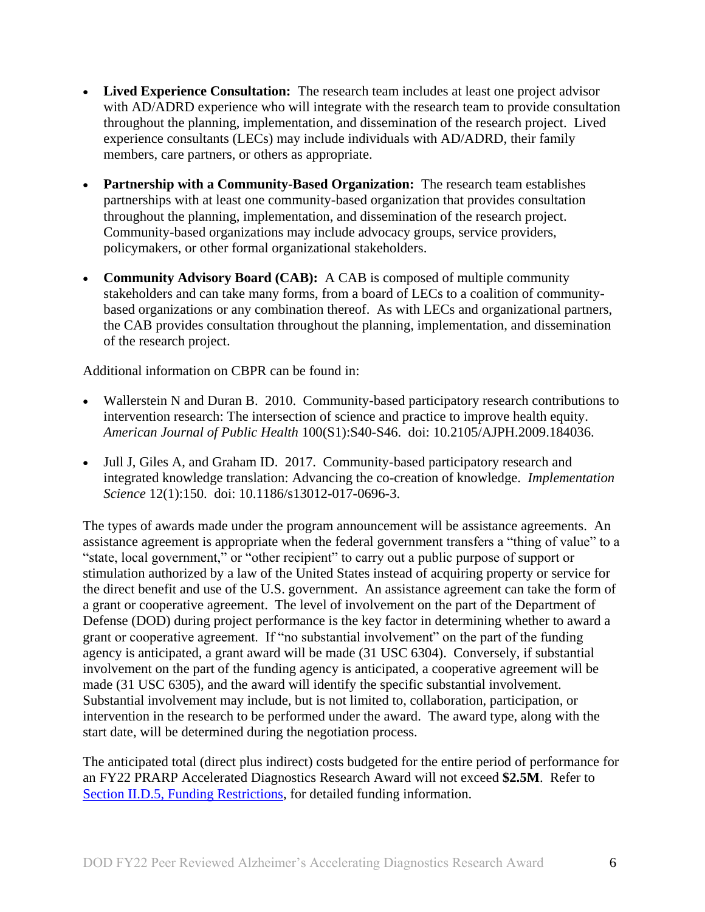- **Lived Experience Consultation:** The research team includes at least one project advisor with AD/ADRD experience who will integrate with the research team to provide consultation throughout the planning, implementation, and dissemination of the research project. Lived experience consultants (LECs) may include individuals with AD/ADRD, their family members, care partners, or others as appropriate.

- **Partnership with a Community-Based Organization:** The research team establishes partnerships with at least one community-based organization that provides consultation throughout the planning, implementation, and dissemination of the research project. Community-based organizations may include advocacy groups, service providers, policymakers, or other formal organizational stakeholders.

- **Community Advisory Board (CAB):** A CAB is composed of multiple community stakeholders and can take many forms, from a board of LECs to a coalition of community-based organizations or any combination thereof. As with LECs and organizational partners, the CAB provides consultation throughout the planning, implementation, and dissemination of the research project.

Additional information on CBPR can be found in:

- Wallerstein N and Duran B. 2010. Community-based participatory research contributions to intervention research: The intersection of science and practice to improve health equity. *American Journal of Public Health* 100(S1):S40-S46. doi: 10.2105/AJPH.2009.184036.

- Jull J, Giles A, and Graham ID. 2017. Community-based participatory research and integrated knowledge translation: Advancing the co-creation of knowledge. *Implementation Science* 12(1):150. doi: 10.1186/s13012-017-0696-3.

The types of awards made under the program announcement will be assistance agreements. An assistance agreement is appropriate when the federal government transfers a "thing of value" to a "state, local government," or "other recipient" to carry out a public purpose of support or stimulation authorized by a law of the United States instead of acquiring property or service for the direct benefit and use of the U.S. government. An assistance agreement can take the form of a grant or cooperative agreement. The level of involvement on the part of the Department of Defense (DOD) during project performance is the key factor in determining whether to award a grant or cooperative agreement. If "no substantial involvement" on the part of the funding agency is anticipated, a grant award will be made (31 USC 6304). Conversely, if substantial involvement on the part of the funding agency is anticipated, a cooperative agreement will be made (31 USC 6305), and the award will identify the specific substantial involvement. Substantial involvement may include, but is not limited to, collaboration, participation, or intervention in the research to be performed under the award. The award type, along with the start date, will be determined during the negotiation process.

The anticipated total (direct plus indirect) costs budgeted for the entire period of performance for an FY22 PRARP Accelerated Diagnostics Research Award will not exceed **$2.5M**. Refer to Section II.D.5, Funding Restrictions, for detailed funding information.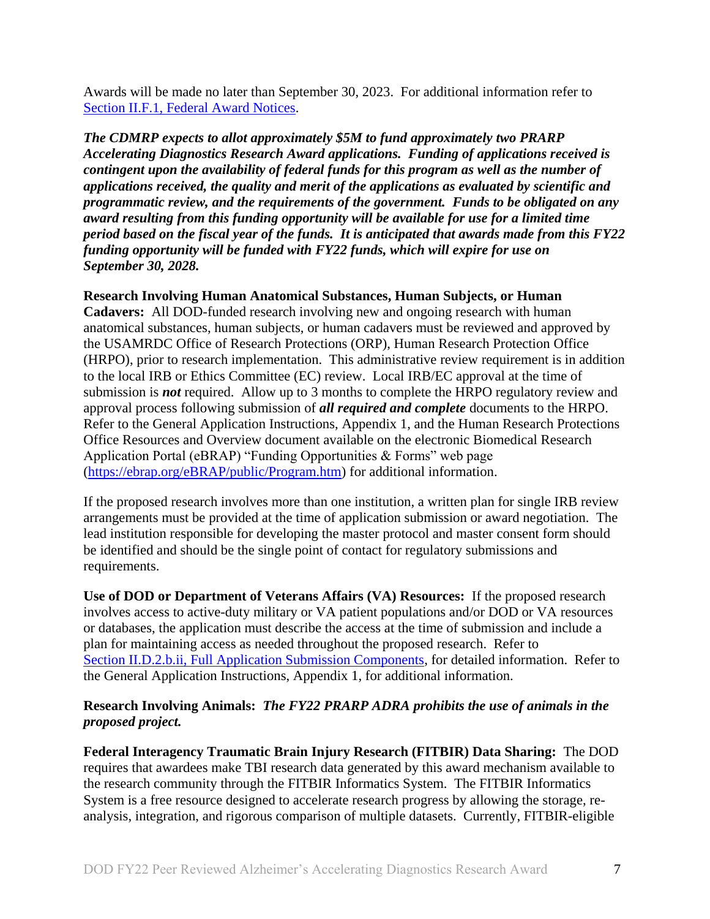Awards will be made no later than September 30, 2023. For additional information refer to [Section II.F.1, Federal Award Notices](#).

***The CDMRP expects to allot approximately $5M to fund approximately two PRARP Accelerating Diagnostics Research Award applications. Funding of applications received is contingent upon the availability of federal funds for this program as well as the number of applications received, the quality and merit of the applications as evaluated by scientific and programmatic review, and the requirements of the government. Funds to be obligated on any award resulting from this funding opportunity will be available for use for a limited time period based on the fiscal year of the funds. It is anticipated that awards made from this FY22 funding opportunity will be funded with FY22 funds, which will expire for use on September 30, 2028.***

**Research Involving Human Anatomical Substances, Human Subjects, or Human Cadavers:** All DOD-funded research involving new and ongoing research with human anatomical substances, human subjects, or human cadavers must be reviewed and approved by the USAMRDC Office of Research Protections (ORP), Human Research Protection Office (HRPO), prior to research implementation. This administrative review requirement is in addition to the local IRB or Ethics Committee (EC) review. Local IRB/EC approval at the time of submission is ***not*** required. Allow up to 3 months to complete the HRPO regulatory review and approval process following submission of ***all required and complete*** documents to the HRPO. Refer to the General Application Instructions, Appendix 1, and the Human Research Protections Office Resources and Overview document available on the electronic Biomedical Research Application Portal (eBRAP) "Funding Opportunities & Forms" web page ([https://ebrap.org/eBRAP/public/Program.htm](https://ebrap.org/eBRAP/public/Program.htm)) for additional information.

If the proposed research involves more than one institution, a written plan for single IRB review arrangements must be provided at the time of application submission or award negotiation. The lead institution responsible for developing the master protocol and master consent form should be identified and should be the single point of contact for regulatory submissions and requirements.

**Use of DOD or Department of Veterans Affairs (VA) Resources:** If the proposed research involves access to active-duty military or VA patient populations and/or DOD or VA resources or databases, the application must describe the access at the time of submission and include a plan for maintaining access as needed throughout the proposed research. Refer to [Section II.D.2.b.ii, Full Application Submission Components](#), for detailed information. Refer to the General Application Instructions, Appendix 1, for additional information.

**Research Involving Animals:** ***The FY22 PRARP ADRA prohibits the use of animals in the proposed project.***

**Federal Interagency Traumatic Brain Injury Research (FITBIR) Data Sharing:** The DOD requires that awardees make TBI research data generated by this award mechanism available to the research community through the FITBIR Informatics System. The FITBIR Informatics System is a free resource designed to accelerate research progress by allowing the storage, re-analysis, integration, and rigorous comparison of multiple datasets. Currently, FITBIR-eligible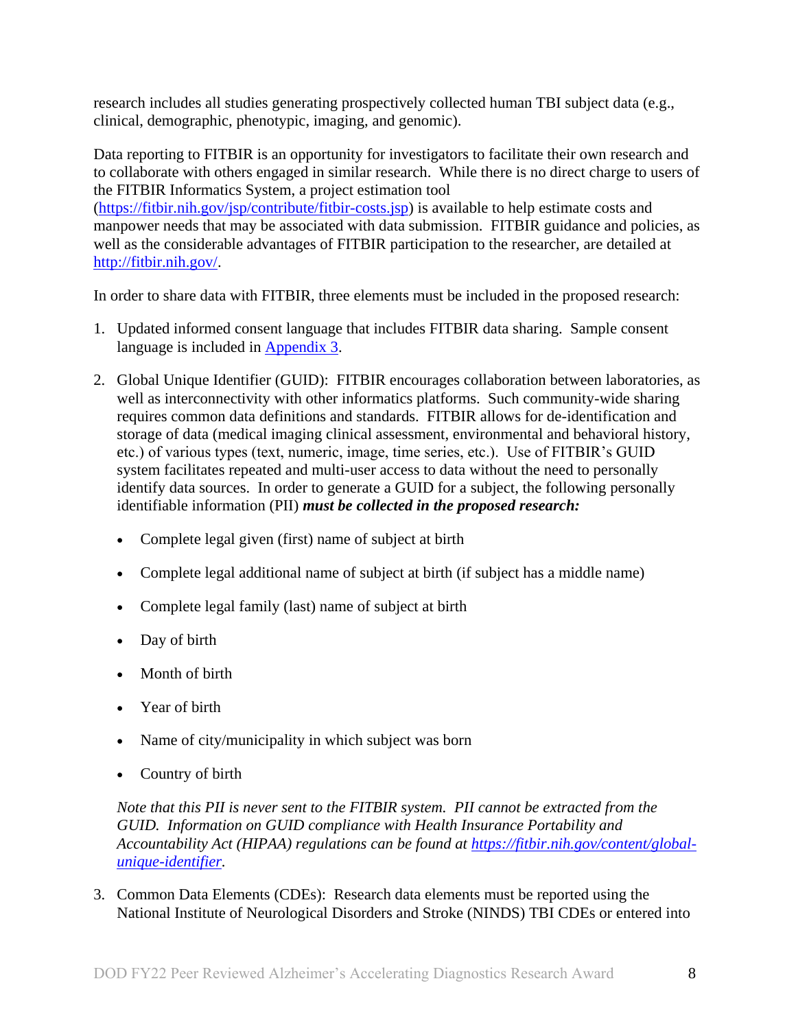research includes all studies generating prospectively collected human TBI subject data (e.g., clinical, demographic, phenotypic, imaging, and genomic).

Data reporting to FITBIR is an opportunity for investigators to facilitate their own research and to collaborate with others engaged in similar research. While there is no direct charge to users of the FITBIR Informatics System, a project estimation tool ([https://fitbir.nih.gov/jsp/contribute/fitbir-costs.jsp](https://fitbir.nih.gov/jsp/contribute/fitbir-costs.jsp)) is available to help estimate costs and manpower needs that may be associated with data submission. FITBIR guidance and policies, as well as the considerable advantages of FITBIR participation to the researcher, are detailed at [http://fitbir.nih.gov/](http://fitbir.nih.gov/).

In order to share data with FITBIR, three elements must be included in the proposed research:

1. Updated informed consent language that includes FITBIR data sharing. Sample consent language is included in Appendix 3.

2. Global Unique Identifier (GUID): FITBIR encourages collaboration between laboratories, as well as interconnectivity with other informatics platforms. Such community-wide sharing requires common data definitions and standards. FITBIR allows for de-identification and storage of data (medical imaging clinical assessment, environmental and behavioral history, etc.) of various types (text, numeric, image, time series, etc.). Use of FITBIR's GUID system facilitates repeated and multi-user access to data without the need to personally identify data sources. In order to generate a GUID for a subject, the following personally identifiable information (PII) ***must be collected in the proposed research:***

   - Complete legal given (first) name of subject at birth
   - Complete legal additional name of subject at birth (if subject has a middle name)
   - Complete legal family (last) name of subject at birth
   - Day of birth
   - Month of birth
   - Year of birth
   - Name of city/municipality in which subject was born
   - Country of birth

   *Note that this PII is never sent to the FITBIR system. PII cannot be extracted from the GUID. Information on GUID compliance with Health Insurance Portability and Accountability Act (HIPAA) regulations can be found at [https://fitbir.nih.gov/content/global-unique-identifier](https://fitbir.nih.gov/content/global-unique-identifier).*

3. Common Data Elements (CDEs): Research data elements must be reported using the National Institute of Neurological Disorders and Stroke (NINDS) TBI CDEs or entered into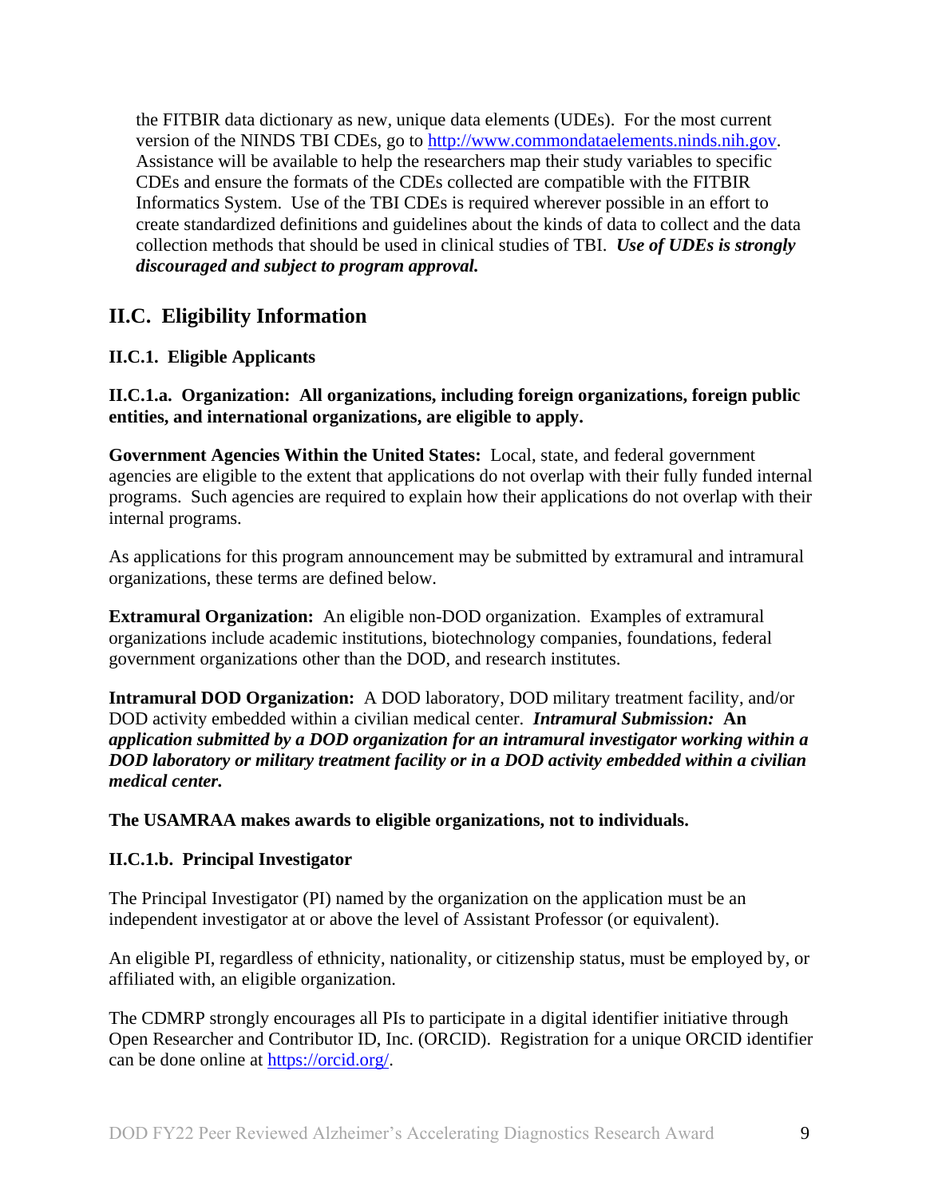the FITBIR data dictionary as new, unique data elements (UDEs). For the most current version of the NINDS TBI CDEs, go to http://www.commondataelements.ninds.nih.gov. Assistance will be available to help the researchers map their study variables to specific CDEs and ensure the formats of the CDEs collected are compatible with the FITBIR Informatics System. Use of the TBI CDEs is required wherever possible in an effort to create standardized definitions and guidelines about the kinds of data to collect and the data collection methods that should be used in clinical studies of TBI. ***Use of UDEs is strongly discouraged and subject to program approval.***

## II.C. Eligibility Information

### II.C.1. Eligible Applicants

**II.C.1.a. Organization: All organizations, including foreign organizations, foreign public entities, and international organizations, are eligible to apply.**

**Government Agencies Within the United States:** Local, state, and federal government agencies are eligible to the extent that applications do not overlap with their fully funded internal programs. Such agencies are required to explain how their applications do not overlap with their internal programs.

As applications for this program announcement may be submitted by extramural and intramural organizations, these terms are defined below.

**Extramural Organization:** An eligible non-DOD organization. Examples of extramural organizations include academic institutions, biotechnology companies, foundations, federal government organizations other than the DOD, and research institutes.

**Intramural DOD Organization:** A DOD laboratory, DOD military treatment facility, and/or DOD activity embedded within a civilian medical center. ***Intramural Submission:* An *application submitted by a DOD organization for an intramural investigator working within a DOD laboratory or military treatment facility or in a DOD activity embedded within a civilian medical center.***

**The USAMRAA makes awards to eligible organizations, not to individuals.**

**II.C.1.b. Principal Investigator**

The Principal Investigator (PI) named by the organization on the application must be an independent investigator at or above the level of Assistant Professor (or equivalent).

An eligible PI, regardless of ethnicity, nationality, or citizenship status, must be employed by, or affiliated with, an eligible organization.

The CDMRP strongly encourages all PIs to participate in a digital identifier initiative through Open Researcher and Contributor ID, Inc. (ORCID). Registration for a unique ORCID identifier can be done online at https://orcid.org/.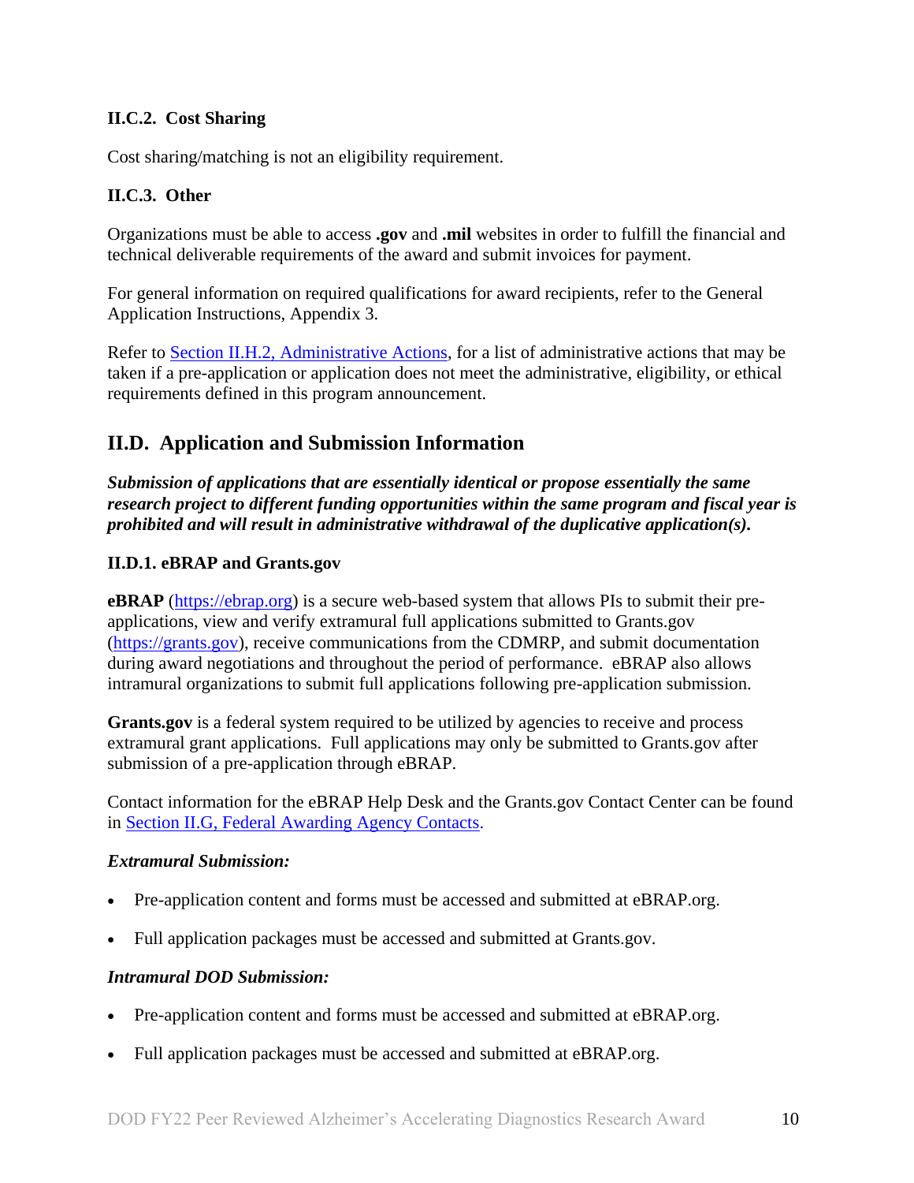### II.C.2. Cost Sharing

Cost sharing/matching is not an eligibility requirement.

### II.C.3. Other

Organizations must be able to access **.gov** and **.mil** websites in order to fulfill the financial and technical deliverable requirements of the award and submit invoices for payment.

For general information on required qualifications for award recipients, refer to the General Application Instructions, Appendix 3.

Refer to [Section II.H.2, Administrative Actions](), for a list of administrative actions that may be taken if a pre-application or application does not meet the administrative, eligibility, or ethical requirements defined in this program announcement.

## II.D. Application and Submission Information

***Submission of applications that are essentially identical or propose essentially the same research project to different funding opportunities within the same program and fiscal year is prohibited and will result in administrative withdrawal of the duplicative application(s).***

### II.D.1. eBRAP and Grants.gov

**eBRAP** ([https://ebrap.org](https://ebrap.org)) is a secure web-based system that allows PIs to submit their pre-applications, view and verify extramural full applications submitted to Grants.gov ([https://grants.gov](https://grants.gov)), receive communications from the CDMRP, and submit documentation during award negotiations and throughout the period of performance. eBRAP also allows intramural organizations to submit full applications following pre-application submission.

**Grants.gov** is a federal system required to be utilized by agencies to receive and process extramural grant applications. Full applications may only be submitted to Grants.gov after submission of a pre-application through eBRAP.

Contact information for the eBRAP Help Desk and the Grants.gov Contact Center can be found in [Section II.G, Federal Awarding Agency Contacts]().

***Extramural Submission:***

- Pre-application content and forms must be accessed and submitted at eBRAP.org.
- Full application packages must be accessed and submitted at Grants.gov.

***Intramural DOD Submission:***

- Pre-application content and forms must be accessed and submitted at eBRAP.org.
- Full application packages must be accessed and submitted at eBRAP.org.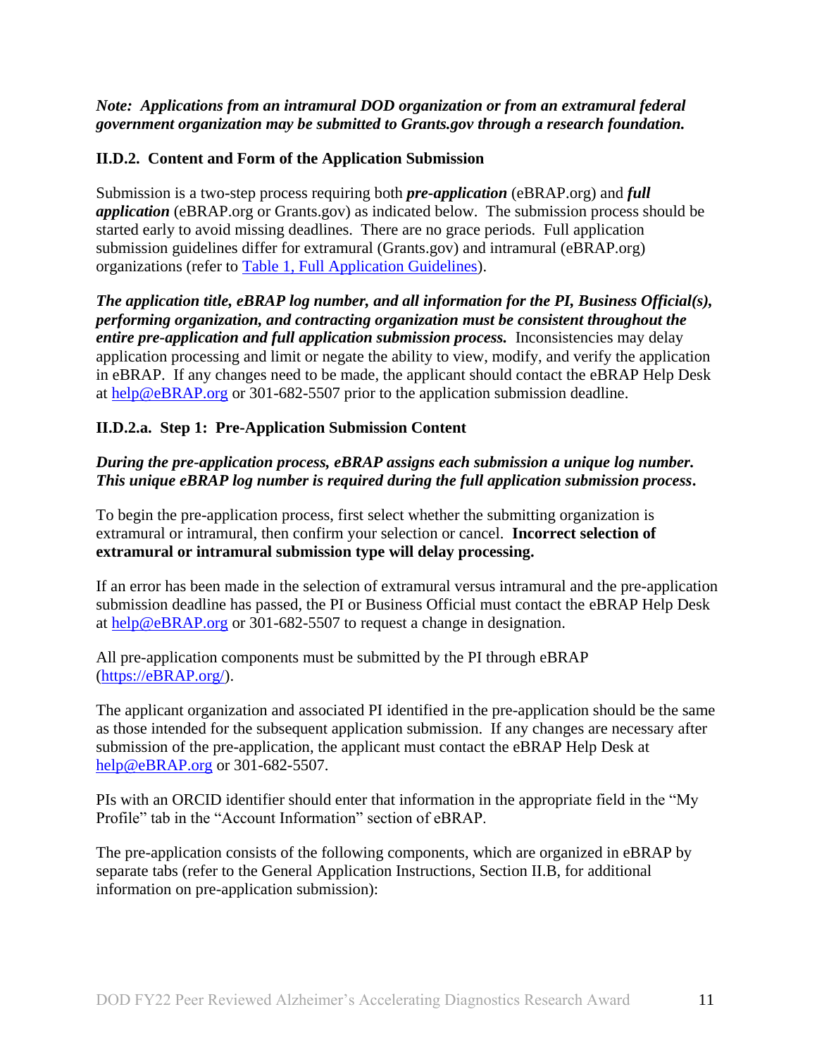***Note: Applications from an intramural DOD organization or from an extramural federal government organization may be submitted to Grants.gov through a research foundation.***

### II.D.2. Content and Form of the Application Submission

Submission is a two-step process requiring both ***pre-application*** (eBRAP.org) and ***full application*** (eBRAP.org or Grants.gov) as indicated below. The submission process should be started early to avoid missing deadlines. There are no grace periods. Full application submission guidelines differ for extramural (Grants.gov) and intramural (eBRAP.org) organizations (refer to [Table 1, Full Application Guidelines]()).

***The application title, eBRAP log number, and all information for the PI, Business Official(s), performing organization, and contracting organization must be consistent throughout the entire pre-application and full application submission process.*** Inconsistencies may delay application processing and limit or negate the ability to view, modify, and verify the application in eBRAP. If any changes need to be made, the applicant should contact the eBRAP Help Desk at [help@eBRAP.org](mailto:help@eBRAP.org) or 301-682-5507 prior to the application submission deadline.

#### II.D.2.a. Step 1: Pre-Application Submission Content

***During the pre-application process, eBRAP assigns each submission a unique log number. This unique eBRAP log number is required during the full application submission process.***

To begin the pre-application process, first select whether the submitting organization is extramural or intramural, then confirm your selection or cancel. **Incorrect selection of extramural or intramural submission type will delay processing.**

If an error has been made in the selection of extramural versus intramural and the pre-application submission deadline has passed, the PI or Business Official must contact the eBRAP Help Desk at [help@eBRAP.org](mailto:help@eBRAP.org) or 301-682-5507 to request a change in designation.

All pre-application components must be submitted by the PI through eBRAP ([https://eBRAP.org/](https://eBRAP.org/)).

The applicant organization and associated PI identified in the pre-application should be the same as those intended for the subsequent application submission. If any changes are necessary after submission of the pre-application, the applicant must contact the eBRAP Help Desk at [help@eBRAP.org](mailto:help@eBRAP.org) or 301-682-5507.

PIs with an ORCID identifier should enter that information in the appropriate field in the "My Profile" tab in the "Account Information" section of eBRAP.

The pre-application consists of the following components, which are organized in eBRAP by separate tabs (refer to the General Application Instructions, Section II.B, for additional information on pre-application submission):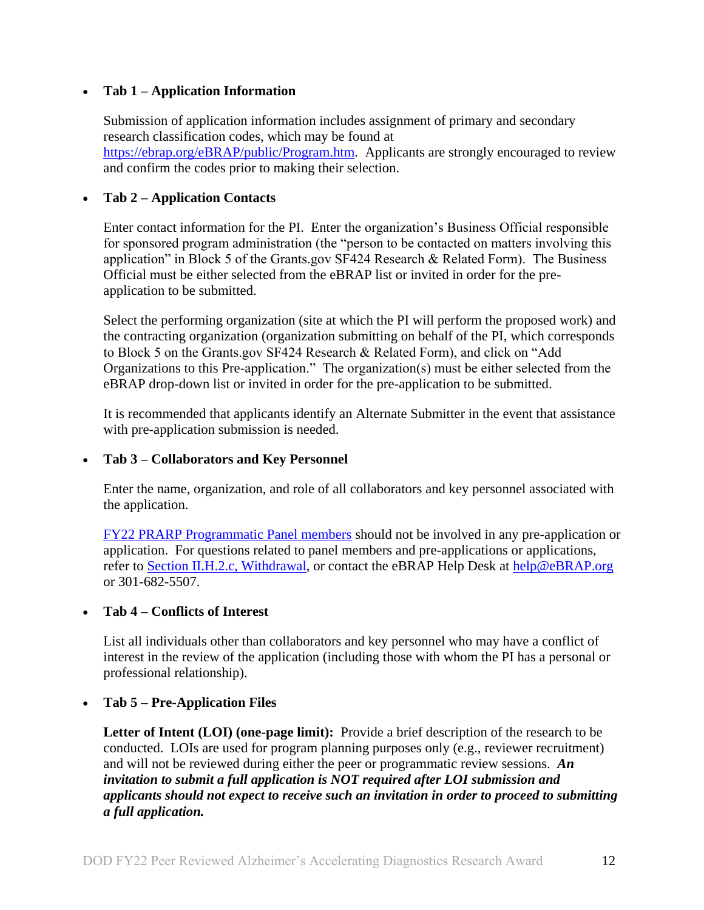- **Tab 1 – Application Information**

  Submission of application information includes assignment of primary and secondary research classification codes, which may be found at https://ebrap.org/eBRAP/public/Program.htm. Applicants are strongly encouraged to review and confirm the codes prior to making their selection.

- **Tab 2 – Application Contacts**

  Enter contact information for the PI. Enter the organization's Business Official responsible for sponsored program administration (the "person to be contacted on matters involving this application" in Block 5 of the Grants.gov SF424 Research & Related Form). The Business Official must be either selected from the eBRAP list or invited in order for the pre-application to be submitted.

  Select the performing organization (site at which the PI will perform the proposed work) and the contracting organization (organization submitting on behalf of the PI, which corresponds to Block 5 on the Grants.gov SF424 Research & Related Form), and click on "Add Organizations to this Pre-application." The organization(s) must be either selected from the eBRAP drop-down list or invited in order for the pre-application to be submitted.

  It is recommended that applicants identify an Alternate Submitter in the event that assistance with pre-application submission is needed.

- **Tab 3 – Collaborators and Key Personnel**

  Enter the name, organization, and role of all collaborators and key personnel associated with the application.

  FY22 PRARP Programmatic Panel members should not be involved in any pre-application or application. For questions related to panel members and pre-applications or applications, refer to Section II.H.2.c, Withdrawal, or contact the eBRAP Help Desk at help@eBRAP.org or 301-682-5507.

- **Tab 4 – Conflicts of Interest**

  List all individuals other than collaborators and key personnel who may have a conflict of interest in the review of the application (including those with whom the PI has a personal or professional relationship).

- **Tab 5 – Pre-Application Files**

  **Letter of Intent (LOI) (one-page limit):** Provide a brief description of the research to be conducted. LOIs are used for program planning purposes only (e.g., reviewer recruitment) and will not be reviewed during either the peer or programmatic review sessions. ***An invitation to submit a full application is NOT required after LOI submission and applicants should not expect to receive such an invitation in order to proceed to submitting a full application.***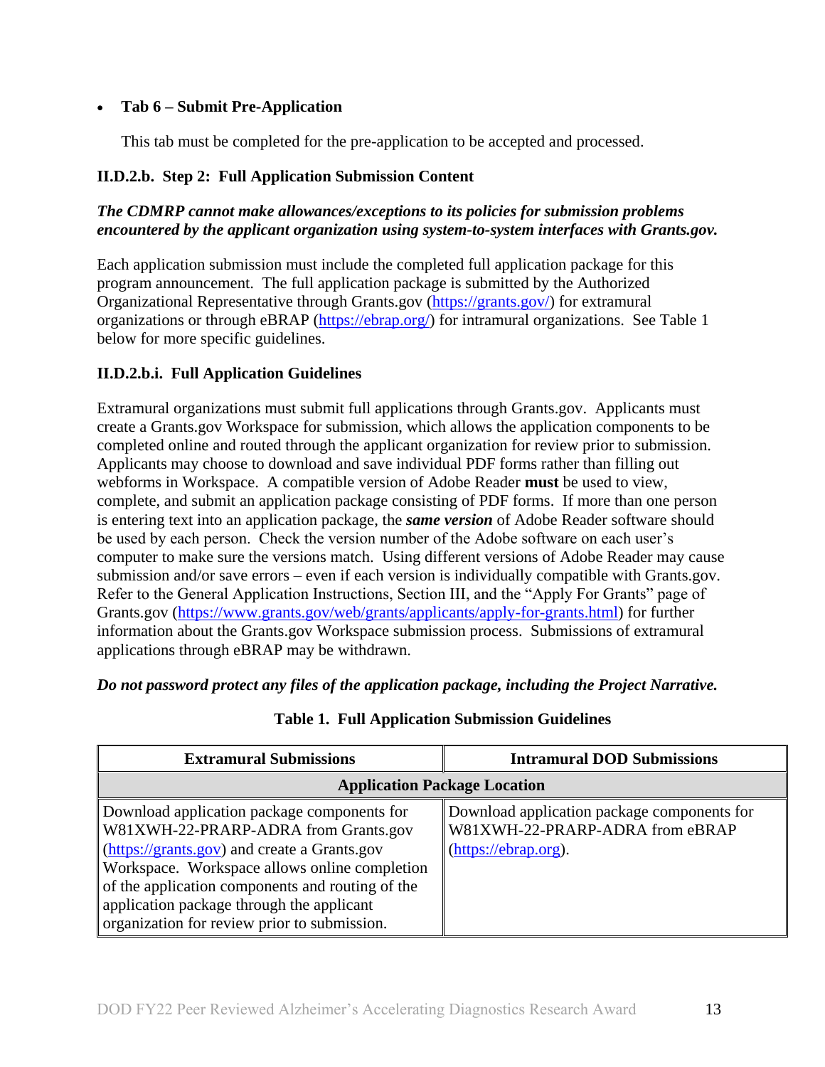- **Tab 6 – Submit Pre-Application**

  This tab must be completed for the pre-application to be accepted and processed.

### II.D.2.b. Step 2: Full Application Submission Content

***The CDMRP cannot make allowances/exceptions to its policies for submission problems encountered by the applicant organization using system-to-system interfaces with Grants.gov.***

Each application submission must include the completed full application package for this program announcement. The full application package is submitted by the Authorized Organizational Representative through Grants.gov (https://grants.gov/) for extramural organizations or through eBRAP (https://ebrap.org/) for intramural organizations. See Table 1 below for more specific guidelines.

### II.D.2.b.i. Full Application Guidelines

Extramural organizations must submit full applications through Grants.gov. Applicants must create a Grants.gov Workspace for submission, which allows the application components to be completed online and routed through the applicant organization for review prior to submission. Applicants may choose to download and save individual PDF forms rather than filling out webforms in Workspace. A compatible version of Adobe Reader **must** be used to view, complete, and submit an application package consisting of PDF forms. If more than one person is entering text into an application package, the ***same version*** of Adobe Reader software should be used by each person. Check the version number of the Adobe software on each user's computer to make sure the versions match. Using different versions of Adobe Reader may cause submission and/or save errors – even if each version is individually compatible with Grants.gov. Refer to the General Application Instructions, Section III, and the "Apply For Grants" page of Grants.gov (https://www.grants.gov/web/grants/applicants/apply-for-grants.html) for further information about the Grants.gov Workspace submission process. Submissions of extramural applications through eBRAP may be withdrawn.

***Do not password protect any files of the application package, including the Project Narrative.***

**Table 1. Full Application Submission Guidelines**

| Extramural Submissions | Intramural DOD Submissions |
|---|---|
| **Application Package Location** | |
| Download application package components for W81XWH-22-PRARP-ADRA from Grants.gov (https://grants.gov) and create a Grants.gov Workspace. Workspace allows online completion of the application components and routing of the application package through the applicant organization for review prior to submission. | Download application package components for W81XWH-22-PRARP-ADRA from eBRAP (https://ebrap.org). |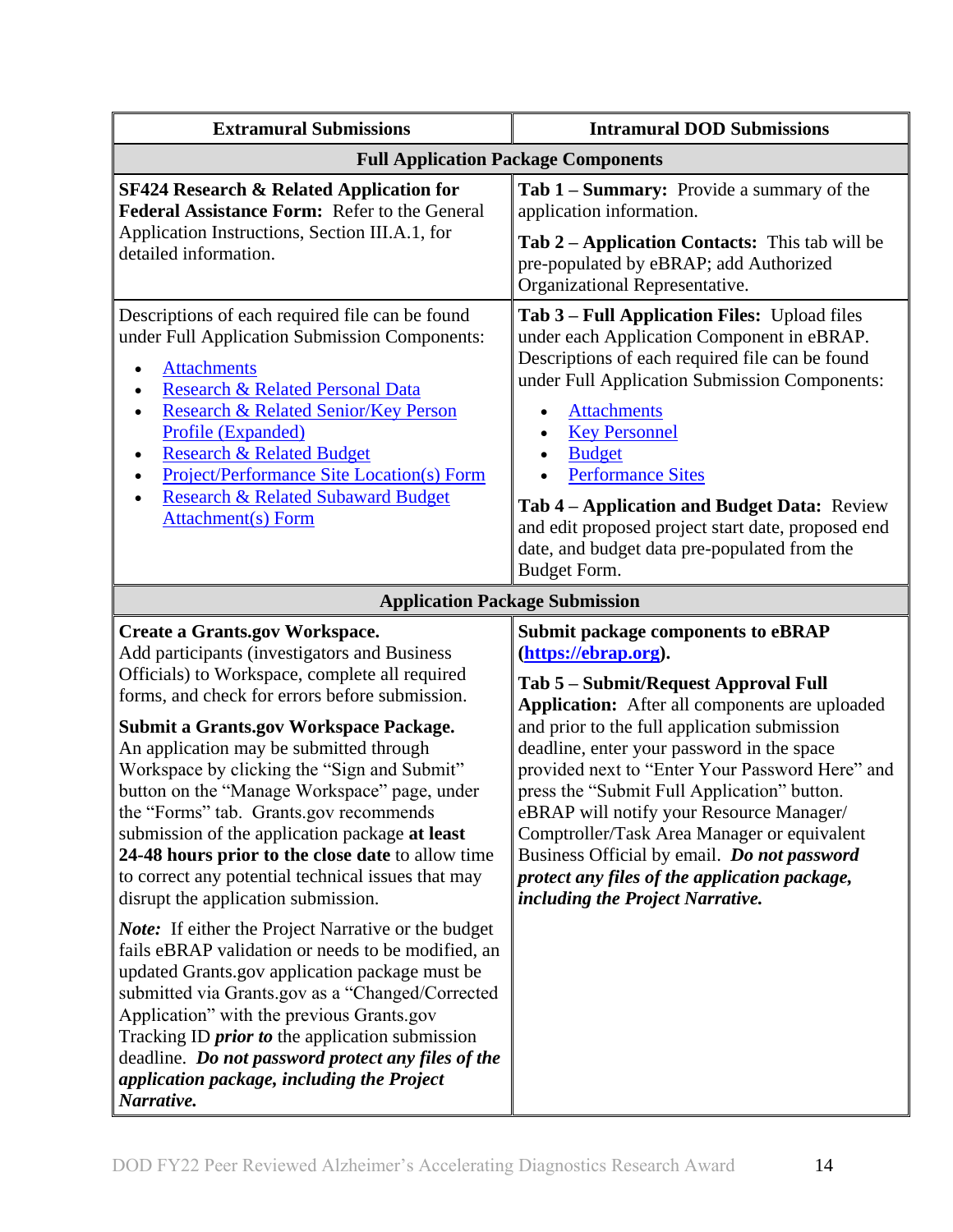| Extramural Submissions | Intramural DOD Submissions |
|---|---|
| **Full Application Package Components** | |
| **SF424 Research & Related Application for Federal Assistance Form:** Refer to the General Application Instructions, Section III.A.1, for detailed information. | **Tab 1 – Summary:** Provide a summary of the application information.<br><br>**Tab 2 – Application Contacts:** This tab will be pre-populated by eBRAP; add Authorized Organizational Representative. |
| Descriptions of each required file can be found under Full Application Submission Components:<br><br>• Attachments<br>• Research & Related Personal Data<br>• Research & Related Senior/Key Person Profile (Expanded)<br>• Research & Related Budget<br>• Project/Performance Site Location(s) Form<br>• Research & Related Subaward Budget Attachment(s) Form | **Tab 3 – Full Application Files:** Upload files under each Application Component in eBRAP. Descriptions of each required file can be found under Full Application Submission Components:<br><br>• Attachments<br>• Key Personnel<br>• Budget<br>• Performance Sites<br><br>**Tab 4 – Application and Budget Data:** Review and edit proposed project start date, proposed end date, and budget data pre-populated from the Budget Form. |
| **Application Package Submission** | |
| **Create a Grants.gov Workspace.** Add participants (investigators and Business Officials) to Workspace, complete all required forms, and check for errors before submission.<br><br>**Submit a Grants.gov Workspace Package.** An application may be submitted through Workspace by clicking the "Sign and Submit" button on the "Manage Workspace" page, under the "Forms" tab. Grants.gov recommends submission of the application package **at least 24-48 hours prior to the close date** to allow time to correct any potential technical issues that may disrupt the application submission.<br><br>***Note:*** If either the Project Narrative or the budget fails eBRAP validation or needs to be modified, an updated Grants.gov application package must be submitted via Grants.gov as a "Changed/Corrected Application" with the previous Grants.gov Tracking ID ***prior to*** the application submission deadline. ***Do not password protect any files of the application package, including the Project Narrative.*** | **Submit package components to eBRAP (https://ebrap.org).**<br><br>**Tab 5 – Submit/Request Approval Full Application:** After all components are uploaded and prior to the full application submission deadline, enter your password in the space provided next to "Enter Your Password Here" and press the "Submit Full Application" button. eBRAP will notify your Resource Manager/ Comptroller/Task Area Manager or equivalent Business Official by email. ***Do not password protect any files of the application package, including the Project Narrative.*** |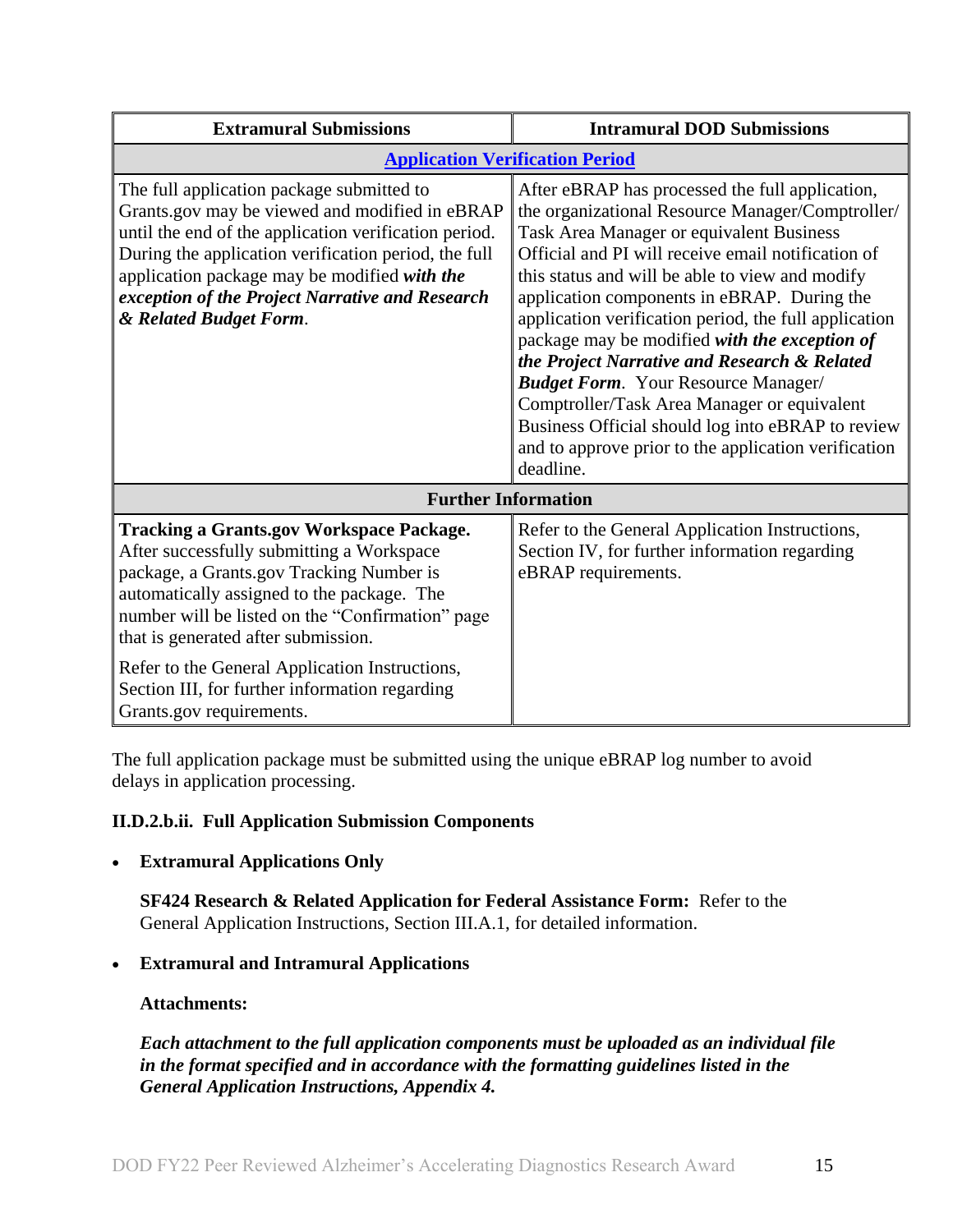| Extramural Submissions | Intramural DOD Submissions |
| --- | --- |
| **Application Verification Period** | |
| The full application package submitted to Grants.gov may be viewed and modified in eBRAP until the end of the application verification period. During the application verification period, the full application package may be modified ***with the exception of the Project Narrative and Research & Related Budget Form***. | After eBRAP has processed the full application, the organizational Resource Manager/Comptroller/ Task Area Manager or equivalent Business Official and PI will receive email notification of this status and will be able to view and modify application components in eBRAP. During the application verification period, the full application package may be modified ***with the exception of the Project Narrative and Research & Related Budget Form***. Your Resource Manager/ Comptroller/Task Area Manager or equivalent Business Official should log into eBRAP to review and to approve prior to the application verification deadline. |
| **Further Information** | |
| **Tracking a Grants.gov Workspace Package.** After successfully submitting a Workspace package, a Grants.gov Tracking Number is automatically assigned to the package. The number will be listed on the "Confirmation" page that is generated after submission.<br><br>Refer to the General Application Instructions, Section III, for further information regarding Grants.gov requirements. | Refer to the General Application Instructions, Section IV, for further information regarding eBRAP requirements. |

The full application package must be submitted using the unique eBRAP log number to avoid delays in application processing.

#### II.D.2.b.ii. Full Application Submission Components

- **Extramural Applications Only**

  **SF424 Research & Related Application for Federal Assistance Form:** Refer to the General Application Instructions, Section III.A.1, for detailed information.

- **Extramural and Intramural Applications**

  **Attachments:**

  ***Each attachment to the full application components must be uploaded as an individual file in the format specified and in accordance with the formatting guidelines listed in the General Application Instructions, Appendix 4.***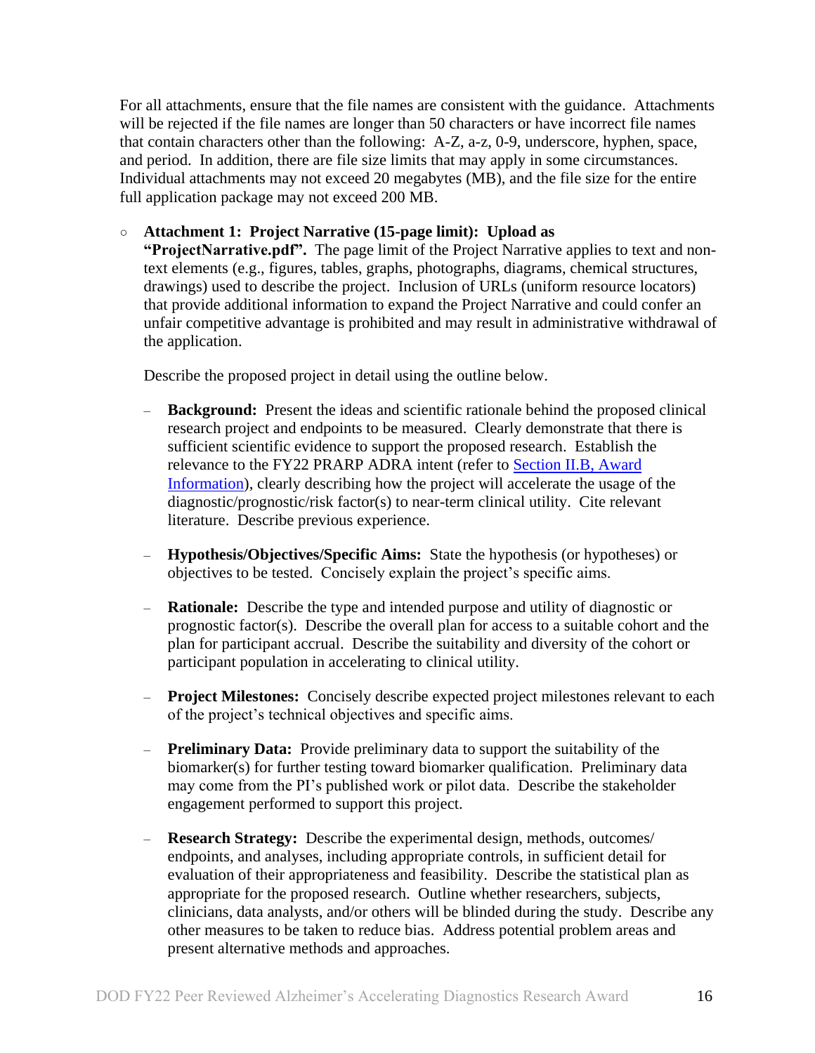For all attachments, ensure that the file names are consistent with the guidance. Attachments will be rejected if the file names are longer than 50 characters or have incorrect file names that contain characters other than the following: A-Z, a-z, 0-9, underscore, hyphen, space, and period. In addition, there are file size limits that may apply in some circumstances. Individual attachments may not exceed 20 megabytes (MB), and the file size for the entire full application package may not exceed 200 MB.

- **Attachment 1: Project Narrative (15-page limit): Upload as "ProjectNarrative.pdf".** The page limit of the Project Narrative applies to text and non-text elements (e.g., figures, tables, graphs, photographs, diagrams, chemical structures, drawings) used to describe the project. Inclusion of URLs (uniform resource locators) that provide additional information to expand the Project Narrative and could confer an unfair competitive advantage is prohibited and may result in administrative withdrawal of the application.

  Describe the proposed project in detail using the outline below.

  - **Background:** Present the ideas and scientific rationale behind the proposed clinical research project and endpoints to be measured. Clearly demonstrate that there is sufficient scientific evidence to support the proposed research. Establish the relevance to the FY22 PRARP ADRA intent (refer to [Section II.B, Award Information](#)), clearly describing how the project will accelerate the usage of the diagnostic/prognostic/risk factor(s) to near-term clinical utility. Cite relevant literature. Describe previous experience.

  - **Hypothesis/Objectives/Specific Aims:** State the hypothesis (or hypotheses) or objectives to be tested. Concisely explain the project's specific aims.

  - **Rationale:** Describe the type and intended purpose and utility of diagnostic or prognostic factor(s). Describe the overall plan for access to a suitable cohort and the plan for participant accrual. Describe the suitability and diversity of the cohort or participant population in accelerating to clinical utility.

  - **Project Milestones:** Concisely describe expected project milestones relevant to each of the project's technical objectives and specific aims.

  - **Preliminary Data:** Provide preliminary data to support the suitability of the biomarker(s) for further testing toward biomarker qualification. Preliminary data may come from the PI's published work or pilot data. Describe the stakeholder engagement performed to support this project.

  - **Research Strategy:** Describe the experimental design, methods, outcomes/ endpoints, and analyses, including appropriate controls, in sufficient detail for evaluation of their appropriateness and feasibility. Describe the statistical plan as appropriate for the proposed research. Outline whether researchers, subjects, clinicians, data analysts, and/or others will be blinded during the study. Describe any other measures to be taken to reduce bias. Address potential problem areas and present alternative methods and approaches.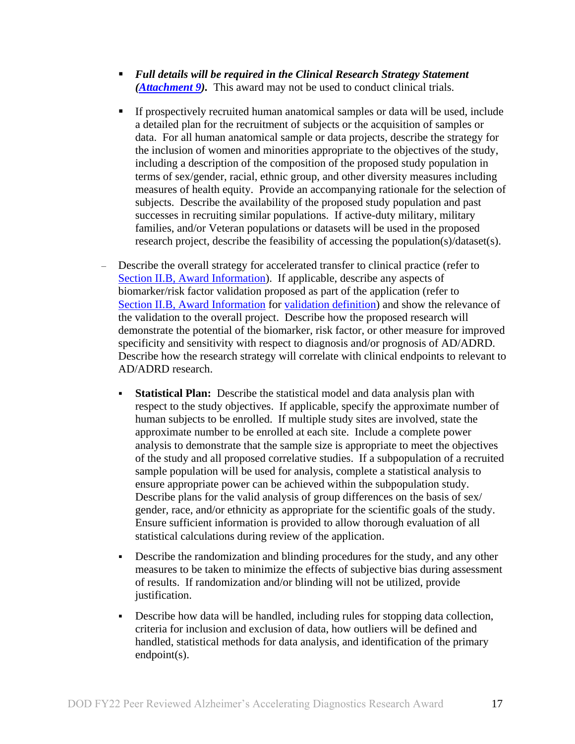- ***Full details will be required in the Clinical Research Strategy Statement (Attachment 9).*** This award may not be used to conduct clinical trials.
    - If prospectively recruited human anatomical samples or data will be used, include a detailed plan for the recruitment of subjects or the acquisition of samples or data. For all human anatomical sample or data projects, describe the strategy for the inclusion of women and minorities appropriate to the objectives of the study, including a description of the composition of the proposed study population in terms of sex/gender, racial, ethnic group, and other diversity measures including measures of health equity. Provide an accompanying rationale for the selection of subjects. Describe the availability of the proposed study population and past successes in recruiting similar populations. If active-duty military, military families, and/or Veteran populations or datasets will be used in the proposed research project, describe the feasibility of accessing the population(s)/dataset(s).

- Describe the overall strategy for accelerated transfer to clinical practice (refer to Section II.B, Award Information). If applicable, describe any aspects of biomarker/risk factor validation proposed as part of the application (refer to Section II.B, Award Information for validation definition) and show the relevance of the validation to the overall project. Describe how the proposed research will demonstrate the potential of the biomarker, risk factor, or other measure for improved specificity and sensitivity with respect to diagnosis and/or prognosis of AD/ADRD. Describe how the research strategy will correlate with clinical endpoints to relevant to AD/ADRD research.
    - **Statistical Plan:** Describe the statistical model and data analysis plan with respect to the study objectives. If applicable, specify the approximate number of human subjects to be enrolled. If multiple study sites are involved, state the approximate number to be enrolled at each site. Include a complete power analysis to demonstrate that the sample size is appropriate to meet the objectives of the study and all proposed correlative studies. If a subpopulation of a recruited sample population will be used for analysis, complete a statistical analysis to ensure appropriate power can be achieved within the subpopulation study. Describe plans for the valid analysis of group differences on the basis of sex/gender, race, and/or ethnicity as appropriate for the scientific goals of the study. Ensure sufficient information is provided to allow thorough evaluation of all statistical calculations during review of the application.
    - Describe the randomization and blinding procedures for the study, and any other measures to be taken to minimize the effects of subjective bias during assessment of results. If randomization and/or blinding will not be utilized, provide justification.
    - Describe how data will be handled, including rules for stopping data collection, criteria for inclusion and exclusion of data, how outliers will be defined and handled, statistical methods for data analysis, and identification of the primary endpoint(s).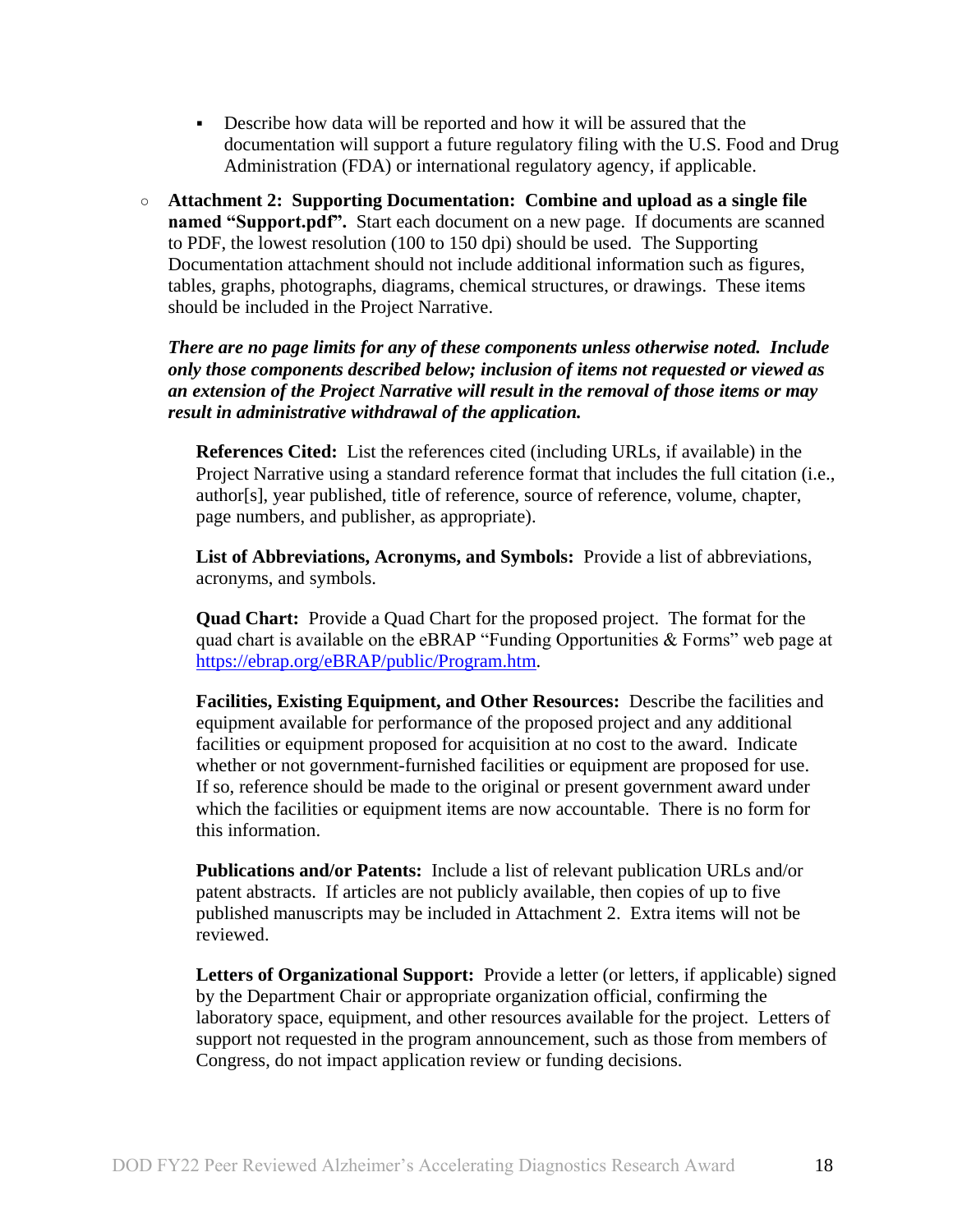- Describe how data will be reported and how it will be assured that the documentation will support a future regulatory filing with the U.S. Food and Drug Administration (FDA) or international regulatory agency, if applicable.

- **Attachment 2: Supporting Documentation: Combine and upload as a single file named "Support.pdf".** Start each document on a new page. If documents are scanned to PDF, the lowest resolution (100 to 150 dpi) should be used. The Supporting Documentation attachment should not include additional information such as figures, tables, graphs, photographs, diagrams, chemical structures, or drawings. These items should be included in the Project Narrative.

  ***There are no page limits for any of these components unless otherwise noted. Include only those components described below; inclusion of items not requested or viewed as an extension of the Project Narrative will result in the removal of those items or may result in administrative withdrawal of the application.***

  **References Cited:** List the references cited (including URLs, if available) in the Project Narrative using a standard reference format that includes the full citation (i.e., author[s], year published, title of reference, source of reference, volume, chapter, page numbers, and publisher, as appropriate).

  **List of Abbreviations, Acronyms, and Symbols:** Provide a list of abbreviations, acronyms, and symbols.

  **Quad Chart:** Provide a Quad Chart for the proposed project. The format for the quad chart is available on the eBRAP "Funding Opportunities & Forms" web page at [https://ebrap.org/eBRAP/public/Program.htm](https://ebrap.org/eBRAP/public/Program.htm).

  **Facilities, Existing Equipment, and Other Resources:** Describe the facilities and equipment available for performance of the proposed project and any additional facilities or equipment proposed for acquisition at no cost to the award. Indicate whether or not government-furnished facilities or equipment are proposed for use. If so, reference should be made to the original or present government award under which the facilities or equipment items are now accountable. There is no form for this information.

  **Publications and/or Patents:** Include a list of relevant publication URLs and/or patent abstracts. If articles are not publicly available, then copies of up to five published manuscripts may be included in Attachment 2. Extra items will not be reviewed.

  **Letters of Organizational Support:** Provide a letter (or letters, if applicable) signed by the Department Chair or appropriate organization official, confirming the laboratory space, equipment, and other resources available for the project. Letters of support not requested in the program announcement, such as those from members of Congress, do not impact application review or funding decisions.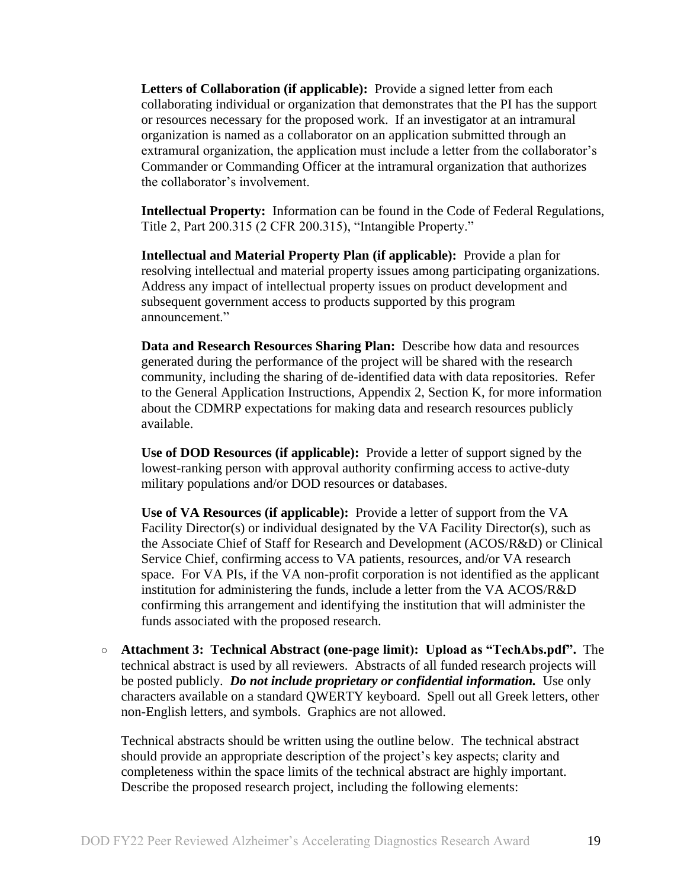**Letters of Collaboration (if applicable):** Provide a signed letter from each collaborating individual or organization that demonstrates that the PI has the support or resources necessary for the proposed work. If an investigator at an intramural organization is named as a collaborator on an application submitted through an extramural organization, the application must include a letter from the collaborator's Commander or Commanding Officer at the intramural organization that authorizes the collaborator's involvement.

**Intellectual Property:** Information can be found in the Code of Federal Regulations, Title 2, Part 200.315 (2 CFR 200.315), "Intangible Property."

**Intellectual and Material Property Plan (if applicable):** Provide a plan for resolving intellectual and material property issues among participating organizations. Address any impact of intellectual property issues on product development and subsequent government access to products supported by this program announcement."

**Data and Research Resources Sharing Plan:** Describe how data and resources generated during the performance of the project will be shared with the research community, including the sharing of de-identified data with data repositories. Refer to the General Application Instructions, Appendix 2, Section K, for more information about the CDMRP expectations for making data and research resources publicly available.

**Use of DOD Resources (if applicable):** Provide a letter of support signed by the lowest-ranking person with approval authority confirming access to active-duty military populations and/or DOD resources or databases.

**Use of VA Resources (if applicable):** Provide a letter of support from the VA Facility Director(s) or individual designated by the VA Facility Director(s), such as the Associate Chief of Staff for Research and Development (ACOS/R&D) or Clinical Service Chief, confirming access to VA patients, resources, and/or VA research space. For VA PIs, if the VA non-profit corporation is not identified as the applicant institution for administering the funds, include a letter from the VA ACOS/R&D confirming this arrangement and identifying the institution that will administer the funds associated with the proposed research.

- **Attachment 3: Technical Abstract (one-page limit): Upload as "TechAbs.pdf".** The technical abstract is used by all reviewers. Abstracts of all funded research projects will be posted publicly. ***Do not include proprietary or confidential information.*** Use only characters available on a standard QWERTY keyboard. Spell out all Greek letters, other non-English letters, and symbols. Graphics are not allowed.

  Technical abstracts should be written using the outline below. The technical abstract should provide an appropriate description of the project's key aspects; clarity and completeness within the space limits of the technical abstract are highly important. Describe the proposed research project, including the following elements: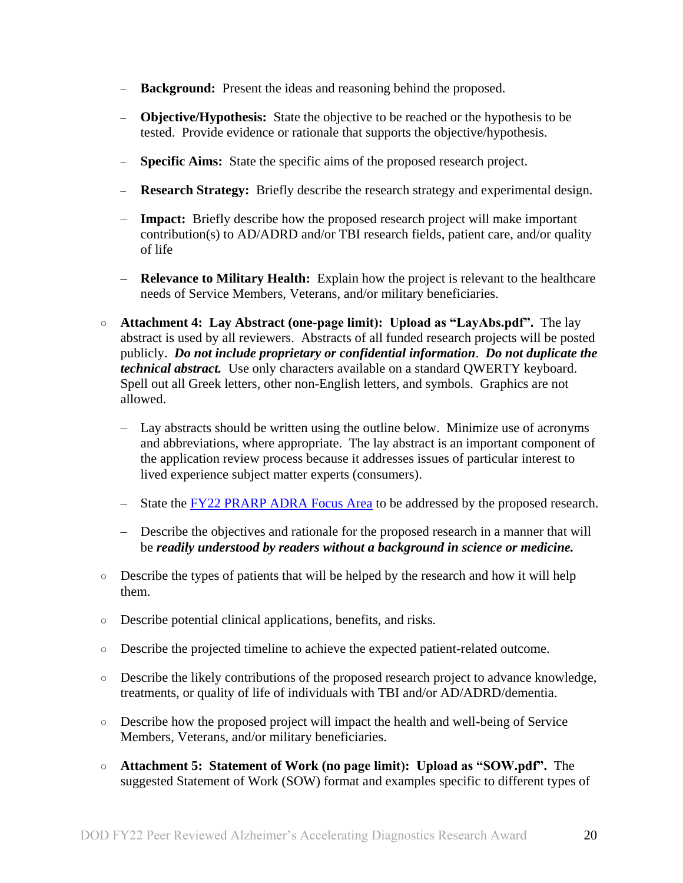- **Background:** Present the ideas and reasoning behind the proposed.
  - **Objective/Hypothesis:** State the objective to be reached or the hypothesis to be tested. Provide evidence or rationale that supports the objective/hypothesis.
  - **Specific Aims:** State the specific aims of the proposed research project.
  - **Research Strategy:** Briefly describe the research strategy and experimental design.
  - **Impact:** Briefly describe how the proposed research project will make important contribution(s) to AD/ADRD and/or TBI research fields, patient care, and/or quality of life
  - **Relevance to Military Health:** Explain how the project is relevant to the healthcare needs of Service Members, Veterans, and/or military beneficiaries.

- **Attachment 4: Lay Abstract (one-page limit): Upload as "LayAbs.pdf".** The lay abstract is used by all reviewers. Abstracts of all funded research projects will be posted publicly. ***Do not include proprietary or confidential information***. ***Do not duplicate the technical abstract.*** Use only characters available on a standard QWERTY keyboard. Spell out all Greek letters, other non-English letters, and symbols. Graphics are not allowed.
  - Lay abstracts should be written using the outline below. Minimize use of acronyms and abbreviations, where appropriate. The lay abstract is an important component of the application review process because it addresses issues of particular interest to lived experience subject matter experts (consumers).
  - State the FY22 PRARP ADRA Focus Area to be addressed by the proposed research.
  - Describe the objectives and rationale for the proposed research in a manner that will be ***readily understood by readers without a background in science or medicine.***

- Describe the types of patients that will be helped by the research and how it will help them.
- Describe potential clinical applications, benefits, and risks.
- Describe the projected timeline to achieve the expected patient-related outcome.
- Describe the likely contributions of the proposed research project to advance knowledge, treatments, or quality of life of individuals with TBI and/or AD/ADRD/dementia.
- Describe how the proposed project will impact the health and well-being of Service Members, Veterans, and/or military beneficiaries.
- **Attachment 5: Statement of Work (no page limit): Upload as "SOW.pdf".** The suggested Statement of Work (SOW) format and examples specific to different types of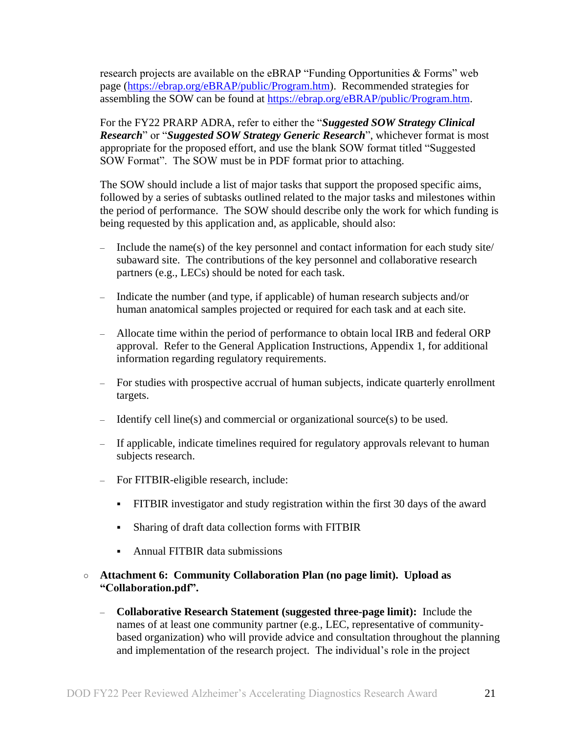research projects are available on the eBRAP "Funding Opportunities & Forms" web page (https://ebrap.org/eBRAP/public/Program.htm). Recommended strategies for assembling the SOW can be found at https://ebrap.org/eBRAP/public/Program.htm.

For the FY22 PRARP ADRA, refer to either the "***Suggested SOW Strategy Clinical Research***" or "***Suggested SOW Strategy Generic Research***", whichever format is most appropriate for the proposed effort, and use the blank SOW format titled "Suggested SOW Format". The SOW must be in PDF format prior to attaching.

The SOW should include a list of major tasks that support the proposed specific aims, followed by a series of subtasks outlined related to the major tasks and milestones within the period of performance. The SOW should describe only the work for which funding is being requested by this application and, as applicable, should also:

- Include the name(s) of the key personnel and contact information for each study site/ subaward site. The contributions of the key personnel and collaborative research partners (e.g., LECs) should be noted for each task.
- Indicate the number (and type, if applicable) of human research subjects and/or human anatomical samples projected or required for each task and at each site.
- Allocate time within the period of performance to obtain local IRB and federal ORP approval. Refer to the General Application Instructions, Appendix 1, for additional information regarding regulatory requirements.
- For studies with prospective accrual of human subjects, indicate quarterly enrollment targets.
- Identify cell line(s) and commercial or organizational source(s) to be used.
- If applicable, indicate timelines required for regulatory approvals relevant to human subjects research.
- For FITBIR-eligible research, include:
  - FITBIR investigator and study registration within the first 30 days of the award
  - Sharing of draft data collection forms with FITBIR
  - Annual FITBIR data submissions

- **Attachment 6: Community Collaboration Plan (no page limit). Upload as "Collaboration.pdf".**
  - **Collaborative Research Statement (suggested three-page limit):** Include the names of at least one community partner (e.g., LEC, representative of community-based organization) who will provide advice and consultation throughout the planning and implementation of the research project. The individual's role in the project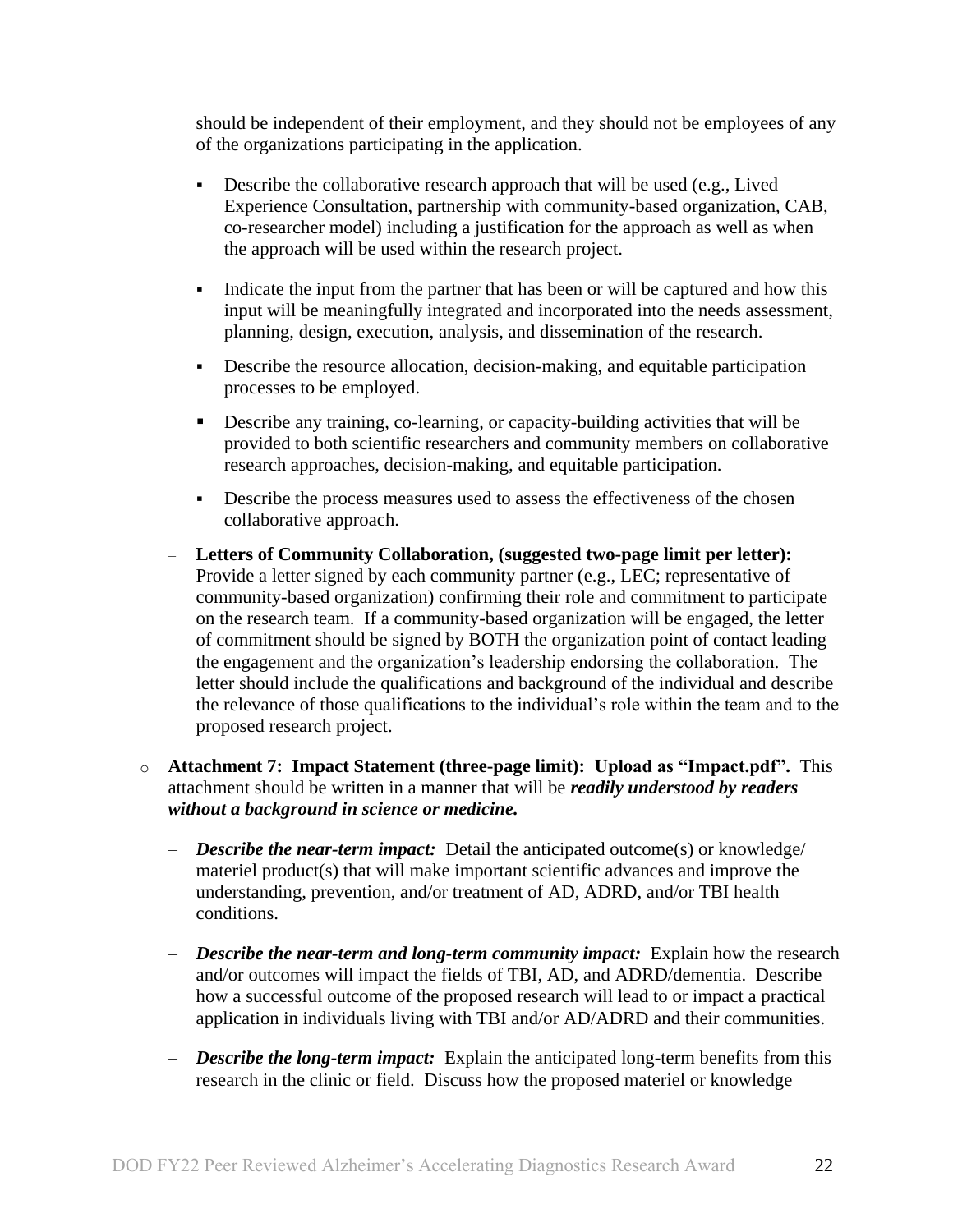should be independent of their employment, and they should not be employees of any of the organizations participating in the application.

- Describe the collaborative research approach that will be used (e.g., Lived Experience Consultation, partnership with community-based organization, CAB, co-researcher model) including a justification for the approach as well as when the approach will be used within the research project.
- Indicate the input from the partner that has been or will be captured and how this input will be meaningfully integrated and incorporated into the needs assessment, planning, design, execution, analysis, and dissemination of the research.
- Describe the resource allocation, decision-making, and equitable participation processes to be employed.
- Describe any training, co-learning, or capacity-building activities that will be provided to both scientific researchers and community members on collaborative research approaches, decision-making, and equitable participation.
- Describe the process measures used to assess the effectiveness of the chosen collaborative approach.

– **Letters of Community Collaboration, (suggested two-page limit per letter):** Provide a letter signed by each community partner (e.g., LEC; representative of community-based organization) confirming their role and commitment to participate on the research team. If a community-based organization will be engaged, the letter of commitment should be signed by BOTH the organization point of contact leading the engagement and the organization's leadership endorsing the collaboration. The letter should include the qualifications and background of the individual and describe the relevance of those qualifications to the individual's role within the team and to the proposed research project.

- **Attachment 7: Impact Statement (three-page limit): Upload as "Impact.pdf".** This attachment should be written in a manner that will be ***readily understood by readers without a background in science or medicine.***

  – ***Describe the near-term impact:*** Detail the anticipated outcome(s) or knowledge/ materiel product(s) that will make important scientific advances and improve the understanding, prevention, and/or treatment of AD, ADRD, and/or TBI health conditions.

  – ***Describe the near-term and long-term community impact:*** Explain how the research and/or outcomes will impact the fields of TBI, AD, and ADRD/dementia. Describe how a successful outcome of the proposed research will lead to or impact a practical application in individuals living with TBI and/or AD/ADRD and their communities.

  – ***Describe the long-term impact:*** Explain the anticipated long-term benefits from this research in the clinic or field. Discuss how the proposed materiel or knowledge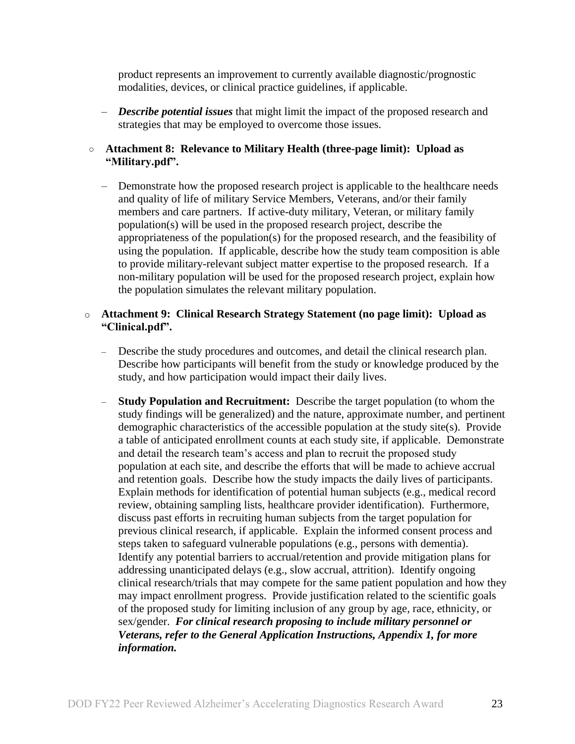product represents an improvement to currently available diagnostic/prognostic modalities, devices, or clinical practice guidelines, if applicable.

- ***Describe potential issues*** that might limit the impact of the proposed research and strategies that may be employed to overcome those issues.

- **Attachment 8: Relevance to Military Health (three-page limit): Upload as "Military.pdf".**

  - Demonstrate how the proposed research project is applicable to the healthcare needs and quality of life of military Service Members, Veterans, and/or their family members and care partners. If active-duty military, Veteran, or military family population(s) will be used in the proposed research project, describe the appropriateness of the population(s) for the proposed research, and the feasibility of using the population. If applicable, describe how the study team composition is able to provide military-relevant subject matter expertise to the proposed research. If a non-military population will be used for the proposed research project, explain how the population simulates the relevant military population.

- **Attachment 9: Clinical Research Strategy Statement (no page limit): Upload as "Clinical.pdf".**

  - Describe the study procedures and outcomes, and detail the clinical research plan. Describe how participants will benefit from the study or knowledge produced by the study, and how participation would impact their daily lives.

  - **Study Population and Recruitment:** Describe the target population (to whom the study findings will be generalized) and the nature, approximate number, and pertinent demographic characteristics of the accessible population at the study site(s). Provide a table of anticipated enrollment counts at each study site, if applicable. Demonstrate and detail the research team's access and plan to recruit the proposed study population at each site, and describe the efforts that will be made to achieve accrual and retention goals. Describe how the study impacts the daily lives of participants. Explain methods for identification of potential human subjects (e.g., medical record review, obtaining sampling lists, healthcare provider identification). Furthermore, discuss past efforts in recruiting human subjects from the target population for previous clinical research, if applicable. Explain the informed consent process and steps taken to safeguard vulnerable populations (e.g., persons with dementia). Identify any potential barriers to accrual/retention and provide mitigation plans for addressing unanticipated delays (e.g., slow accrual, attrition). Identify ongoing clinical research/trials that may compete for the same patient population and how they may impact enrollment progress. Provide justification related to the scientific goals of the proposed study for limiting inclusion of any group by age, race, ethnicity, or sex/gender. ***For clinical research proposing to include military personnel or Veterans, refer to the General Application Instructions, Appendix 1, for more information.***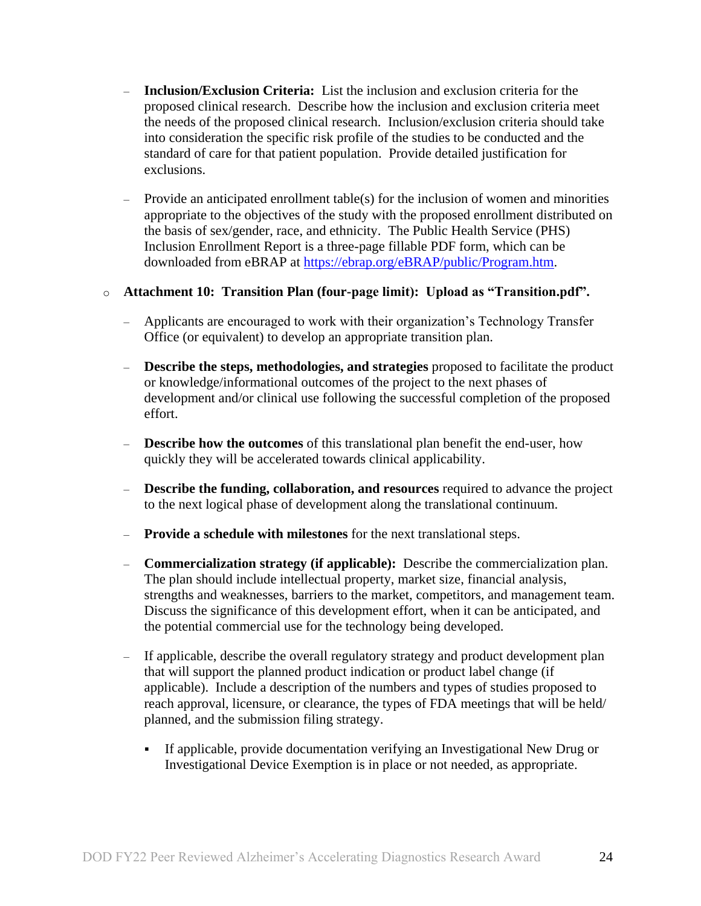- **Inclusion/Exclusion Criteria:** List the inclusion and exclusion criteria for the proposed clinical research. Describe how the inclusion and exclusion criteria meet the needs of the proposed clinical research. Inclusion/exclusion criteria should take into consideration the specific risk profile of the studies to be conducted and the standard of care for that patient population. Provide detailed justification for exclusions.
  - Provide an anticipated enrollment table(s) for the inclusion of women and minorities appropriate to the objectives of the study with the proposed enrollment distributed on the basis of sex/gender, race, and ethnicity. The Public Health Service (PHS) Inclusion Enrollment Report is a three-page fillable PDF form, which can be downloaded from eBRAP at [https://ebrap.org/eBRAP/public/Program.htm](https://ebrap.org/eBRAP/public/Program.htm).

- **Attachment 10: Transition Plan (four-page limit): Upload as "Transition.pdf".**
  - Applicants are encouraged to work with their organization's Technology Transfer Office (or equivalent) to develop an appropriate transition plan.
  - **Describe the steps, methodologies, and strategies** proposed to facilitate the product or knowledge/informational outcomes of the project to the next phases of development and/or clinical use following the successful completion of the proposed effort.
  - **Describe how the outcomes** of this translational plan benefit the end-user, how quickly they will be accelerated towards clinical applicability.
  - **Describe the funding, collaboration, and resources** required to advance the project to the next logical phase of development along the translational continuum.
  - **Provide a schedule with milestones** for the next translational steps.
  - **Commercialization strategy (if applicable):** Describe the commercialization plan. The plan should include intellectual property, market size, financial analysis, strengths and weaknesses, barriers to the market, competitors, and management team. Discuss the significance of this development effort, when it can be anticipated, and the potential commercial use for the technology being developed.
  - If applicable, describe the overall regulatory strategy and product development plan that will support the planned product indication or product label change (if applicable). Include a description of the numbers and types of studies proposed to reach approval, licensure, or clearance, the types of FDA meetings that will be held/ planned, and the submission filing strategy.
    - If applicable, provide documentation verifying an Investigational New Drug or Investigational Device Exemption is in place or not needed, as appropriate.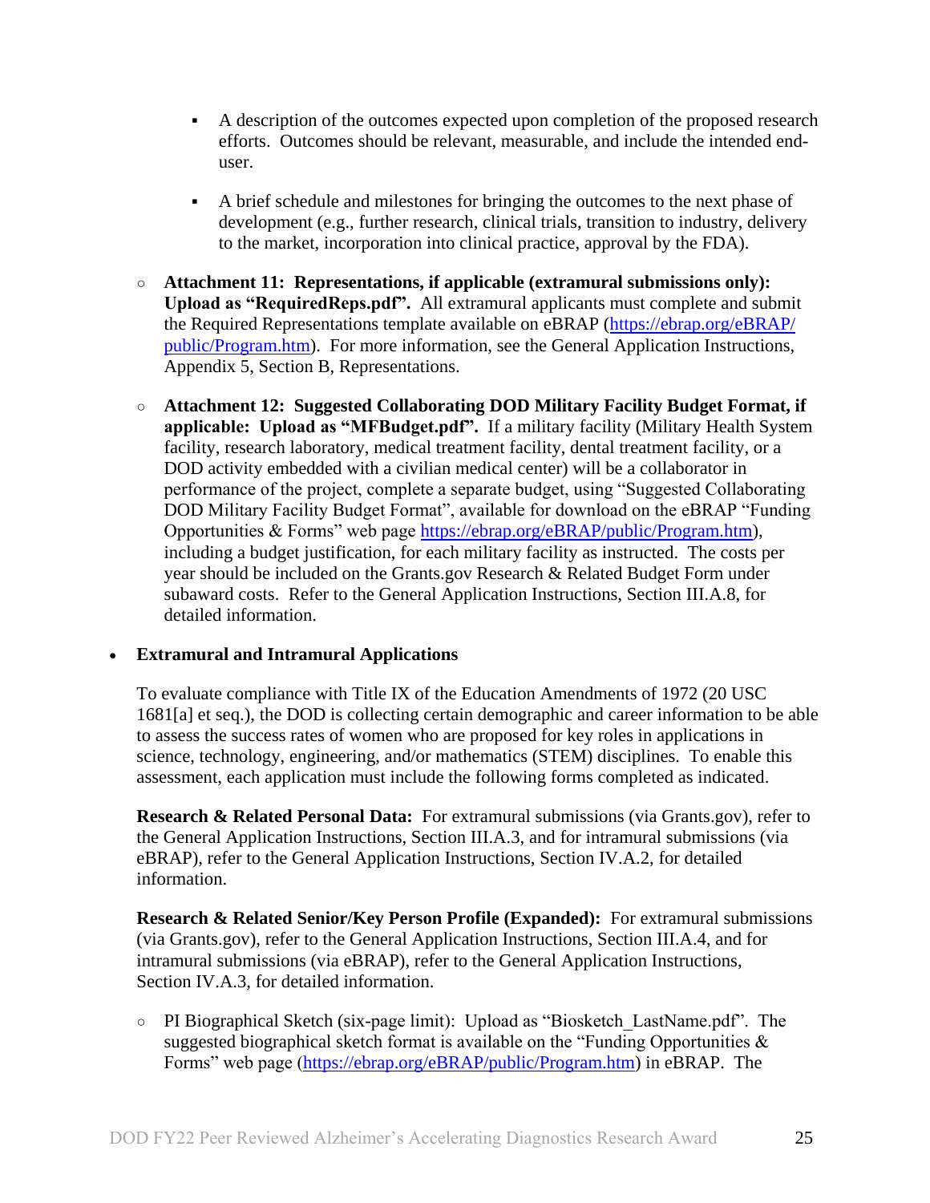- A description of the outcomes expected upon completion of the proposed research efforts. Outcomes should be relevant, measurable, and include the intended end-user.

    - A brief schedule and milestones for bringing the outcomes to the next phase of development (e.g., further research, clinical trials, transition to industry, delivery to the market, incorporation into clinical practice, approval by the FDA).

  - **Attachment 11: Representations, if applicable (extramural submissions only): Upload as "RequiredReps.pdf".** All extramural applicants must complete and submit the Required Representations template available on eBRAP (https://ebrap.org/eBRAP/public/Program.htm). For more information, see the General Application Instructions, Appendix 5, Section B, Representations.

  - **Attachment 12: Suggested Collaborating DOD Military Facility Budget Format, if applicable: Upload as "MFBudget.pdf".** If a military facility (Military Health System facility, research laboratory, medical treatment facility, dental treatment facility, or a DOD activity embedded with a civilian medical center) will be a collaborator in performance of the project, complete a separate budget, using "Suggested Collaborating DOD Military Facility Budget Format", available for download on the eBRAP "Funding Opportunities & Forms" web page https://ebrap.org/eBRAP/public/Program.htm), including a budget justification, for each military facility as instructed. The costs per year should be included on the Grants.gov Research & Related Budget Form under subaward costs. Refer to the General Application Instructions, Section III.A.8, for detailed information.

- **Extramural and Intramural Applications**

  To evaluate compliance with Title IX of the Education Amendments of 1972 (20 USC 1681[a] et seq.), the DOD is collecting certain demographic and career information to be able to assess the success rates of women who are proposed for key roles in applications in science, technology, engineering, and/or mathematics (STEM) disciplines. To enable this assessment, each application must include the following forms completed as indicated.

  **Research & Related Personal Data:** For extramural submissions (via Grants.gov), refer to the General Application Instructions, Section III.A.3, and for intramural submissions (via eBRAP), refer to the General Application Instructions, Section IV.A.2, for detailed information.

  **Research & Related Senior/Key Person Profile (Expanded):** For extramural submissions (via Grants.gov), refer to the General Application Instructions, Section III.A.4, and for intramural submissions (via eBRAP), refer to the General Application Instructions, Section IV.A.3, for detailed information.

  - PI Biographical Sketch (six-page limit): Upload as "Biosketch_LastName.pdf". The suggested biographical sketch format is available on the "Funding Opportunities & Forms" web page (https://ebrap.org/eBRAP/public/Program.htm) in eBRAP. The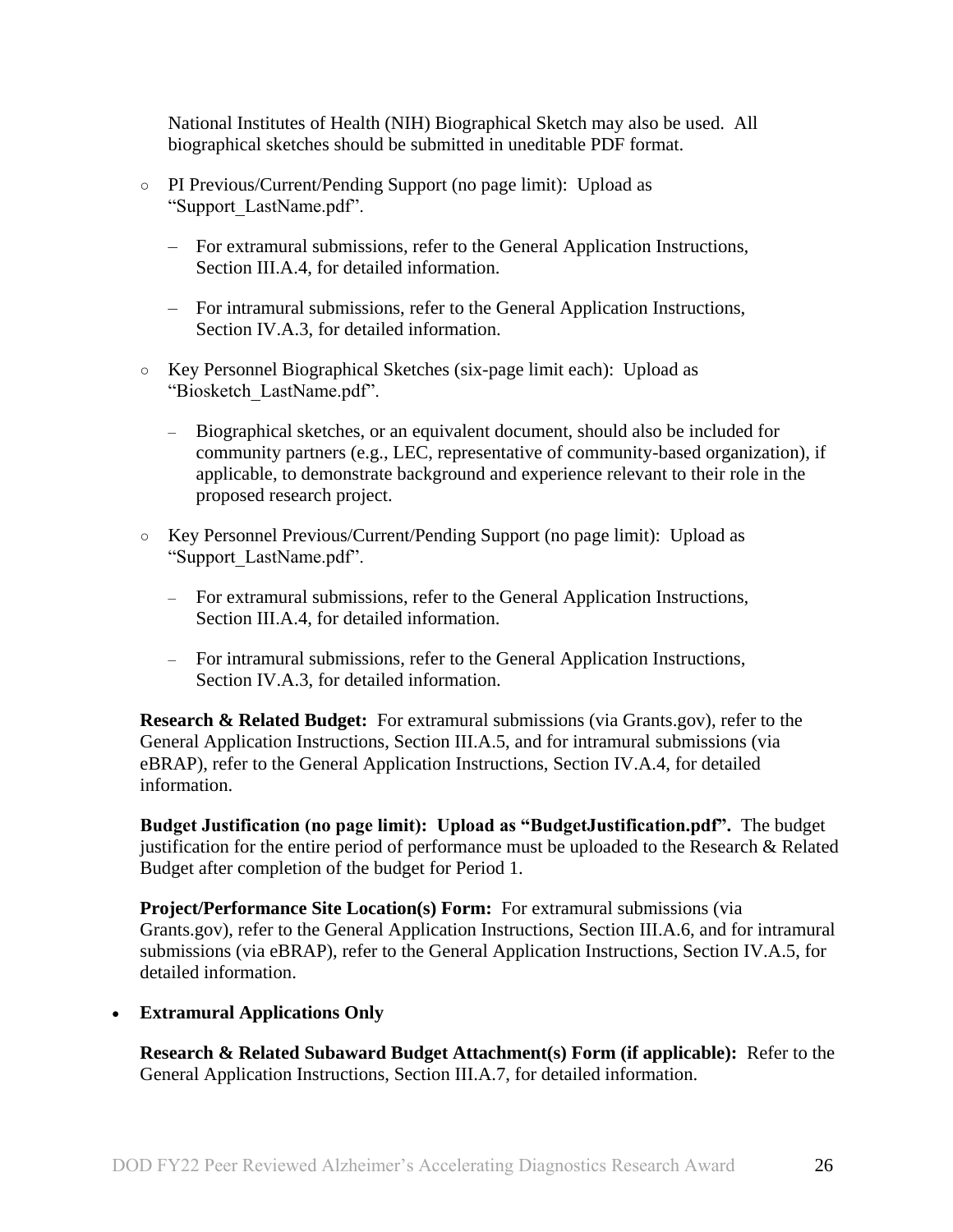National Institutes of Health (NIH) Biographical Sketch may also be used. All biographical sketches should be submitted in uneditable PDF format.

- PI Previous/Current/Pending Support (no page limit): Upload as "Support_LastName.pdf".
  - For extramural submissions, refer to the General Application Instructions, Section III.A.4, for detailed information.
  - For intramural submissions, refer to the General Application Instructions, Section IV.A.3, for detailed information.
- Key Personnel Biographical Sketches (six-page limit each): Upload as "Biosketch_LastName.pdf".
  - Biographical sketches, or an equivalent document, should also be included for community partners (e.g., LEC, representative of community-based organization), if applicable, to demonstrate background and experience relevant to their role in the proposed research project.
- Key Personnel Previous/Current/Pending Support (no page limit): Upload as "Support_LastName.pdf".
  - For extramural submissions, refer to the General Application Instructions, Section III.A.4, for detailed information.
  - For intramural submissions, refer to the General Application Instructions, Section IV.A.3, for detailed information.

**Research & Related Budget:** For extramural submissions (via Grants.gov), refer to the General Application Instructions, Section III.A.5, and for intramural submissions (via eBRAP), refer to the General Application Instructions, Section IV.A.4, for detailed information.

**Budget Justification (no page limit): Upload as "BudgetJustification.pdf".** The budget justification for the entire period of performance must be uploaded to the Research & Related Budget after completion of the budget for Period 1.

**Project/Performance Site Location(s) Form:** For extramural submissions (via Grants.gov), refer to the General Application Instructions, Section III.A.6, and for intramural submissions (via eBRAP), refer to the General Application Instructions, Section IV.A.5, for detailed information.

- **Extramural Applications Only**

  **Research & Related Subaward Budget Attachment(s) Form (if applicable):** Refer to the General Application Instructions, Section III.A.7, for detailed information.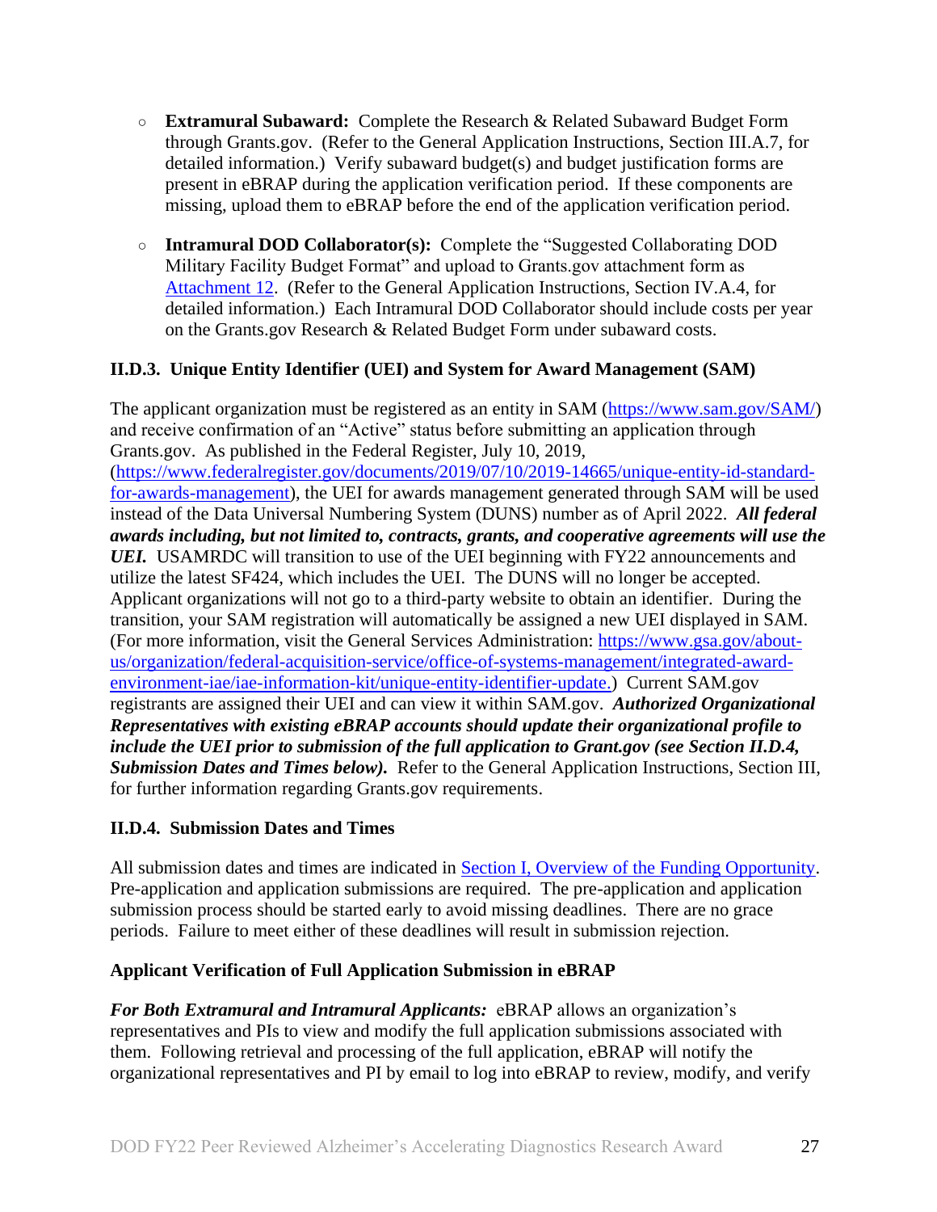- **Extramural Subaward:** Complete the Research & Related Subaward Budget Form through Grants.gov. (Refer to the General Application Instructions, Section III.A.7, for detailed information.) Verify subaward budget(s) and budget justification forms are present in eBRAP during the application verification period. If these components are missing, upload them to eBRAP before the end of the application verification period.
- **Intramural DOD Collaborator(s):** Complete the "Suggested Collaborating DOD Military Facility Budget Format" and upload to Grants.gov attachment form as Attachment 12. (Refer to the General Application Instructions, Section IV.A.4, for detailed information.) Each Intramural DOD Collaborator should include costs per year on the Grants.gov Research & Related Budget Form under subaward costs.

### II.D.3. Unique Entity Identifier (UEI) and System for Award Management (SAM)

The applicant organization must be registered as an entity in SAM (https://www.sam.gov/SAM/) and receive confirmation of an "Active" status before submitting an application through Grants.gov. As published in the Federal Register, July 10, 2019, (https://www.federalregister.gov/documents/2019/07/10/2019-14665/unique-entity-id-standard-for-awards-management), the UEI for awards management generated through SAM will be used instead of the Data Universal Numbering System (DUNS) number as of April 2022. ***All federal awards including, but not limited to, contracts, grants, and cooperative agreements will use the UEI.*** USAMRDC will transition to use of the UEI beginning with FY22 announcements and utilize the latest SF424, which includes the UEI. The DUNS will no longer be accepted. Applicant organizations will not go to a third-party website to obtain an identifier. During the transition, your SAM registration will automatically be assigned a new UEI displayed in SAM. (For more information, visit the General Services Administration: https://www.gsa.gov/about-us/organization/federal-acquisition-service/office-of-systems-management/integrated-award-environment-iae/iae-information-kit/unique-entity-identifier-update.) Current SAM.gov registrants are assigned their UEI and can view it within SAM.gov. ***Authorized Organizational Representatives with existing eBRAP accounts should update their organizational profile to include the UEI prior to submission of the full application to Grant.gov (see Section II.D.4, Submission Dates and Times below).*** Refer to the General Application Instructions, Section III, for further information regarding Grants.gov requirements.

### II.D.4. Submission Dates and Times

All submission dates and times are indicated in Section I, Overview of the Funding Opportunity. Pre-application and application submissions are required. The pre-application and application submission process should be started early to avoid missing deadlines. There are no grace periods. Failure to meet either of these deadlines will result in submission rejection.

**Applicant Verification of Full Application Submission in eBRAP**

***For Both Extramural and Intramural Applicants:*** eBRAP allows an organization's representatives and PIs to view and modify the full application submissions associated with them. Following retrieval and processing of the full application, eBRAP will notify the organizational representatives and PI by email to log into eBRAP to review, modify, and verify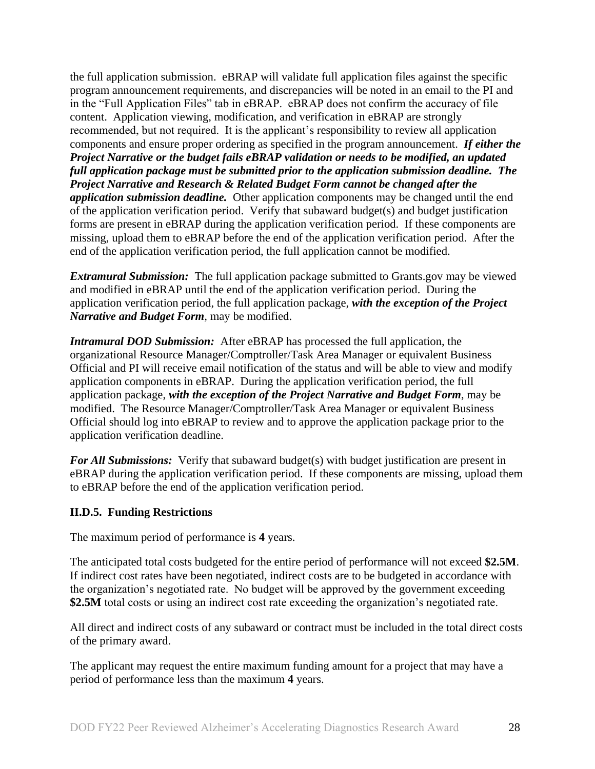the full application submission. eBRAP will validate full application files against the specific program announcement requirements, and discrepancies will be noted in an email to the PI and in the "Full Application Files" tab in eBRAP. eBRAP does not confirm the accuracy of file content. Application viewing, modification, and verification in eBRAP are strongly recommended, but not required. It is the applicant's responsibility to review all application components and ensure proper ordering as specified in the program announcement. ***If either the Project Narrative or the budget fails eBRAP validation or needs to be modified, an updated full application package must be submitted prior to the application submission deadline. The Project Narrative and Research & Related Budget Form cannot be changed after the application submission deadline.*** Other application components may be changed until the end of the application verification period. Verify that subaward budget(s) and budget justification forms are present in eBRAP during the application verification period. If these components are missing, upload them to eBRAP before the end of the application verification period. After the end of the application verification period, the full application cannot be modified.

***Extramural Submission:*** The full application package submitted to Grants.gov may be viewed and modified in eBRAP until the end of the application verification period. During the application verification period, the full application package, ***with the exception of the Project Narrative and Budget Form***, may be modified.

***Intramural DOD Submission:*** After eBRAP has processed the full application, the organizational Resource Manager/Comptroller/Task Area Manager or equivalent Business Official and PI will receive email notification of the status and will be able to view and modify application components in eBRAP. During the application verification period, the full application package, ***with the exception of the Project Narrative and Budget Form***, may be modified. The Resource Manager/Comptroller/Task Area Manager or equivalent Business Official should log into eBRAP to review and to approve the application package prior to the application verification deadline.

***For All Submissions:*** Verify that subaward budget(s) with budget justification are present in eBRAP during the application verification period. If these components are missing, upload them to eBRAP before the end of the application verification period.

### II.D.5. Funding Restrictions

The maximum period of performance is **4** years.

The anticipated total costs budgeted for the entire period of performance will not exceed **$2.5M**. If indirect cost rates have been negotiated, indirect costs are to be budgeted in accordance with the organization's negotiated rate. No budget will be approved by the government exceeding **$2.5M** total costs or using an indirect cost rate exceeding the organization's negotiated rate.

All direct and indirect costs of any subaward or contract must be included in the total direct costs of the primary award.

The applicant may request the entire maximum funding amount for a project that may have a period of performance less than the maximum **4** years.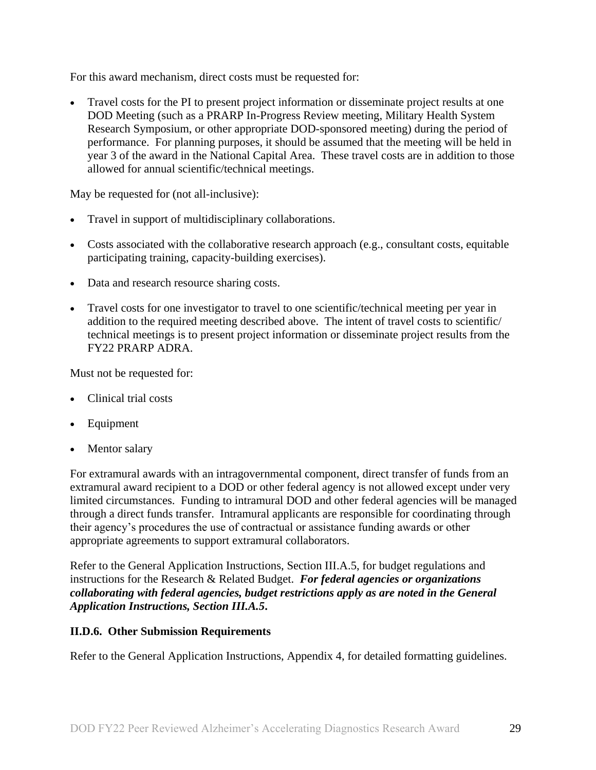For this award mechanism, direct costs must be requested for:

- Travel costs for the PI to present project information or disseminate project results at one DOD Meeting (such as a PRARP In-Progress Review meeting, Military Health System Research Symposium, or other appropriate DOD-sponsored meeting) during the period of performance. For planning purposes, it should be assumed that the meeting will be held in year 3 of the award in the National Capital Area. These travel costs are in addition to those allowed for annual scientific/technical meetings.

May be requested for (not all-inclusive):

- Travel in support of multidisciplinary collaborations.
- Costs associated with the collaborative research approach (e.g., consultant costs, equitable participating training, capacity-building exercises).
- Data and research resource sharing costs.
- Travel costs for one investigator to travel to one scientific/technical meeting per year in addition to the required meeting described above. The intent of travel costs to scientific/ technical meetings is to present project information or disseminate project results from the FY22 PRARP ADRA.

Must not be requested for:

- Clinical trial costs
- Equipment
- Mentor salary

For extramural awards with an intragovernmental component, direct transfer of funds from an extramural award recipient to a DOD or other federal agency is not allowed except under very limited circumstances. Funding to intramural DOD and other federal agencies will be managed through a direct funds transfer. Intramural applicants are responsible for coordinating through their agency's procedures the use of contractual or assistance funding awards or other appropriate agreements to support extramural collaborators.

Refer to the General Application Instructions, Section III.A.5, for budget regulations and instructions for the Research & Related Budget. ***For federal agencies or organizations collaborating with federal agencies, budget restrictions apply as are noted in the General Application Instructions, Section III.A.5.***

**II.D.6. Other Submission Requirements**

Refer to the General Application Instructions, Appendix 4, for detailed formatting guidelines.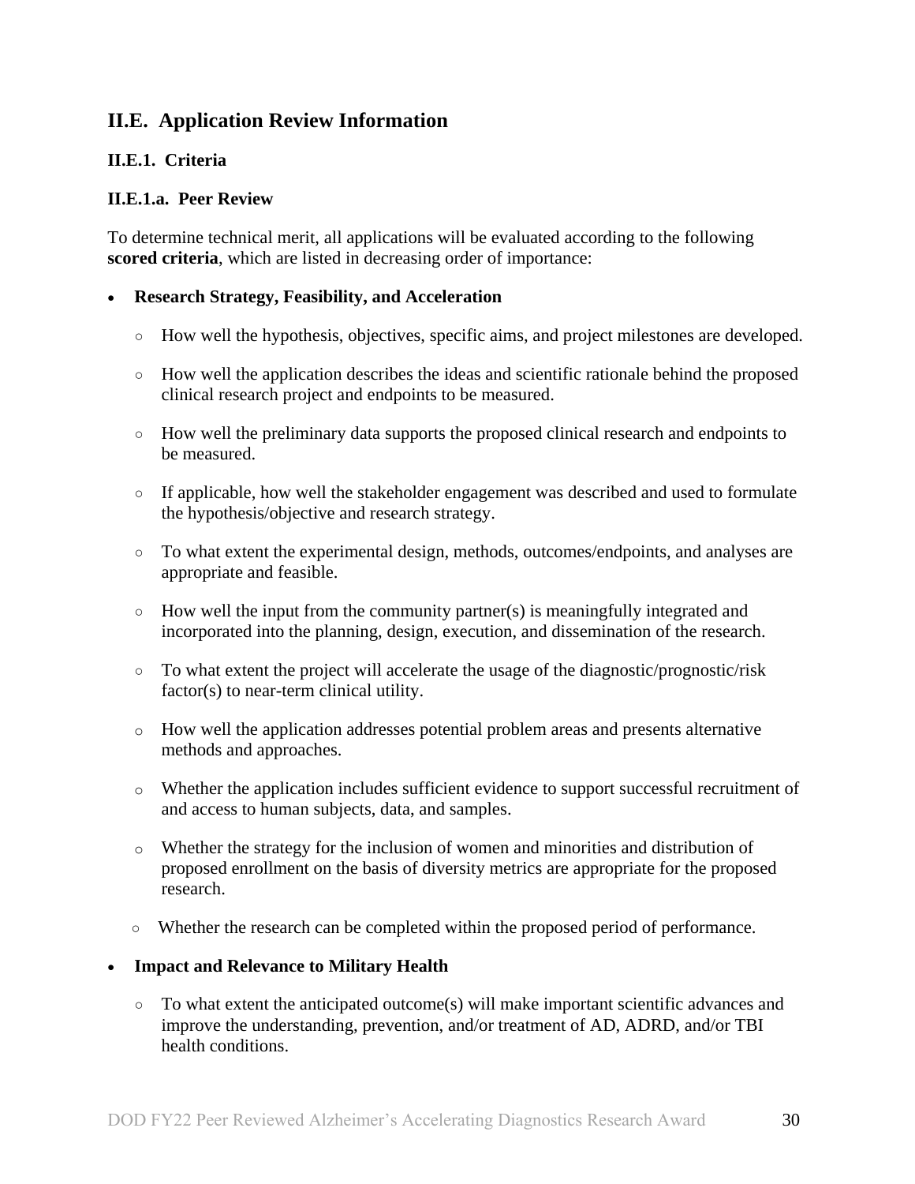## II.E. Application Review Information

### II.E.1. Criteria

#### II.E.1.a. Peer Review

To determine technical merit, all applications will be evaluated according to the following **scored criteria**, which are listed in decreasing order of importance:

- **Research Strategy, Feasibility, and Acceleration**
  - How well the hypothesis, objectives, specific aims, and project milestones are developed.
  - How well the application describes the ideas and scientific rationale behind the proposed clinical research project and endpoints to be measured.
  - How well the preliminary data supports the proposed clinical research and endpoints to be measured.
  - If applicable, how well the stakeholder engagement was described and used to formulate the hypothesis/objective and research strategy.
  - To what extent the experimental design, methods, outcomes/endpoints, and analyses are appropriate and feasible.
  - How well the input from the community partner(s) is meaningfully integrated and incorporated into the planning, design, execution, and dissemination of the research.
  - To what extent the project will accelerate the usage of the diagnostic/prognostic/risk factor(s) to near-term clinical utility.
  - How well the application addresses potential problem areas and presents alternative methods and approaches.
  - Whether the application includes sufficient evidence to support successful recruitment of and access to human subjects, data, and samples.
  - Whether the strategy for the inclusion of women and minorities and distribution of proposed enrollment on the basis of diversity metrics are appropriate for the proposed research.
  - Whether the research can be completed within the proposed period of performance.

- **Impact and Relevance to Military Health**
  - To what extent the anticipated outcome(s) will make important scientific advances and improve the understanding, prevention, and/or treatment of AD, ADRD, and/or TBI health conditions.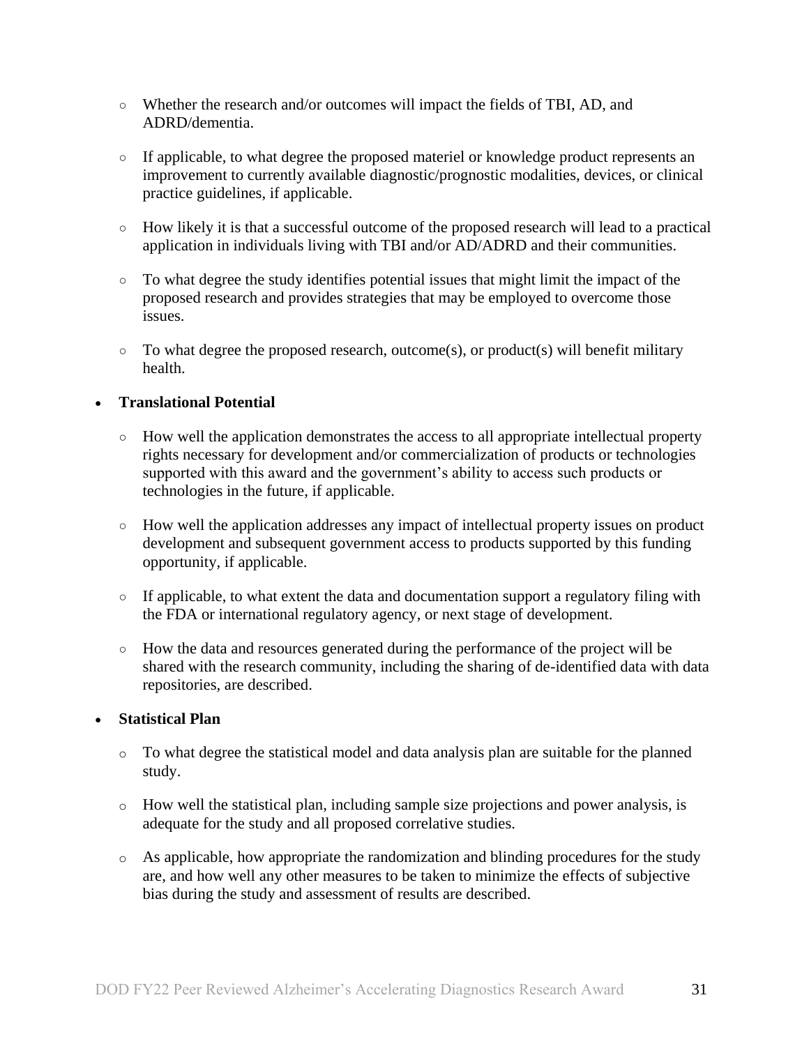- Whether the research and/or outcomes will impact the fields of TBI, AD, and ADRD/dementia.
- If applicable, to what degree the proposed materiel or knowledge product represents an improvement to currently available diagnostic/prognostic modalities, devices, or clinical practice guidelines, if applicable.
- How likely it is that a successful outcome of the proposed research will lead to a practical application in individuals living with TBI and/or AD/ADRD and their communities.
- To what degree the study identifies potential issues that might limit the impact of the proposed research and provides strategies that may be employed to overcome those issues.
- To what degree the proposed research, outcome(s), or product(s) will benefit military health.

- **Translational Potential**
  - How well the application demonstrates the access to all appropriate intellectual property rights necessary for development and/or commercialization of products or technologies supported with this award and the government's ability to access such products or technologies in the future, if applicable.
  - How well the application addresses any impact of intellectual property issues on product development and subsequent government access to products supported by this funding opportunity, if applicable.
  - If applicable, to what extent the data and documentation support a regulatory filing with the FDA or international regulatory agency, or next stage of development.
  - How the data and resources generated during the performance of the project will be shared with the research community, including the sharing of de-identified data with data repositories, are described.

- **Statistical Plan**
  - To what degree the statistical model and data analysis plan are suitable for the planned study.
  - How well the statistical plan, including sample size projections and power analysis, is adequate for the study and all proposed correlative studies.
  - As applicable, how appropriate the randomization and blinding procedures for the study are, and how well any other measures to be taken to minimize the effects of subjective bias during the study and assessment of results are described.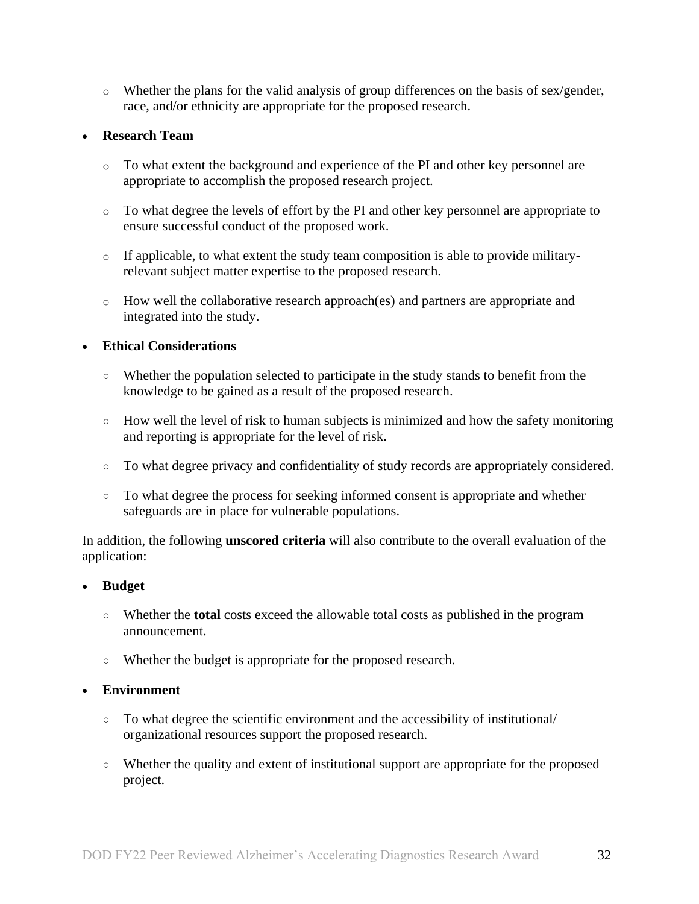- Whether the plans for the valid analysis of group differences on the basis of sex/gender, race, and/or ethnicity are appropriate for the proposed research.

- **Research Team**
  - To what extent the background and experience of the PI and other key personnel are appropriate to accomplish the proposed research project.
  - To what degree the levels of effort by the PI and other key personnel are appropriate to ensure successful conduct of the proposed work.
  - If applicable, to what extent the study team composition is able to provide military-relevant subject matter expertise to the proposed research.
  - How well the collaborative research approach(es) and partners are appropriate and integrated into the study.

- **Ethical Considerations**
  - Whether the population selected to participate in the study stands to benefit from the knowledge to be gained as a result of the proposed research.
  - How well the level of risk to human subjects is minimized and how the safety monitoring and reporting is appropriate for the level of risk.
  - To what degree privacy and confidentiality of study records are appropriately considered.
  - To what degree the process for seeking informed consent is appropriate and whether safeguards are in place for vulnerable populations.

In addition, the following **unscored criteria** will also contribute to the overall evaluation of the application:

- **Budget**
  - Whether the **total** costs exceed the allowable total costs as published in the program announcement.
  - Whether the budget is appropriate for the proposed research.

- **Environment**
  - To what degree the scientific environment and the accessibility of institutional/ organizational resources support the proposed research.
  - Whether the quality and extent of institutional support are appropriate for the proposed project.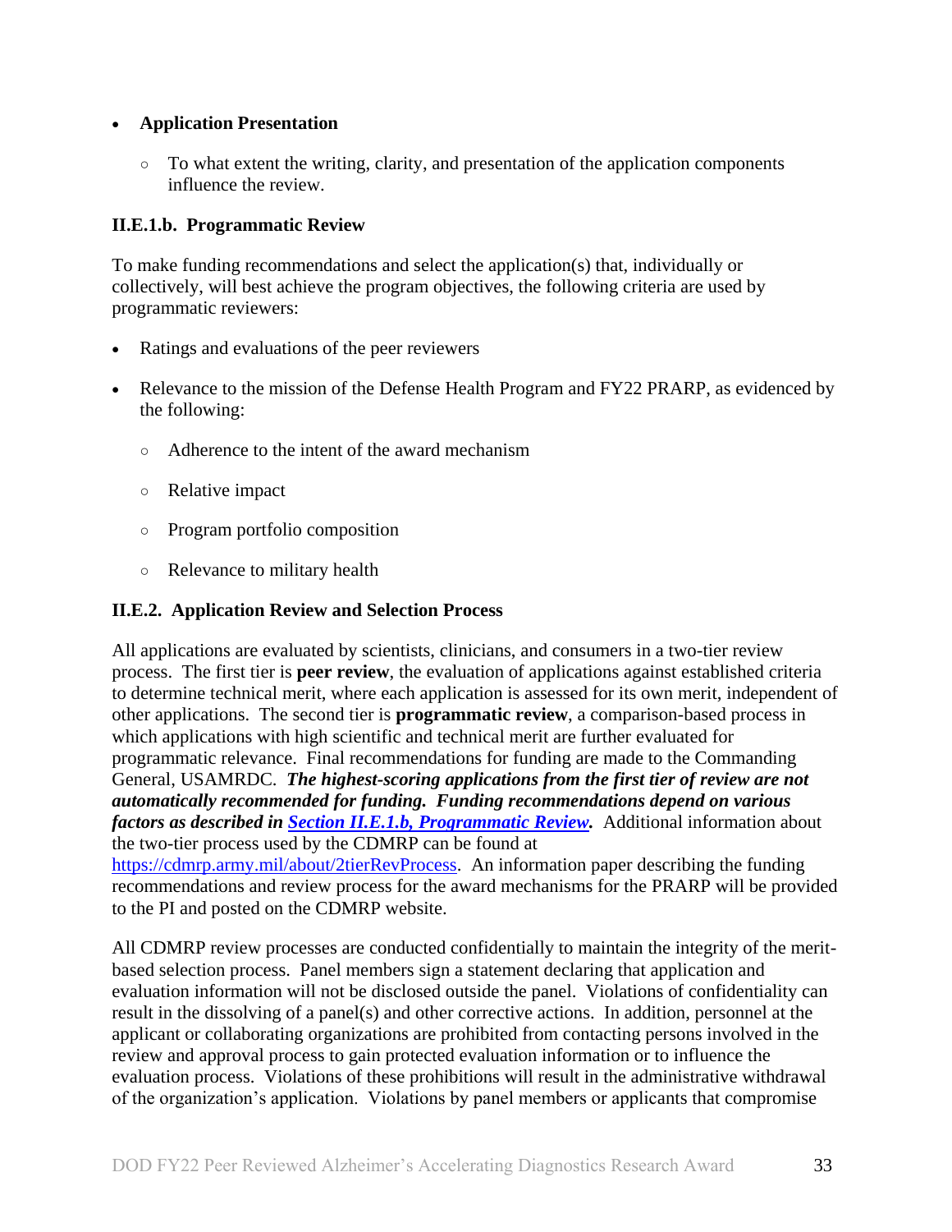- **Application Presentation**
    - To what extent the writing, clarity, and presentation of the application components influence the review.

### II.E.1.b. Programmatic Review

To make funding recommendations and select the application(s) that, individually or collectively, will best achieve the program objectives, the following criteria are used by programmatic reviewers:

- Ratings and evaluations of the peer reviewers
- Relevance to the mission of the Defense Health Program and FY22 PRARP, as evidenced by the following:
    - Adherence to the intent of the award mechanism
    - Relative impact
    - Program portfolio composition
    - Relevance to military health

### II.E.2. Application Review and Selection Process

All applications are evaluated by scientists, clinicians, and consumers in a two-tier review process. The first tier is **peer review**, the evaluation of applications against established criteria to determine technical merit, where each application is assessed for its own merit, independent of other applications. The second tier is **programmatic review**, a comparison-based process in which applications with high scientific and technical merit are further evaluated for programmatic relevance. Final recommendations for funding are made to the Commanding General, USAMRDC. ***The highest-scoring applications from the first tier of review are not automatically recommended for funding. Funding recommendations depend on various factors as described in [Section II.E.1.b, Programmatic Review](#).*** Additional information about the two-tier process used by the CDMRP can be found at [https://cdmrp.army.mil/about/2tierRevProcess](https://cdmrp.army.mil/about/2tierRevProcess). An information paper describing the funding recommendations and review process for the award mechanisms for the PRARP will be provided to the PI and posted on the CDMRP website.

All CDMRP review processes are conducted confidentially to maintain the integrity of the merit-based selection process. Panel members sign a statement declaring that application and evaluation information will not be disclosed outside the panel. Violations of confidentiality can result in the dissolving of a panel(s) and other corrective actions. In addition, personnel at the applicant or collaborating organizations are prohibited from contacting persons involved in the review and approval process to gain protected evaluation information or to influence the evaluation process. Violations of these prohibitions will result in the administrative withdrawal of the organization's application. Violations by panel members or applicants that compromise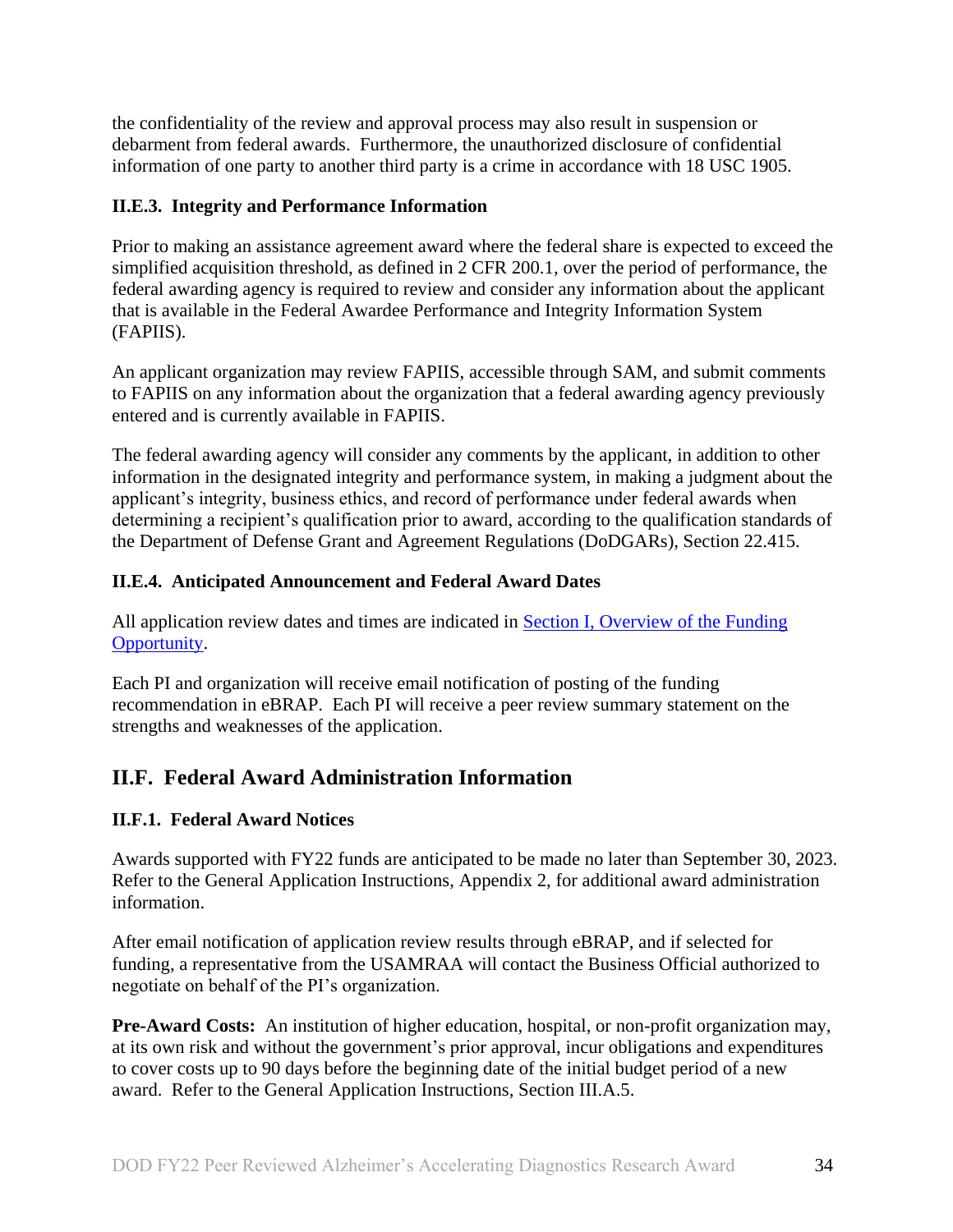the confidentiality of the review and approval process may also result in suspension or debarment from federal awards. Furthermore, the unauthorized disclosure of confidential information of one party to another third party is a crime in accordance with 18 USC 1905.

### II.E.3. Integrity and Performance Information

Prior to making an assistance agreement award where the federal share is expected to exceed the simplified acquisition threshold, as defined in 2 CFR 200.1, over the period of performance, the federal awarding agency is required to review and consider any information about the applicant that is available in the Federal Awardee Performance and Integrity Information System (FAPIIS).

An applicant organization may review FAPIIS, accessible through SAM, and submit comments to FAPIIS on any information about the organization that a federal awarding agency previously entered and is currently available in FAPIIS.

The federal awarding agency will consider any comments by the applicant, in addition to other information in the designated integrity and performance system, in making a judgment about the applicant's integrity, business ethics, and record of performance under federal awards when determining a recipient's qualification prior to award, according to the qualification standards of the Department of Defense Grant and Agreement Regulations (DoDGARs), Section 22.415.

### II.E.4. Anticipated Announcement and Federal Award Dates

All application review dates and times are indicated in Section I, Overview of the Funding Opportunity.

Each PI and organization will receive email notification of posting of the funding recommendation in eBRAP. Each PI will receive a peer review summary statement on the strengths and weaknesses of the application.

## II.F. Federal Award Administration Information

### II.F.1. Federal Award Notices

Awards supported with FY22 funds are anticipated to be made no later than September 30, 2023. Refer to the General Application Instructions, Appendix 2, for additional award administration information.

After email notification of application review results through eBRAP, and if selected for funding, a representative from the USAMRAA will contact the Business Official authorized to negotiate on behalf of the PI's organization.

**Pre-Award Costs:** An institution of higher education, hospital, or non-profit organization may, at its own risk and without the government's prior approval, incur obligations and expenditures to cover costs up to 90 days before the beginning date of the initial budget period of a new award. Refer to the General Application Instructions, Section III.A.5.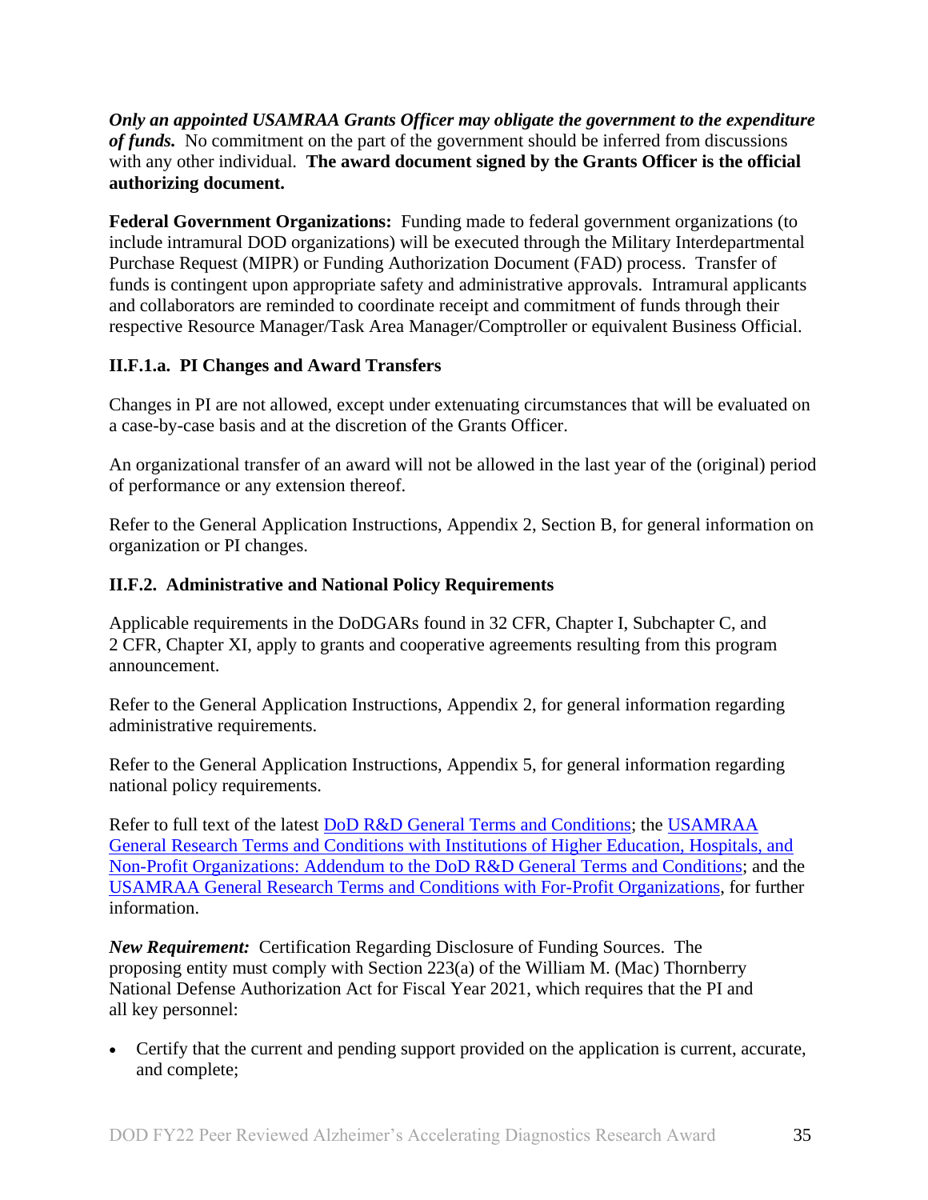***Only an appointed USAMRAA Grants Officer may obligate the government to the expenditure of funds.*** No commitment on the part of the government should be inferred from discussions with any other individual. **The award document signed by the Grants Officer is the official authorizing document.**

**Federal Government Organizations:** Funding made to federal government organizations (to include intramural DOD organizations) will be executed through the Military Interdepartmental Purchase Request (MIPR) or Funding Authorization Document (FAD) process. Transfer of funds is contingent upon appropriate safety and administrative approvals. Intramural applicants and collaborators are reminded to coordinate receipt and commitment of funds through their respective Resource Manager/Task Area Manager/Comptroller or equivalent Business Official.

### II.F.1.a. PI Changes and Award Transfers

Changes in PI are not allowed, except under extenuating circumstances that will be evaluated on a case-by-case basis and at the discretion of the Grants Officer.

An organizational transfer of an award will not be allowed in the last year of the (original) period of performance or any extension thereof.

Refer to the General Application Instructions, Appendix 2, Section B, for general information on organization or PI changes.

### II.F.2. Administrative and National Policy Requirements

Applicable requirements in the DoDGARs found in 32 CFR, Chapter I, Subchapter C, and 2 CFR, Chapter XI, apply to grants and cooperative agreements resulting from this program announcement.

Refer to the General Application Instructions, Appendix 2, for general information regarding administrative requirements.

Refer to the General Application Instructions, Appendix 5, for general information regarding national policy requirements.

Refer to full text of the latest DoD R&D General Terms and Conditions; the USAMRAA General Research Terms and Conditions with Institutions of Higher Education, Hospitals, and Non-Profit Organizations: Addendum to the DoD R&D General Terms and Conditions; and the USAMRAA General Research Terms and Conditions with For-Profit Organizations, for further information.

***New Requirement:*** Certification Regarding Disclosure of Funding Sources. The proposing entity must comply with Section 223(a) of the William M. (Mac) Thornberry National Defense Authorization Act for Fiscal Year 2021, which requires that the PI and all key personnel:

- Certify that the current and pending support provided on the application is current, accurate, and complete;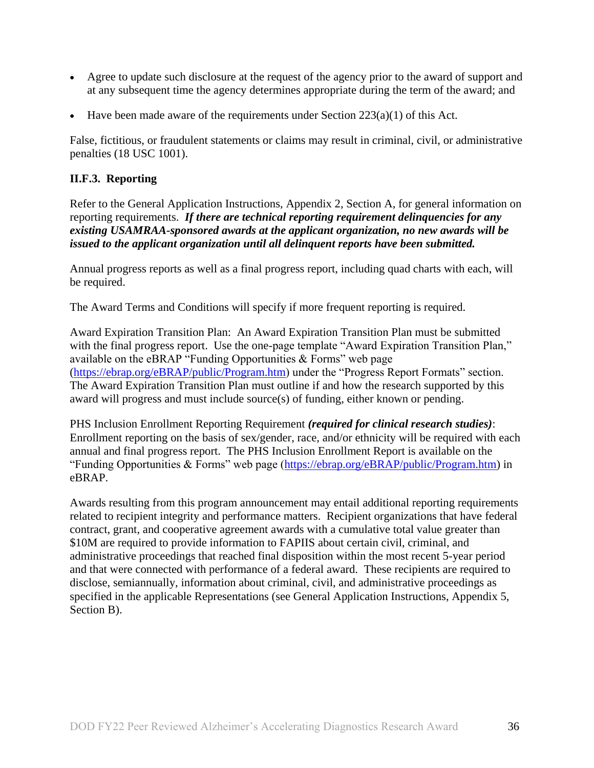- Agree to update such disclosure at the request of the agency prior to the award of support and at any subsequent time the agency determines appropriate during the term of the award; and
- Have been made aware of the requirements under Section 223(a)(1) of this Act.

False, fictitious, or fraudulent statements or claims may result in criminal, civil, or administrative penalties (18 USC 1001).

### II.F.3. Reporting

Refer to the General Application Instructions, Appendix 2, Section A, for general information on reporting requirements. ***If there are technical reporting requirement delinquencies for any existing USAMRAA-sponsored awards at the applicant organization, no new awards will be issued to the applicant organization until all delinquent reports have been submitted.***

Annual progress reports as well as a final progress report, including quad charts with each, will be required.

The Award Terms and Conditions will specify if more frequent reporting is required.

Award Expiration Transition Plan: An Award Expiration Transition Plan must be submitted with the final progress report. Use the one-page template "Award Expiration Transition Plan," available on the eBRAP "Funding Opportunities & Forms" web page (https://ebrap.org/eBRAP/public/Program.htm) under the "Progress Report Formats" section. The Award Expiration Transition Plan must outline if and how the research supported by this award will progress and must include source(s) of funding, either known or pending.

PHS Inclusion Enrollment Reporting Requirement ***(required for clinical research studies)***: Enrollment reporting on the basis of sex/gender, race, and/or ethnicity will be required with each annual and final progress report. The PHS Inclusion Enrollment Report is available on the "Funding Opportunities & Forms" web page (https://ebrap.org/eBRAP/public/Program.htm) in eBRAP.

Awards resulting from this program announcement may entail additional reporting requirements related to recipient integrity and performance matters. Recipient organizations that have federal contract, grant, and cooperative agreement awards with a cumulative total value greater than $10M are required to provide information to FAPIIS about certain civil, criminal, and administrative proceedings that reached final disposition within the most recent 5-year period and that were connected with performance of a federal award. These recipients are required to disclose, semiannually, information about criminal, civil, and administrative proceedings as specified in the applicable Representations (see General Application Instructions, Appendix 5, Section B).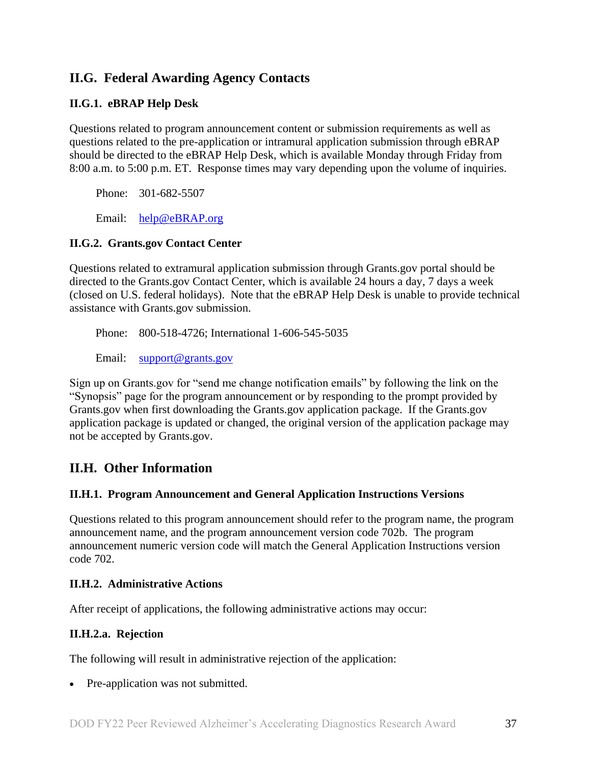## II.G. Federal Awarding Agency Contacts

### II.G.1. eBRAP Help Desk

Questions related to program announcement content or submission requirements as well as questions related to the pre-application or intramural application submission through eBRAP should be directed to the eBRAP Help Desk, which is available Monday through Friday from 8:00 a.m. to 5:00 p.m. ET. Response times may vary depending upon the volume of inquiries.

Phone: 301-682-5507

Email: help@eBRAP.org

### II.G.2. Grants.gov Contact Center

Questions related to extramural application submission through Grants.gov portal should be directed to the Grants.gov Contact Center, which is available 24 hours a day, 7 days a week (closed on U.S. federal holidays). Note that the eBRAP Help Desk is unable to provide technical assistance with Grants.gov submission.

Phone: 800-518-4726; International 1-606-545-5035

Email: support@grants.gov

Sign up on Grants.gov for "send me change notification emails" by following the link on the "Synopsis" page for the program announcement or by responding to the prompt provided by Grants.gov when first downloading the Grants.gov application package. If the Grants.gov application package is updated or changed, the original version of the application package may not be accepted by Grants.gov.

## II.H. Other Information

### II.H.1. Program Announcement and General Application Instructions Versions

Questions related to this program announcement should refer to the program name, the program announcement name, and the program announcement version code 702b. The program announcement numeric version code will match the General Application Instructions version code 702.

### II.H.2. Administrative Actions

After receipt of applications, the following administrative actions may occur:

#### II.H.2.a. Rejection

The following will result in administrative rejection of the application:

- Pre-application was not submitted.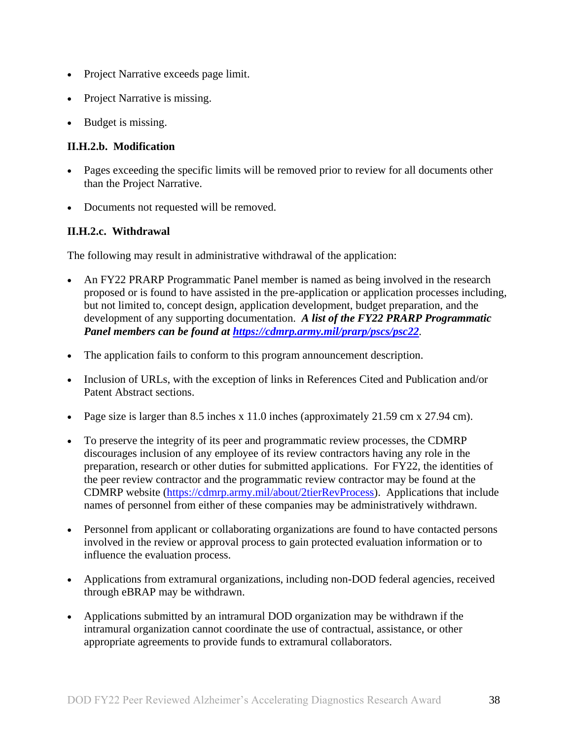- Project Narrative exceeds page limit.
- Project Narrative is missing.
- Budget is missing.

### II.H.2.b. Modification

- Pages exceeding the specific limits will be removed prior to review for all documents other than the Project Narrative.
- Documents not requested will be removed.

### II.H.2.c. Withdrawal

The following may result in administrative withdrawal of the application:

- An FY22 PRARP Programmatic Panel member is named as being involved in the research proposed or is found to have assisted in the pre-application or application processes including, but not limited to, concept design, application development, budget preparation, and the development of any supporting documentation. ***A list of the FY22 PRARP Programmatic Panel members can be found at [https://cdmrp.army.mil/prarp/pscs/psc22](https://cdmrp.army.mil/prarp/pscs/psc22).***
- The application fails to conform to this program announcement description.
- Inclusion of URLs, with the exception of links in References Cited and Publication and/or Patent Abstract sections.
- Page size is larger than 8.5 inches x 11.0 inches (approximately 21.59 cm x 27.94 cm).
- To preserve the integrity of its peer and programmatic review processes, the CDMRP discourages inclusion of any employee of its review contractors having any role in the preparation, research or other duties for submitted applications. For FY22, the identities of the peer review contractor and the programmatic review contractor may be found at the CDMRP website ([https://cdmrp.army.mil/about/2tierRevProcess](https://cdmrp.army.mil/about/2tierRevProcess)). Applications that include names of personnel from either of these companies may be administratively withdrawn.
- Personnel from applicant or collaborating organizations are found to have contacted persons involved in the review or approval process to gain protected evaluation information or to influence the evaluation process.
- Applications from extramural organizations, including non-DOD federal agencies, received through eBRAP may be withdrawn.
- Applications submitted by an intramural DOD organization may be withdrawn if the intramural organization cannot coordinate the use of contractual, assistance, or other appropriate agreements to provide funds to extramural collaborators.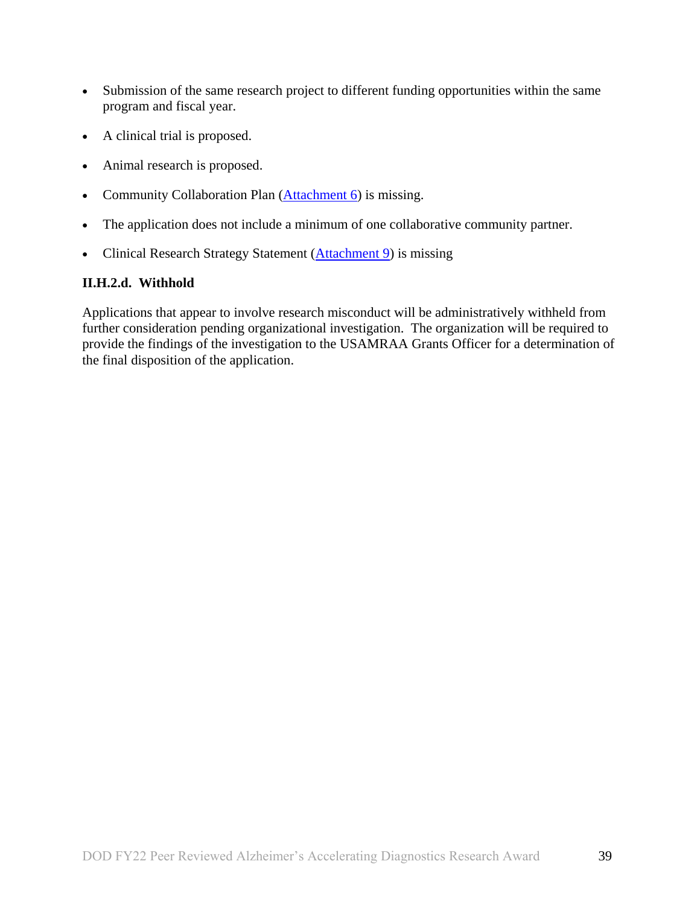- Submission of the same research project to different funding opportunities within the same program and fiscal year.
- A clinical trial is proposed.
- Animal research is proposed.
- Community Collaboration Plan (Attachment 6) is missing.
- The application does not include a minimum of one collaborative community partner.
- Clinical Research Strategy Statement (Attachment 9) is missing

#### II.H.2.d. Withhold

Applications that appear to involve research misconduct will be administratively withheld from further consideration pending organizational investigation. The organization will be required to provide the findings of the investigation to the USAMRAA Grants Officer for a determination of the final disposition of the application.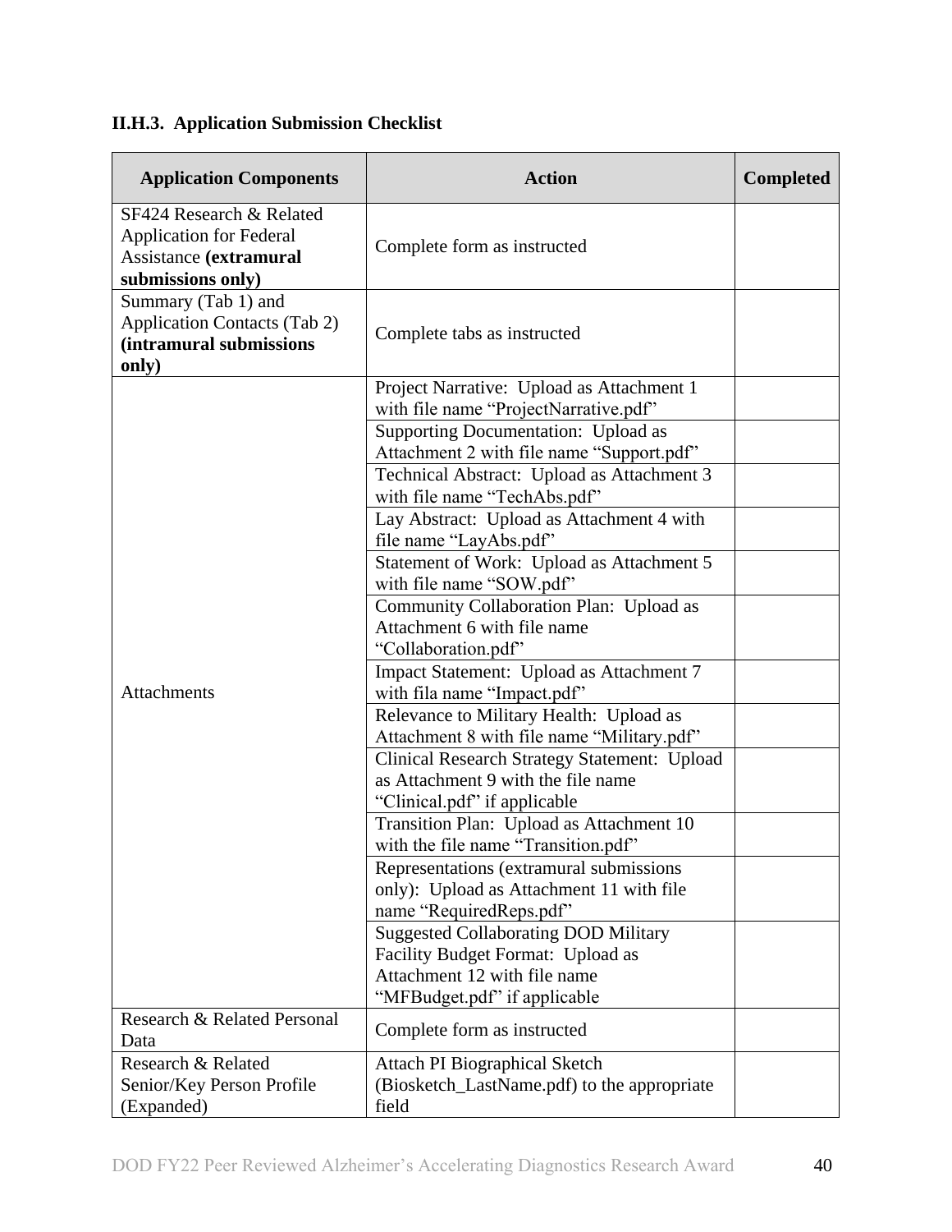### II.H.3. Application Submission Checklist

| Application Components | Action | Completed |
|---|---|---|
| SF424 Research & Related Application for Federal Assistance **(extramural submissions only)** | Complete form as instructed | |
| Summary (Tab 1) and Application Contacts (Tab 2) **(intramural submissions only)** | Complete tabs as instructed | |
| Attachments | Project Narrative: Upload as Attachment 1 with file name "ProjectNarrative.pdf" | |
| | Supporting Documentation: Upload as Attachment 2 with file name "Support.pdf" | |
| | Technical Abstract: Upload as Attachment 3 with file name "TechAbs.pdf" | |
| | Lay Abstract: Upload as Attachment 4 with file name "LayAbs.pdf" | |
| | Statement of Work: Upload as Attachment 5 with file name "SOW.pdf" | |
| | Community Collaboration Plan: Upload as Attachment 6 with file name "Collaboration.pdf" | |
| | Impact Statement: Upload as Attachment 7 with fila name "Impact.pdf" | |
| | Relevance to Military Health: Upload as Attachment 8 with file name "Military.pdf" | |
| | Clinical Research Strategy Statement: Upload as Attachment 9 with the file name "Clinical.pdf" if applicable | |
| | Transition Plan: Upload as Attachment 10 with the file name "Transition.pdf" | |
| | Representations (extramural submissions only): Upload as Attachment 11 with file name "RequiredReps.pdf" | |
| | Suggested Collaborating DOD Military Facility Budget Format: Upload as Attachment 12 with file name "MFBudget.pdf" if applicable | |
| Research & Related Personal Data | Complete form as instructed | |
| Research & Related Senior/Key Person Profile (Expanded) | Attach PI Biographical Sketch (Biosketch_LastName.pdf) to the appropriate field | |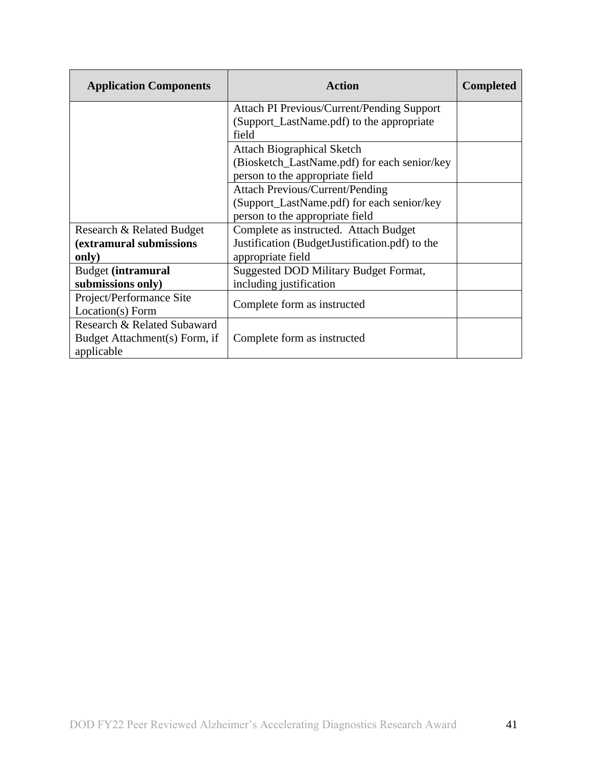| Application Components | Action | Completed |
|---|---|---|
| | Attach PI Previous/Current/Pending Support (Support_LastName.pdf) to the appropriate field | |
| | Attach Biographical Sketch (Biosketch_LastName.pdf) for each senior/key person to the appropriate field | |
| | Attach Previous/Current/Pending (Support_LastName.pdf) for each senior/key person to the appropriate field | |
| Research & Related Budget **(extramural submissions only)** | Complete as instructed. Attach Budget Justification (BudgetJustification.pdf) to the appropriate field | |
| Budget **(intramural submissions only)** | Suggested DOD Military Budget Format, including justification | |
| Project/Performance Site Location(s) Form | Complete form as instructed | |
| Research & Related Subaward Budget Attachment(s) Form, if applicable | Complete form as instructed | |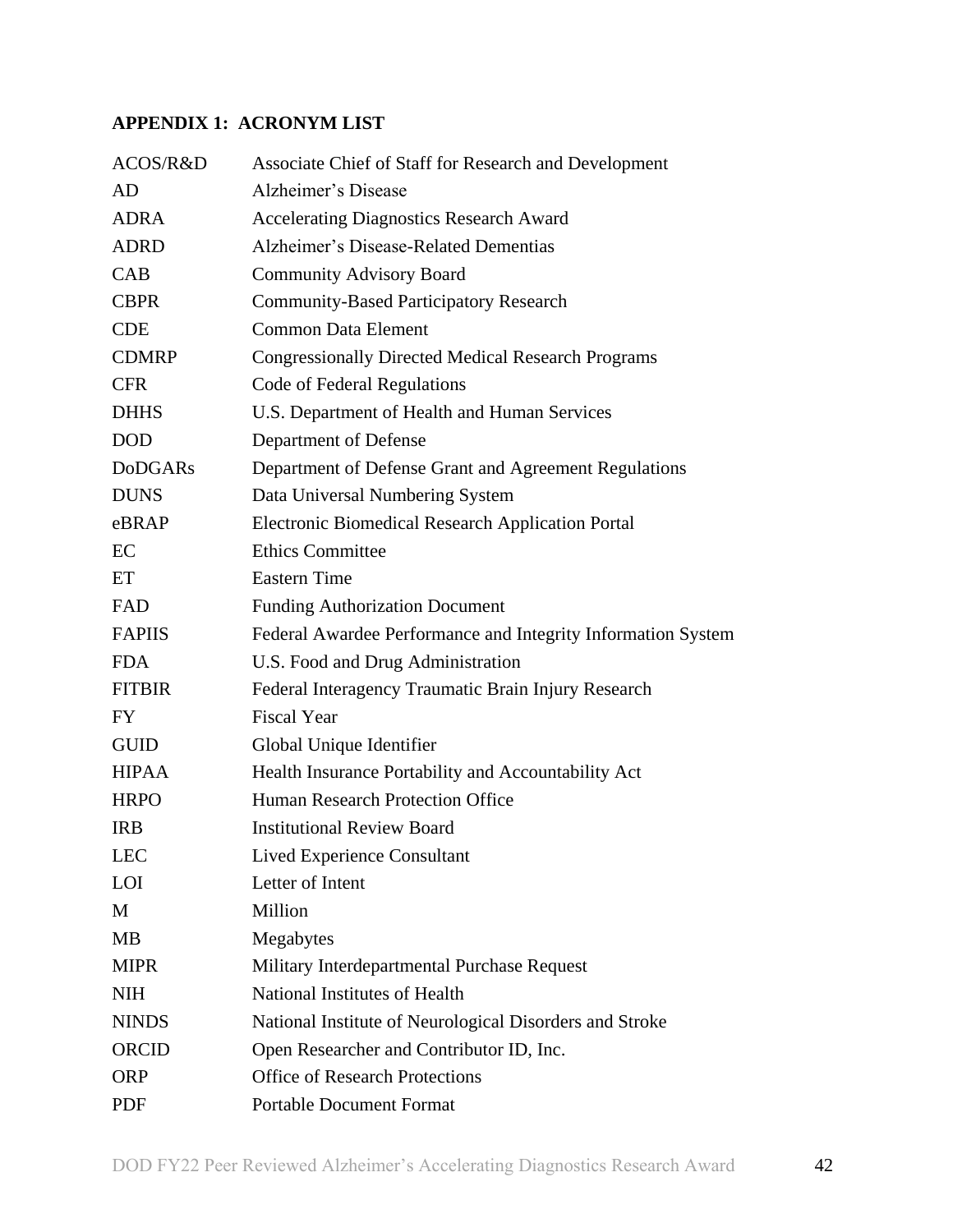## APPENDIX 1: ACRONYM LIST

| | |
|---|---|
| ACOS/R&D | Associate Chief of Staff for Research and Development |
| AD | Alzheimer's Disease |
| ADRA | Accelerating Diagnostics Research Award |
| ADRD | Alzheimer's Disease-Related Dementias |
| CAB | Community Advisory Board |
| CBPR | Community-Based Participatory Research |
| CDE | Common Data Element |
| CDMRP | Congressionally Directed Medical Research Programs |
| CFR | Code of Federal Regulations |
| DHHS | U.S. Department of Health and Human Services |
| DOD | Department of Defense |
| DoDGARs | Department of Defense Grant and Agreement Regulations |
| DUNS | Data Universal Numbering System |
| eBRAP | Electronic Biomedical Research Application Portal |
| EC | Ethics Committee |
| ET | Eastern Time |
| FAD | Funding Authorization Document |
| FAPIIS | Federal Awardee Performance and Integrity Information System |
| FDA | U.S. Food and Drug Administration |
| FITBIR | Federal Interagency Traumatic Brain Injury Research |
| FY | Fiscal Year |
| GUID | Global Unique Identifier |
| HIPAA | Health Insurance Portability and Accountability Act |
| HRPO | Human Research Protection Office |
| IRB | Institutional Review Board |
| LEC | Lived Experience Consultant |
| LOI | Letter of Intent |
| M | Million |
| MB | Megabytes |
| MIPR | Military Interdepartmental Purchase Request |
| NIH | National Institutes of Health |
| NINDS | National Institute of Neurological Disorders and Stroke |
| ORCID | Open Researcher and Contributor ID, Inc. |
| ORP | Office of Research Protections |
| PDF | Portable Document Format |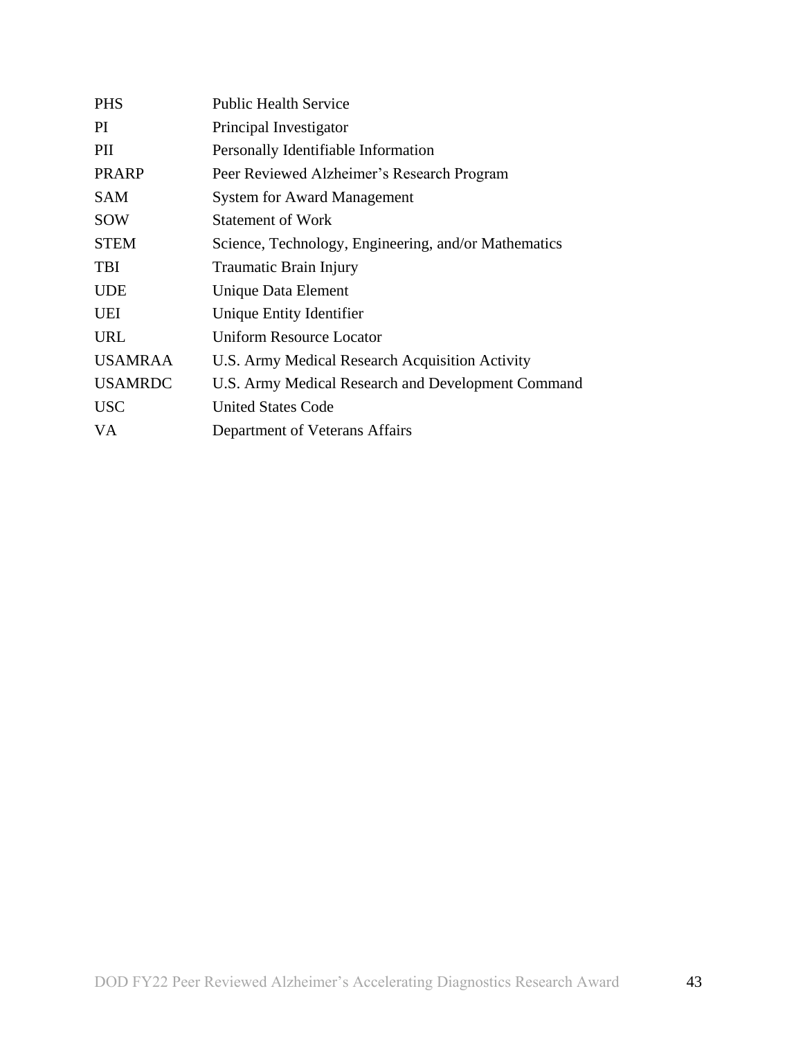| | |
|---|---|
| PHS | Public Health Service |
| PI | Principal Investigator |
| PII | Personally Identifiable Information |
| PRARP | Peer Reviewed Alzheimer's Research Program |
| SAM | System for Award Management |
| SOW | Statement of Work |
| STEM | Science, Technology, Engineering, and/or Mathematics |
| TBI | Traumatic Brain Injury |
| UDE | Unique Data Element |
| UEI | Unique Entity Identifier |
| URL | Uniform Resource Locator |
| USAMRAA | U.S. Army Medical Research Acquisition Activity |
| USAMRDC | U.S. Army Medical Research and Development Command |
| USC | United States Code |
| VA | Department of Veterans Affairs |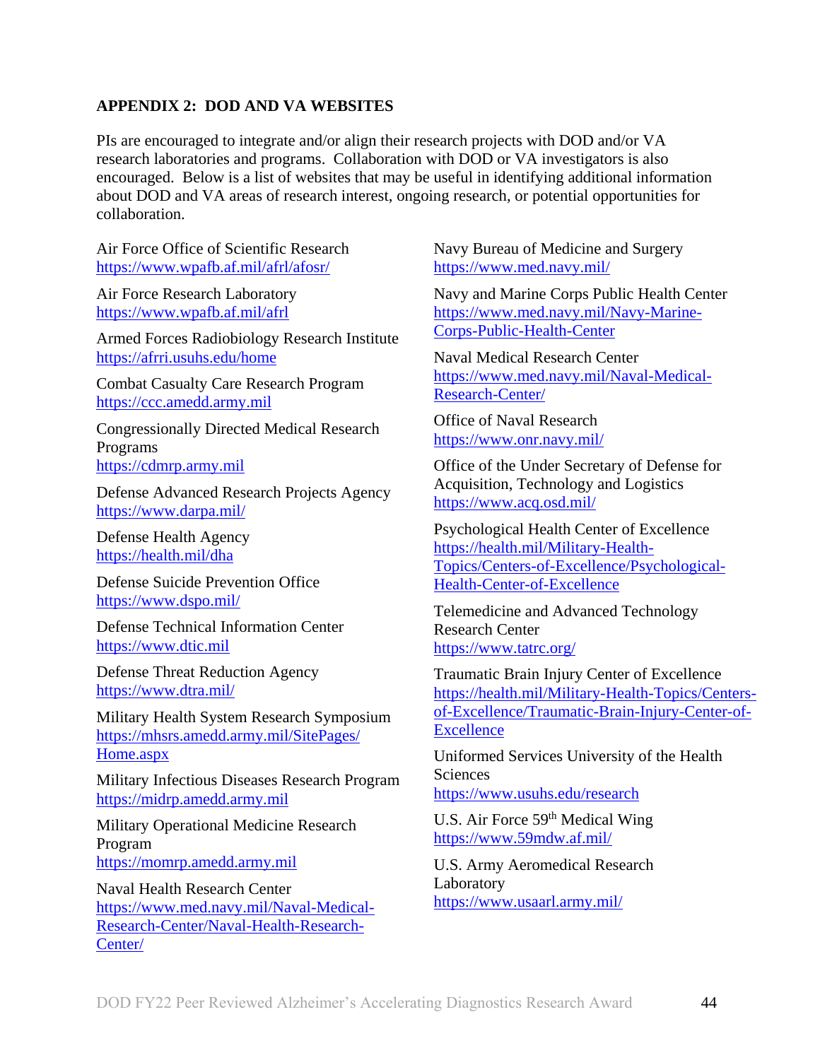## APPENDIX 2: DOD AND VA WEBSITES

PIs are encouraged to integrate and/or align their research projects with DOD and/or VA research laboratories and programs. Collaboration with DOD or VA investigators is also encouraged. Below is a list of websites that may be useful in identifying additional information about DOD and VA areas of research interest, ongoing research, or potential opportunities for collaboration.

Air Force Office of Scientific Research
https://www.wpafb.af.mil/afrl/afosr/

Air Force Research Laboratory
https://www.wpafb.af.mil/afrl

Armed Forces Radiobiology Research Institute
https://afrri.usuhs.edu/home

Combat Casualty Care Research Program
https://ccc.amedd.army.mil

Congressionally Directed Medical Research Programs
https://cdmrp.army.mil

Defense Advanced Research Projects Agency
https://www.darpa.mil/

Defense Health Agency
https://health.mil/dha

Defense Suicide Prevention Office
https://www.dspo.mil/

Defense Technical Information Center
https://www.dtic.mil

Defense Threat Reduction Agency
https://www.dtra.mil/

Military Health System Research Symposium
https://mhsrs.amedd.army.mil/SitePages/Home.aspx

Military Infectious Diseases Research Program
https://midrp.amedd.army.mil

Military Operational Medicine Research Program
https://momrp.amedd.army.mil

Naval Health Research Center
https://www.med.navy.mil/Naval-Medical-Research-Center/Naval-Health-Research-Center/

Navy Bureau of Medicine and Surgery
https://www.med.navy.mil/

Navy and Marine Corps Public Health Center
https://www.med.navy.mil/Navy-Marine-Corps-Public-Health-Center

Naval Medical Research Center
https://www.med.navy.mil/Naval-Medical-Research-Center/

Office of Naval Research
https://www.onr.navy.mil/

Office of the Under Secretary of Defense for Acquisition, Technology and Logistics
https://www.acq.osd.mil/

Psychological Health Center of Excellence
https://health.mil/Military-Health-Topics/Centers-of-Excellence/Psychological-Health-Center-of-Excellence

Telemedicine and Advanced Technology Research Center
https://www.tatrc.org/

Traumatic Brain Injury Center of Excellence
https://health.mil/Military-Health-Topics/Centers-of-Excellence/Traumatic-Brain-Injury-Center-of-Excellence

Uniformed Services University of the Health Sciences
https://www.usuhs.edu/research

U.S. Air Force 59th Medical Wing
https://www.59mdw.af.mil/

U.S. Army Aeromedical Research Laboratory
https://www.usaarl.army.mil/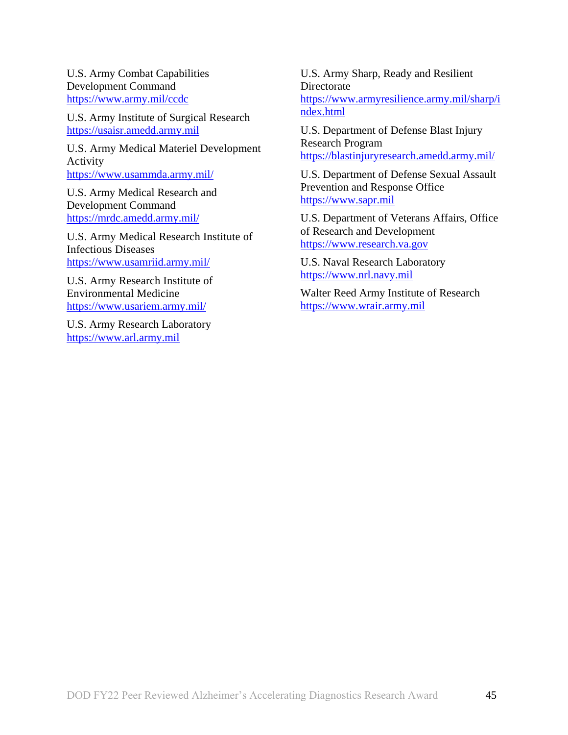U.S. Army Combat Capabilities Development Command
https://www.army.mil/ccdc

U.S. Army Institute of Surgical Research
https://usaisr.amedd.army.mil

U.S. Army Medical Materiel Development Activity
https://www.usammda.army.mil/

U.S. Army Medical Research and Development Command
https://mrdc.amedd.army.mil/

U.S. Army Medical Research Institute of Infectious Diseases
https://www.usamriid.army.mil/

U.S. Army Research Institute of Environmental Medicine
https://www.usariem.army.mil/

U.S. Army Research Laboratory
https://www.arl.army.mil

U.S. Army Sharp, Ready and Resilient Directorate
https://www.armyresilience.army.mil/sharp/index.html

U.S. Department of Defense Blast Injury Research Program
https://blastinjuryresearch.amedd.army.mil/

U.S. Department of Defense Sexual Assault Prevention and Response Office
https://www.sapr.mil

U.S. Department of Veterans Affairs, Office of Research and Development
https://www.research.va.gov

U.S. Naval Research Laboratory
https://www.nrl.navy.mil

Walter Reed Army Institute of Research
https://www.wrair.army.mil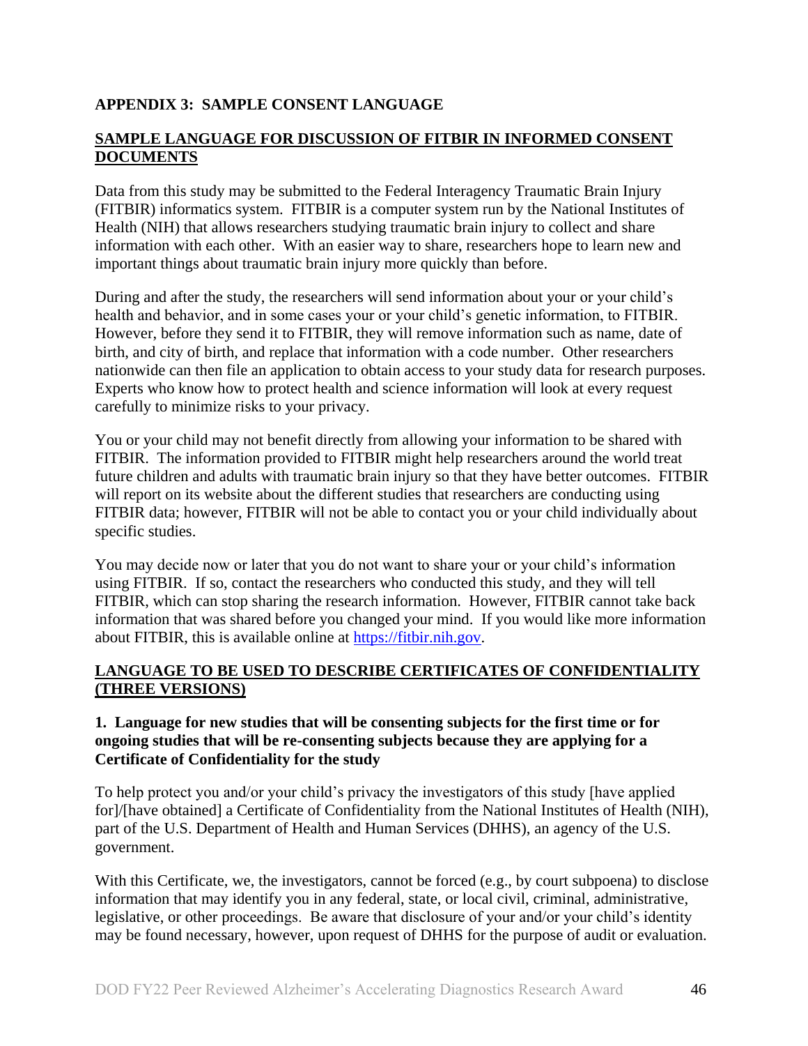## APPENDIX 3: SAMPLE CONSENT LANGUAGE

### SAMPLE LANGUAGE FOR DISCUSSION OF FITBIR IN INFORMED CONSENT DOCUMENTS

Data from this study may be submitted to the Federal Interagency Traumatic Brain Injury (FITBIR) informatics system. FITBIR is a computer system run by the National Institutes of Health (NIH) that allows researchers studying traumatic brain injury to collect and share information with each other. With an easier way to share, researchers hope to learn new and important things about traumatic brain injury more quickly than before.

During and after the study, the researchers will send information about your or your child's health and behavior, and in some cases your or your child's genetic information, to FITBIR. However, before they send it to FITBIR, they will remove information such as name, date of birth, and city of birth, and replace that information with a code number. Other researchers nationwide can then file an application to obtain access to your study data for research purposes. Experts who know how to protect health and science information will look at every request carefully to minimize risks to your privacy.

You or your child may not benefit directly from allowing your information to be shared with FITBIR. The information provided to FITBIR might help researchers around the world treat future children and adults with traumatic brain injury so that they have better outcomes. FITBIR will report on its website about the different studies that researchers are conducting using FITBIR data; however, FITBIR will not be able to contact you or your child individually about specific studies.

You may decide now or later that you do not want to share your or your child's information using FITBIR. If so, contact the researchers who conducted this study, and they will tell FITBIR, which can stop sharing the research information. However, FITBIR cannot take back information that was shared before you changed your mind. If you would like more information about FITBIR, this is available online at [https://fitbir.nih.gov](https://fitbir.nih.gov).

### LANGUAGE TO BE USED TO DESCRIBE CERTIFICATES OF CONFIDENTIALITY (THREE VERSIONS)

**1. Language for new studies that will be consenting subjects for the first time or for ongoing studies that will be re-consenting subjects because they are applying for a Certificate of Confidentiality for the study**

To help protect you and/or your child's privacy the investigators of this study [have applied for]/[have obtained] a Certificate of Confidentiality from the National Institutes of Health (NIH), part of the U.S. Department of Health and Human Services (DHHS), an agency of the U.S. government.

With this Certificate, we, the investigators, cannot be forced (e.g., by court subpoena) to disclose information that may identify you in any federal, state, or local civil, criminal, administrative, legislative, or other proceedings. Be aware that disclosure of your and/or your child's identity may be found necessary, however, upon request of DHHS for the purpose of audit or evaluation.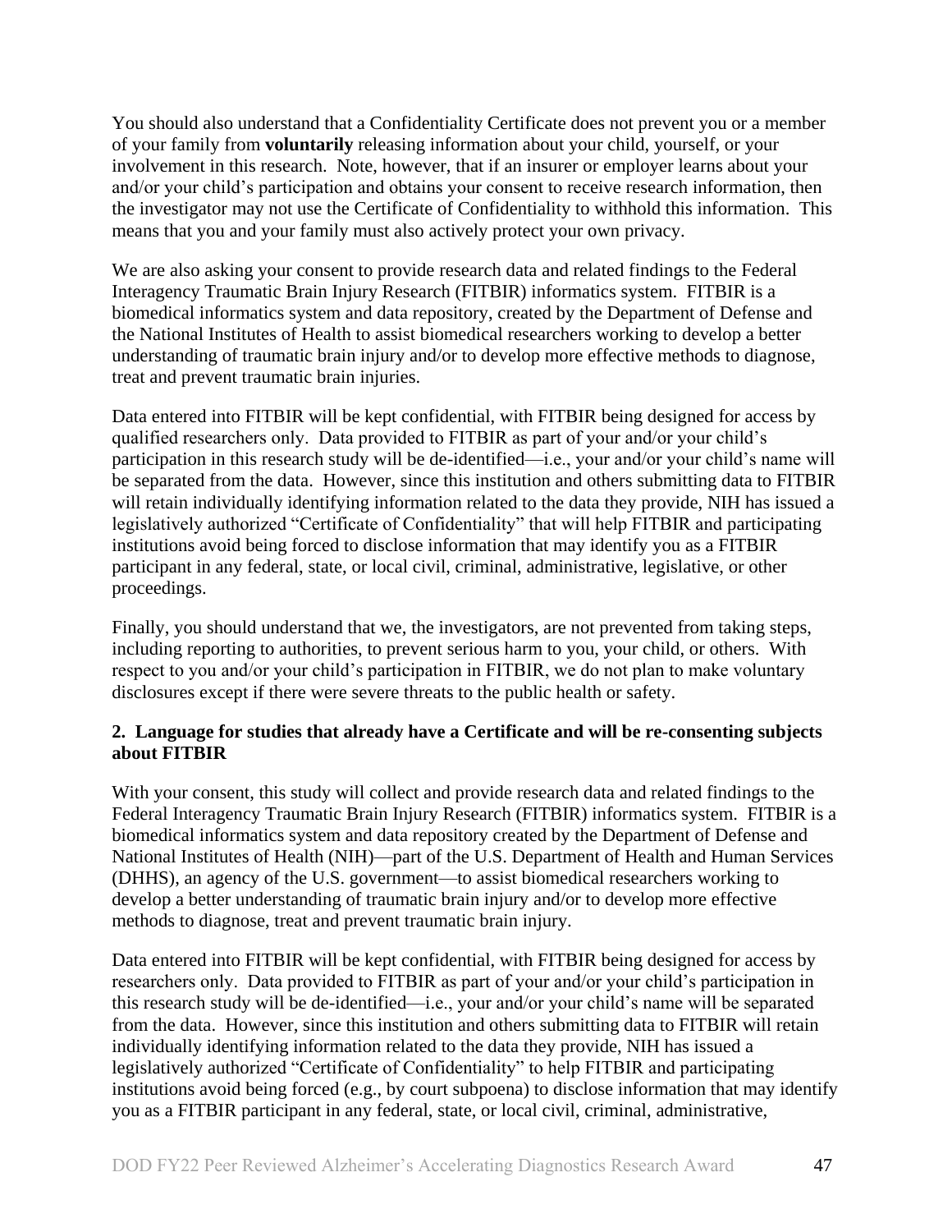You should also understand that a Confidentiality Certificate does not prevent you or a member of your family from **voluntarily** releasing information about your child, yourself, or your involvement in this research. Note, however, that if an insurer or employer learns about your and/or your child's participation and obtains your consent to receive research information, then the investigator may not use the Certificate of Confidentiality to withhold this information. This means that you and your family must also actively protect your own privacy.

We are also asking your consent to provide research data and related findings to the Federal Interagency Traumatic Brain Injury Research (FITBIR) informatics system. FITBIR is a biomedical informatics system and data repository, created by the Department of Defense and the National Institutes of Health to assist biomedical researchers working to develop a better understanding of traumatic brain injury and/or to develop more effective methods to diagnose, treat and prevent traumatic brain injuries.

Data entered into FITBIR will be kept confidential, with FITBIR being designed for access by qualified researchers only. Data provided to FITBIR as part of your and/or your child's participation in this research study will be de-identified—i.e., your and/or your child's name will be separated from the data. However, since this institution and others submitting data to FITBIR will retain individually identifying information related to the data they provide, NIH has issued a legislatively authorized "Certificate of Confidentiality" that will help FITBIR and participating institutions avoid being forced to disclose information that may identify you as a FITBIR participant in any federal, state, or local civil, criminal, administrative, legislative, or other proceedings.

Finally, you should understand that we, the investigators, are not prevented from taking steps, including reporting to authorities, to prevent serious harm to you, your child, or others. With respect to you and/or your child's participation in FITBIR, we do not plan to make voluntary disclosures except if there were severe threats to the public health or safety.

**2. Language for studies that already have a Certificate and will be re-consenting subjects about FITBIR**

With your consent, this study will collect and provide research data and related findings to the Federal Interagency Traumatic Brain Injury Research (FITBIR) informatics system. FITBIR is a biomedical informatics system and data repository created by the Department of Defense and National Institutes of Health (NIH)—part of the U.S. Department of Health and Human Services (DHHS), an agency of the U.S. government—to assist biomedical researchers working to develop a better understanding of traumatic brain injury and/or to develop more effective methods to diagnose, treat and prevent traumatic brain injury.

Data entered into FITBIR will be kept confidential, with FITBIR being designed for access by researchers only. Data provided to FITBIR as part of your and/or your child's participation in this research study will be de-identified—i.e., your and/or your child's name will be separated from the data. However, since this institution and others submitting data to FITBIR will retain individually identifying information related to the data they provide, NIH has issued a legislatively authorized "Certificate of Confidentiality" to help FITBIR and participating institutions avoid being forced (e.g., by court subpoena) to disclose information that may identify you as a FITBIR participant in any federal, state, or local civil, criminal, administrative,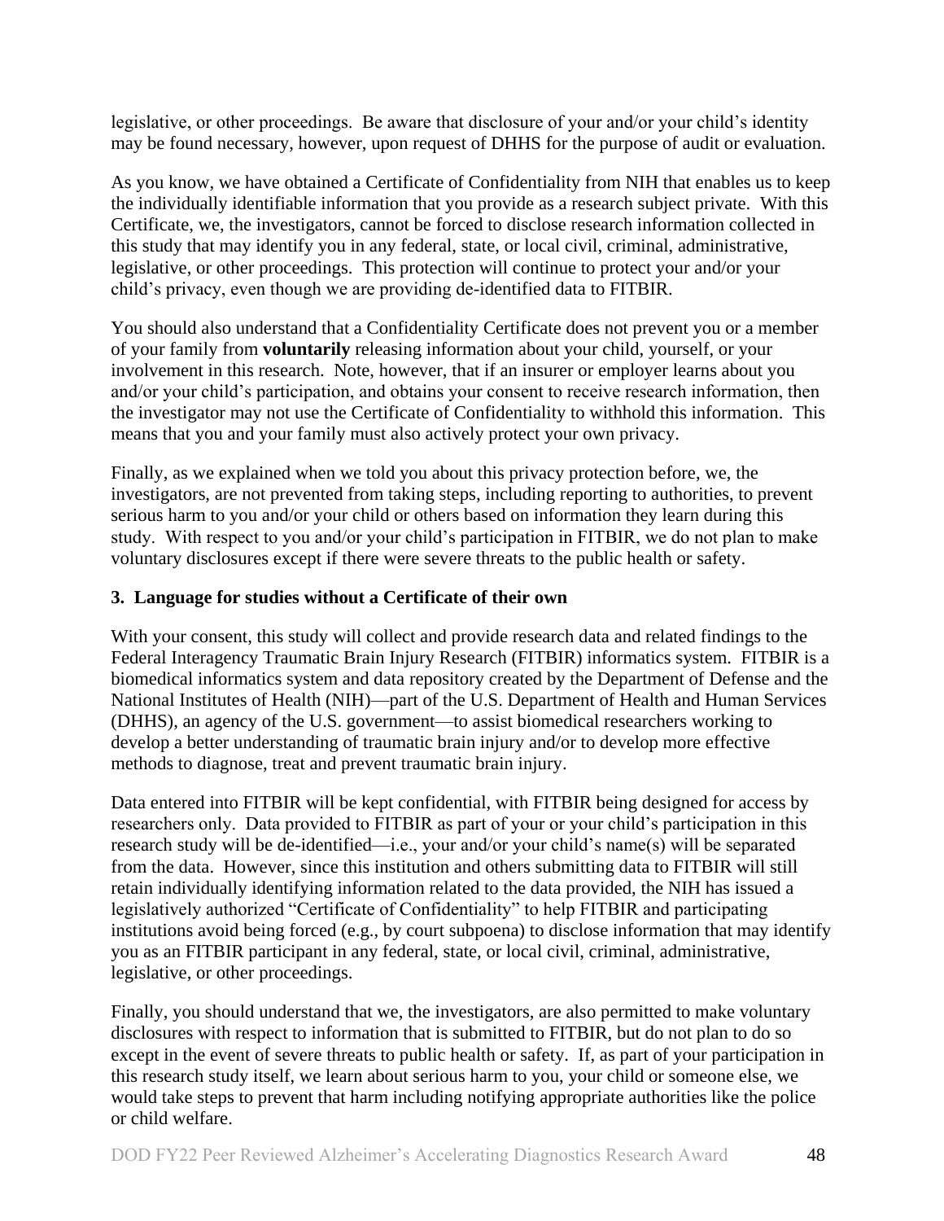legislative, or other proceedings. Be aware that disclosure of your and/or your child's identity may be found necessary, however, upon request of DHHS for the purpose of audit or evaluation.

As you know, we have obtained a Certificate of Confidentiality from NIH that enables us to keep the individually identifiable information that you provide as a research subject private. With this Certificate, we, the investigators, cannot be forced to disclose research information collected in this study that may identify you in any federal, state, or local civil, criminal, administrative, legislative, or other proceedings. This protection will continue to protect your and/or your child's privacy, even though we are providing de-identified data to FITBIR.

You should also understand that a Confidentiality Certificate does not prevent you or a member of your family from **voluntarily** releasing information about your child, yourself, or your involvement in this research. Note, however, that if an insurer or employer learns about you and/or your child's participation, and obtains your consent to receive research information, then the investigator may not use the Certificate of Confidentiality to withhold this information. This means that you and your family must also actively protect your own privacy.

Finally, as we explained when we told you about this privacy protection before, we, the investigators, are not prevented from taking steps, including reporting to authorities, to prevent serious harm to you and/or your child or others based on information they learn during this study. With respect to you and/or your child's participation in FITBIR, we do not plan to make voluntary disclosures except if there were severe threats to the public health or safety.

**3. Language for studies without a Certificate of their own**

With your consent, this study will collect and provide research data and related findings to the Federal Interagency Traumatic Brain Injury Research (FITBIR) informatics system. FITBIR is a biomedical informatics system and data repository created by the Department of Defense and the National Institutes of Health (NIH)—part of the U.S. Department of Health and Human Services (DHHS), an agency of the U.S. government—to assist biomedical researchers working to develop a better understanding of traumatic brain injury and/or to develop more effective methods to diagnose, treat and prevent traumatic brain injury.

Data entered into FITBIR will be kept confidential, with FITBIR being designed for access by researchers only. Data provided to FITBIR as part of your or your child's participation in this research study will be de-identified—i.e., your and/or your child's name(s) will be separated from the data. However, since this institution and others submitting data to FITBIR will still retain individually identifying information related to the data provided, the NIH has issued a legislatively authorized "Certificate of Confidentiality" to help FITBIR and participating institutions avoid being forced (e.g., by court subpoena) to disclose information that may identify you as an FITBIR participant in any federal, state, or local civil, criminal, administrative, legislative, or other proceedings.

Finally, you should understand that we, the investigators, are also permitted to make voluntary disclosures with respect to information that is submitted to FITBIR, but do not plan to do so except in the event of severe threats to public health or safety. If, as part of your participation in this research study itself, we learn about serious harm to you, your child or someone else, we would take steps to prevent that harm including notifying appropriate authorities like the police or child welfare.